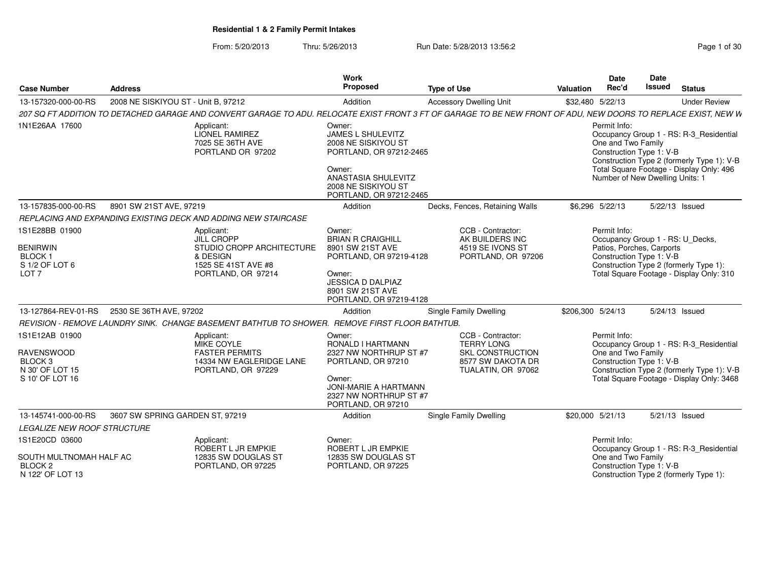# Residential 1 & 2 Family Permit Intakes

From: 5/20/2013 Thru: 5/26/2013 Run Date: 5/28/2013 13:56:2

| Case Number | Address | Work Proposed | Type of Use | Valuation | Date Rec'd | Date Issued | Status |
|---|---|---|---|---|---|---|---|
| 13-157320-000-00-RS | 2008 NE SISKIYOU ST - Unit B, 97212 | Addition | Accessory Dwelling Unit | $32,480 | 5/22/13 | | Under Review |
| 13-157835-000-00-RS | 8901 SW 21ST AVE, 97219 | Addition | Decks, Fences, Retaining Walls | $6,296 | 5/22/13 | 5/22/13 | Issued |
| 13-127864-REV-01-RS | 2530 SE 36TH AVE, 97202 | Addition | Single Family Dwelling | $206,300 | 5/24/13 | 5/24/13 | Issued |
| 13-145741-000-00-RS | 3607 SW SPRING GARDEN ST, 97219 | Addition | Single Family Dwelling | $20,000 | 5/21/13 | 5/21/13 | Issued |

## 13-157320-000-00-RS — 2008 NE SISKIYOU ST - Unit B, 97212

*207 SQ FT ADDITION TO DETACHED GARAGE AND CONVERT GARAGE TO ADU. RELOCATE EXIST FRONT 3 FT OF GARAGE TO BE NEW FRONT OF ADU, NEW DOORS TO REPLACE EXIST, NEW W*

1N1E26AA 17600

Applicant:
LIONEL RAMIREZ
7025 SE 36TH AVE
PORTLAND OR 97202

Owner:
JAMES L SHULEVITZ
2008 NE SISKIYOU ST
PORTLAND, OR 97212-2465

Owner:
ANASTASIA SHULEVITZ
2008 NE SISKIYOU ST
PORTLAND, OR 97212-2465

Permit Info:
Occupancy Group 1 - RS: R-3_Residential One and Two Family
Construction Type 1: V-B
Construction Type 2 (formerly Type 1): V-B
Total Square Footage - Display Only: 496
Number of New Dwelling Units: 1

## 13-157835-000-00-RS — 8901 SW 21ST AVE, 97219

*REPLACING AND EXPANDING EXISTING DECK AND ADDING NEW STAIRCASE*

1S1E28BB 01900
BENIRWIN
BLOCK 1
S 1/2 OF LOT 6
LOT 7

Applicant:
JILL CROPP
STUDIO CROPP ARCHITECTURE & DESIGN
1525 SE 41ST AVE #8
PORTLAND, OR 97214

Owner:
BRIAN R CRAIGHILL
8901 SW 21ST AVE
PORTLAND, OR 97219-4128

Owner:
JESSICA D DALPIAZ
8901 SW 21ST AVE
PORTLAND, OR 97219-4128

CCB - Contractor:
AK BUILDERS INC
4519 SE IVONS ST
PORTLAND, OR 97206

Permit Info:
Occupancy Group 1 - RS: U_Decks, Patios, Porches, Carports
Construction Type 1: V-B
Construction Type 2 (formerly Type 1):
Total Square Footage - Display Only: 310

## 13-127864-REV-01-RS — 2530 SE 36TH AVE, 97202

*REVISION - REMOVE LAUNDRY SINK. CHANGE BASEMENT BATHTUB TO SHOWER. REMOVE FIRST FLOOR BATHTUB.*

1S1E12AB 01900
RAVENSWOOD
BLOCK 3
N 30' OF LOT 15
S 10' OF LOT 16

Applicant:
MIKE COYLE
FASTER PERMITS
14334 NW EAGLERIDGE LANE
PORTLAND, OR 97229

Owner:
RONALD I HARTMANN
2327 NW NORTHRUP ST #7
PORTLAND, OR 97210

Owner:
JONI-MARIE A HARTMANN
2327 NW NORTHRUP ST #7
PORTLAND, OR 97210

CCB - Contractor:
TERRY LONG
SKL CONSTRUCTION
8577 SW DAKOTA DR
TUALATIN, OR 97062

Permit Info:
Occupancy Group 1 - RS: R-3_Residential One and Two Family
Construction Type 1: V-B
Construction Type 2 (formerly Type 1): V-B
Total Square Footage - Display Only: 3468

## 13-145741-000-00-RS — 3607 SW SPRING GARDEN ST, 97219

*LEGALIZE NEW ROOF STRUCTURE*

1S1E20CD 03600
SOUTH MULTNOMAH HALF AC
BLOCK 2
N 122' OF LOT 13

Applicant:
ROBERT L JR EMPKIE
12835 SW DOUGLAS ST
PORTLAND, OR 97225

Owner:
ROBERT L JR EMPKIE
12835 SW DOUGLAS ST
PORTLAND, OR 97225

Permit Info:
Occupancy Group 1 - RS: R-3_Residential One and Two Family
Construction Type 1: V-B
Construction Type 2 (formerly Type 1):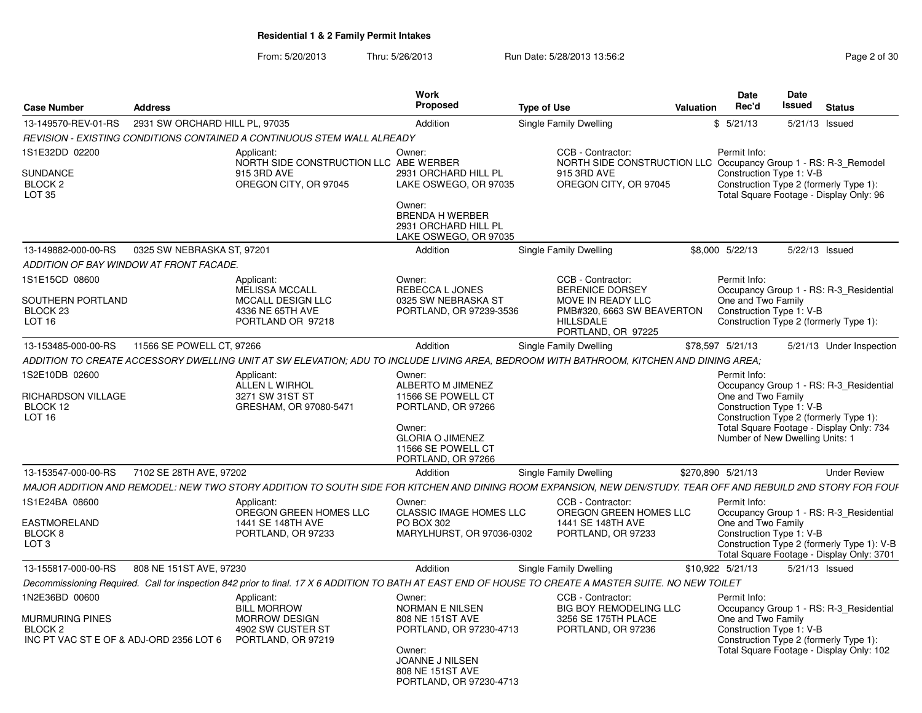## Residential 1 & 2 Family Permit Intakes

From: 5/20/2013 Thru: 5/26/2013 Run Date: 5/28/2013 13:56:2

| Case Number | Address | Work Proposed | Type of Use | Valuation | Date Rec'd | Date Issued | Status |
|---|---|---|---|---|---|---|---|
| 13-149570-REV-01-RS | 2931 SW ORCHARD HILL PL, 97035 | Addition | Single Family Dwelling | $ | 5/21/13 | 5/21/13 | Issued |
| 13-149882-000-00-RS | 0325 SW NEBRASKA ST, 97201 | Addition | Single Family Dwelling | $8,000 | 5/22/13 | 5/22/13 | Issued |
| 13-153485-000-00-RS | 11566 SE POWELL CT, 97266 | Addition | Single Family Dwelling | $78,597 | 5/21/13 | 5/21/13 | Under Inspection |
| 13-153547-000-00-RS | 7102 SE 28TH AVE, 97202 | Addition | Single Family Dwelling | $270,890 | 5/21/13 | | Under Review |
| 13-155817-000-00-RS | 808 NE 151ST AVE, 97230 | Addition | Single Family Dwelling | $10,922 | 5/21/13 | 5/21/13 | Issued |

### 13-149570-REV-01-RS — 2931 SW ORCHARD HILL PL, 97035

*REVISION - EXISTING CONDITIONS CONTAINED A CONTINUOUS STEM WALL ALREADY*

1S1E32DD 02200
SUNDANCE
BLOCK 2
LOT 35

Applicant:
NORTH SIDE CONSTRUCTION LLC
915 3RD AVE
OREGON CITY, OR 97045

Owner:
ABE WERBER
2931 ORCHARD HILL PL
LAKE OSWEGO, OR 97035

Owner:
BRENDA H WERBER
2931 ORCHARD HILL PL
LAKE OSWEGO, OR 97035

CCB - Contractor:
NORTH SIDE CONSTRUCTION LLC
915 3RD AVE
OREGON CITY, OR 97045

Permit Info:
Occupancy Group 1 - RS: R-3_Remodel
Construction Type 1: V-B
Construction Type 2 (formerly Type 1):
Total Square Footage - Display Only: 96

### 13-149882-000-00-RS — 0325 SW NEBRASKA ST, 97201

*ADDITION OF BAY WINDOW AT FRONT FACADE.*

1S1E15CD 08600
SOUTHERN PORTLAND
BLOCK 23
LOT 16

Applicant:
MELISSA MCCALL
MCCALL DESIGN LLC
4336 NE 65TH AVE
PORTLAND OR 97218

Owner:
REBECCA L JONES
0325 SW NEBRASKA ST
PORTLAND, OR 97239-3536

CCB - Contractor:
BERENICE DORSEY
MOVE IN READY LLC
PMB#320, 6663 SW BEAVERTON HILLSDALE
PORTLAND, OR 97225

Permit Info:
Occupancy Group 1 - RS: R-3_Residential One and Two Family
Construction Type 1: V-B
Construction Type 2 (formerly Type 1):

### 13-153485-000-00-RS — 11566 SE POWELL CT, 97266

*ADDITION TO CREATE ACCESSORY DWELLING UNIT AT SW ELEVATION; ADU TO INCLUDE LIVING AREA, BEDROOM WITH BATHROOM, KITCHEN AND DINING AREA;*

1S2E10DB 02600
RICHARDSON VILLAGE
BLOCK 12
LOT 16

Applicant:
ALLEN L WIRHOL
3271 SW 31ST ST
GRESHAM, OR 97080-5471

Owner:
ALBERTO M JIMENEZ
11566 SE POWELL CT
PORTLAND, OR 97266

Owner:
GLORIA O JIMENEZ
11566 SE POWELL CT
PORTLAND, OR 97266

Permit Info:
Occupancy Group 1 - RS: R-3_Residential One and Two Family
Construction Type 1: V-B
Construction Type 2 (formerly Type 1):
Total Square Footage - Display Only: 734
Number of New Dwelling Units: 1

### 13-153547-000-00-RS — 7102 SE 28TH AVE, 97202

*MAJOR ADDITION AND REMODEL: NEW TWO STORY ADDITION TO SOUTH SIDE FOR KITCHEN AND DINING ROOM EXPANSION, NEW DEN/STUDY. TEAR OFF AND REBUILD 2ND STORY FOR FOUF*

1S1E24BA 08600
EASTMORELAND
BLOCK 8
LOT 3

Applicant:
OREGON GREEN HOMES LLC
1441 SE 148TH AVE
PORTLAND, OR 97233

Owner:
CLASSIC IMAGE HOMES LLC
PO BOX 302
MARYLHURST, OR 97036-0302

CCB - Contractor:
OREGON GREEN HOMES LLC
1441 SE 148TH AVE
PORTLAND, OR 97233

Permit Info:
Occupancy Group 1 - RS: R-3_Residential One and Two Family
Construction Type 1: V-B
Construction Type 2 (formerly Type 1): V-B
Total Square Footage - Display Only: 3701

### 13-155817-000-00-RS — 808 NE 151ST AVE, 97230

*Decommissioning Required. Call for inspection 842 prior to final. 17 X 6 ADDITION TO BATH AT EAST END OF HOUSE TO CREATE A MASTER SUITE. NO NEW TOILET*

1N2E36BD 00600
MURMURING PINES
BLOCK 2
INC PT VAC ST E OF & ADJ-ORD 2356 LOT 6

Applicant:
BILL MORROW
MORROW DESIGN
4902 SW CUSTER ST
PORTLAND, OR 97219

Owner:
NORMAN E NILSEN
808 NE 151ST AVE
PORTLAND, OR 97230-4713

Owner:
JOANNE J NILSEN
808 NE 151ST AVE
PORTLAND, OR 97230-4713

CCB - Contractor:
BIG BOY REMODELING LLC
3256 SE 175TH PLACE
PORTLAND, OR 97236

Permit Info:
Occupancy Group 1 - RS: R-3_Residential One and Two Family
Construction Type 1: V-B
Construction Type 2 (formerly Type 1):
Total Square Footage - Display Only: 102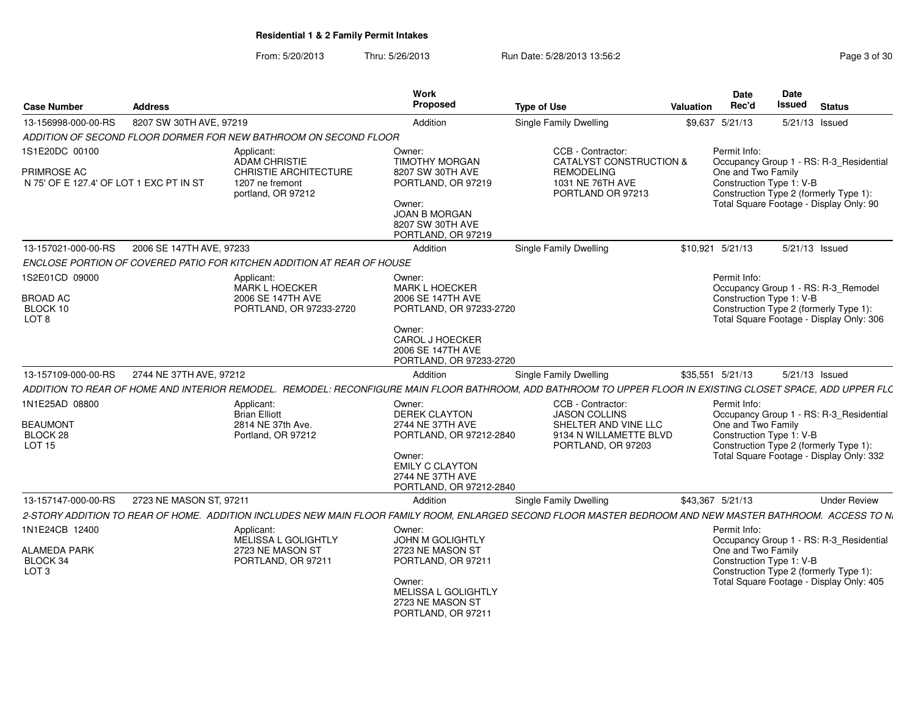**Residential 1 & 2 Family Permit Intakes**

From: 5/20/2013 Thru: 5/26/2013 Run Date: 5/28/2013 13:56:2

| Case Number | Address | Work Proposed | Type of Use | Valuation | Date Rec'd | Date Issued | Status |
|---|---|---|---|---|---|---|---|
| 13-156998-000-00-RS | 8207 SW 30TH AVE, 97219 | Addition | Single Family Dwelling | $9,637 | 5/21/13 | 5/21/13 | Issued |

*ADDITION OF SECOND FLOOR DORMER FOR NEW BATHROOM ON SECOND FLOOR*

1S1E20DC 00100
PRIMROSE AC
N 75' OF E 127.4' OF LOT 1 EXC PT IN ST

Applicant: ADAM CHRISTIE, CHRISTIE ARCHITECTURE, 1207 ne fremont, portland, OR 97212

Owner: TIMOTHY MORGAN, 8207 SW 30TH AVE, PORTLAND, OR 97219
Owner: JOAN B MORGAN, 8207 SW 30TH AVE, PORTLAND, OR 97219

CCB - Contractor: CATALYST CONSTRUCTION & REMODELING, 1031 NE 76TH AVE, PORTLAND OR 97213

Permit Info: Occupancy Group 1 - RS: R-3_Residential One and Two Family; Construction Type 1: V-B; Construction Type 2 (formerly Type 1): ; Total Square Footage - Display Only: 90

| Case Number | Address | Work Proposed | Type of Use | Valuation | Date Rec'd | Date Issued | Status |
|---|---|---|---|---|---|---|---|
| 13-157021-000-00-RS | 2006 SE 147TH AVE, 97233 | Addition | Single Family Dwelling | $10,921 | 5/21/13 | 5/21/13 | Issued |

*ENCLOSE PORTION OF COVERED PATIO FOR KITCHEN ADDITION AT REAR OF HOUSE*

1S2E01CD 09000
BROAD AC
BLOCK 10
LOT 8

Applicant: MARK L HOECKER, 2006 SE 147TH AVE, PORTLAND, OR 97233-2720

Owner: MARK L HOECKER, 2006 SE 147TH AVE, PORTLAND, OR 97233-2720
Owner: CAROL J HOECKER, 2006 SE 147TH AVE, PORTLAND, OR 97233-2720

Permit Info: Occupancy Group 1 - RS: R-3_Remodel; Construction Type 1: V-B; Construction Type 2 (formerly Type 1): ; Total Square Footage - Display Only: 306

| Case Number | Address | Work Proposed | Type of Use | Valuation | Date Rec'd | Date Issued | Status |
|---|---|---|---|---|---|---|---|
| 13-157109-000-00-RS | 2744 NE 37TH AVE, 97212 | Addition | Single Family Dwelling | $35,551 | 5/21/13 | 5/21/13 | Issued |

*ADDITION TO REAR OF HOME AND INTERIOR REMODEL. REMODEL: RECONFIGURE MAIN FLOOR BATHROOM, ADD BATHROOM TO UPPER FLOOR IN EXISTING CLOSET SPACE, ADD UPPER FLC*

1N1E25AD 08800
BEAUMONT
BLOCK 28
LOT 15

Applicant: Brian Elliott, 2814 NE 37th Ave., Portland, OR 97212

Owner: DEREK CLAYTON, 2744 NE 37TH AVE, PORTLAND, OR 97212-2840
Owner: EMILY C CLAYTON, 2744 NE 37TH AVE, PORTLAND, OR 97212-2840

CCB - Contractor: JASON COLLINS, SHELTER AND VINE LLC, 9134 N WILLAMETTE BLVD, PORTLAND, OR 97203

Permit Info: Occupancy Group 1 - RS: R-3_Residential One and Two Family; Construction Type 1: V-B; Construction Type 2 (formerly Type 1): ; Total Square Footage - Display Only: 332

| Case Number | Address | Work Proposed | Type of Use | Valuation | Date Rec'd | Date Issued | Status |
|---|---|---|---|---|---|---|---|
| 13-157147-000-00-RS | 2723 NE MASON ST, 97211 | Addition | Single Family Dwelling | $43,367 | 5/21/13 | | Under Review |

*2-STORY ADDITION TO REAR OF HOME. ADDITION INCLUDES NEW MAIN FLOOR FAMILY ROOM, ENLARGED SECOND FLOOR MASTER BEDROOM AND NEW MASTER BATHROOM. ACCESS TO N*

1N1E24CB 12400
ALAMEDA PARK
BLOCK 34
LOT 3

Applicant: MELISSA L GOLIGHTLY, 2723 NE MASON ST, PORTLAND, OR 97211

Owner: JOHN M GOLIGHTLY, 2723 NE MASON ST, PORTLAND, OR 97211
Owner: MELISSA L GOLIGHTLY, 2723 NE MASON ST, PORTLAND, OR 97211

Permit Info: Occupancy Group 1 - RS: R-3_Residential One and Two Family; Construction Type 1: V-B; Construction Type 2 (formerly Type 1): ; Total Square Footage - Display Only: 405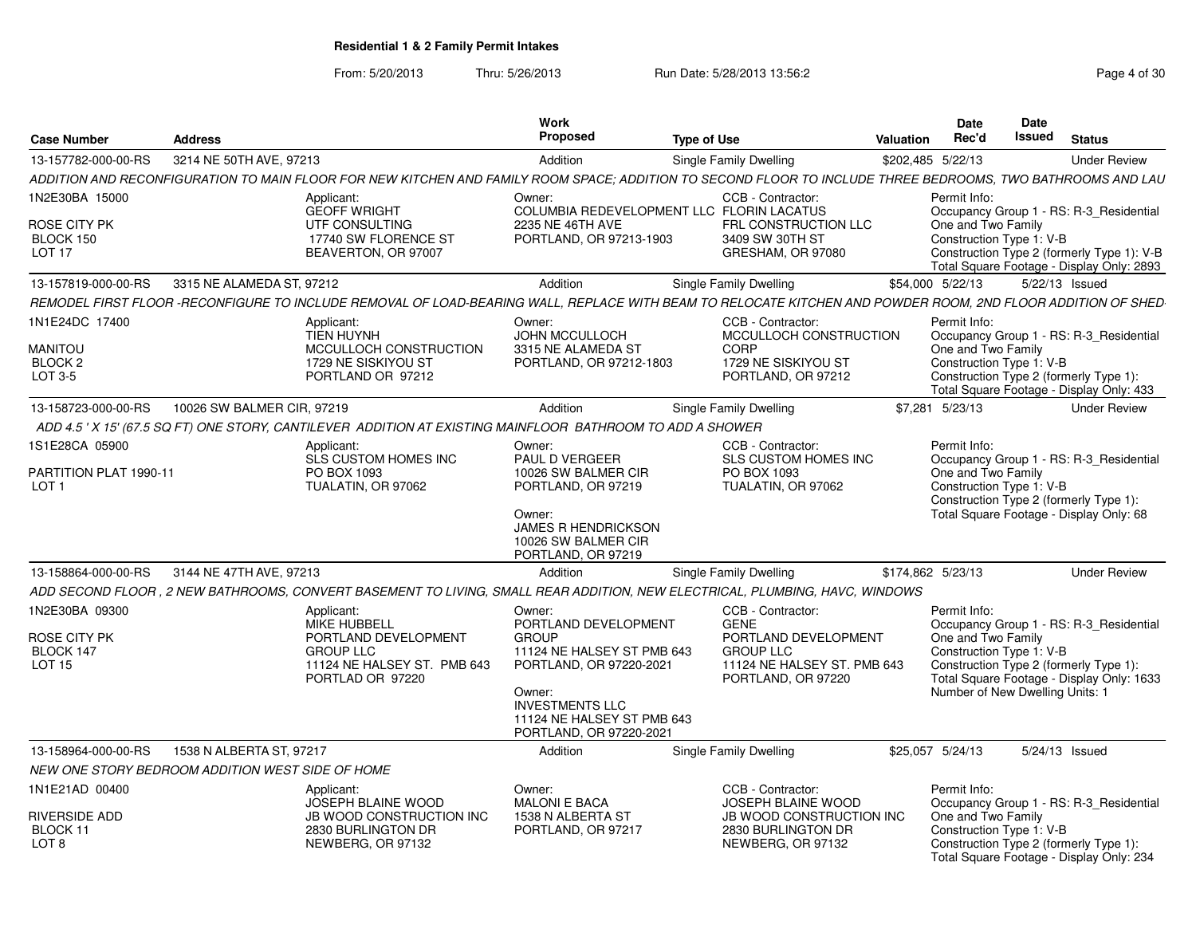# Residential 1 & 2 Family Permit Intakes

From: 5/20/2013 Thru: 5/26/2013 Run Date: 5/28/2013 13:56:2

| Case Number | Address | Work Proposed | Type of Use | Valuation | Date Rec'd | Date Issued | Status |
|---|---|---|---|---|---|---|---|
| 13-157782-000-00-RS | 3214 NE 50TH AVE, 97213 | Addition | Single Family Dwelling | $202,485 | 5/22/13 | | Under Review |

ADDITION AND RECONFIGURATION TO MAIN FLOOR FOR NEW KITCHEN AND FAMILY ROOM SPACE; ADDITION TO SECOND FLOOR TO INCLUDE THREE BEDROOMS, TWO BATHROOMS AND LAU

1N2E30BA 15000
ROSE CITY PK
BLOCK 150
LOT 17

Applicant:
GEOFF WRIGHT
UTF CONSULTING
17740 SW FLORENCE ST
BEAVERTON, OR 97007

Owner:
COLUMBIA REDEVELOPMENT LLC
2235 NE 46TH AVE
PORTLAND, OR 97213-1903

CCB - Contractor:
FLORIN LACATUS
FRL CONSTRUCTION LLC
3409 SW 30TH ST
GRESHAM, OR 97080

Permit Info:
Occupancy Group 1 - RS: R-3_Residential One and Two Family
Construction Type 1: V-B
Construction Type 2 (formerly Type 1): V-B
Total Square Footage - Display Only: 2893

| Case Number | Address | Work Proposed | Type of Use | Valuation | Date Rec'd | Date Issued | Status |
|---|---|---|---|---|---|---|---|
| 13-157819-000-00-RS | 3315 NE ALAMEDA ST, 97212 | Addition | Single Family Dwelling | $54,000 | 5/22/13 | 5/22/13 | Issued |

REMODEL FIRST FLOOR -RECONFIGURE TO INCLUDE REMOVAL OF LOAD-BEARING WALL, REPLACE WITH BEAM TO RELOCATE KITCHEN AND POWDER ROOM, 2ND FLOOR ADDITION OF SHED

1N1E24DC 17400
MANITOU
BLOCK 2
LOT 3-5

Applicant:
TIEN HUYNH
MCCULLOCH CONSTRUCTION
1729 NE SISKIYOU ST
PORTLAND OR 97212

Owner:
JOHN MCCULLOCH
3315 NE ALAMEDA ST
PORTLAND, OR 97212-1803

CCB - Contractor:
MCCULLOCH CONSTRUCTION CORP
1729 NE SISKIYOU ST
PORTLAND, OR 97212

Permit Info:
Occupancy Group 1 - RS: R-3_Residential One and Two Family
Construction Type 1: V-B
Construction Type 2 (formerly Type 1):
Total Square Footage - Display Only: 433

| Case Number | Address | Work Proposed | Type of Use | Valuation | Date Rec'd | Date Issued | Status |
|---|---|---|---|---|---|---|---|
| 13-158723-000-00-RS | 10026 SW BALMER CIR, 97219 | Addition | Single Family Dwelling | $7,281 | 5/23/13 | | Under Review |

ADD 4.5 ' X 15' (67.5 SQ FT) ONE STORY, CANTILEVER ADDITION AT EXISTING MAINFLOOR BATHROOM TO ADD A SHOWER

1S1E28CA 05900
PARTITION PLAT 1990-11
LOT 1

Applicant:
SLS CUSTOM HOMES INC
PO BOX 1093
TUALATIN, OR 97062

Owner:
PAUL D VERGEER
10026 SW BALMER CIR
PORTLAND, OR 97219

Owner:
JAMES R HENDRICKSON
10026 SW BALMER CIR
PORTLAND, OR 97219

CCB - Contractor:
SLS CUSTOM HOMES INC
PO BOX 1093
TUALATIN, OR 97062

Permit Info:
Occupancy Group 1 - RS: R-3_Residential One and Two Family
Construction Type 1: V-B
Construction Type 2 (formerly Type 1):
Total Square Footage - Display Only: 68

| Case Number | Address | Work Proposed | Type of Use | Valuation | Date Rec'd | Date Issued | Status |
|---|---|---|---|---|---|---|---|
| 13-158864-000-00-RS | 3144 NE 47TH AVE, 97213 | Addition | Single Family Dwelling | $174,862 | 5/23/13 | | Under Review |

ADD SECOND FLOOR , 2 NEW BATHROOMS, CONVERT BASEMENT TO LIVING, SMALL REAR ADDITION, NEW ELECTRICAL, PLUMBING, HAVC, WINDOWS

1N2E30BA 09300
ROSE CITY PK
BLOCK 147
LOT 15

Applicant:
MIKE HUBBELL
PORTLAND DEVELOPMENT GROUP LLC
11124 NE HALSEY ST. PMB 643
PORTLAD OR 97220

Owner:
PORTLAND DEVELOPMENT GROUP
11124 NE HALSEY ST PMB 643
PORTLAND, OR 97220-2021

Owner:
INVESTMENTS LLC
11124 NE HALSEY ST PMB 643
PORTLAND, OR 97220-2021

CCB - Contractor:
GENE
PORTLAND DEVELOPMENT GROUP LLC
11124 NE HALSEY ST. PMB 643
PORTLAND, OR 97220

Permit Info:
Occupancy Group 1 - RS: R-3_Residential One and Two Family
Construction Type 1: V-B
Construction Type 2 (formerly Type 1):
Total Square Footage - Display Only: 1633
Number of New Dwelling Units: 1

| Case Number | Address | Work Proposed | Type of Use | Valuation | Date Rec'd | Date Issued | Status |
|---|---|---|---|---|---|---|---|
| 13-158964-000-00-RS | 1538 N ALBERTA ST, 97217 | Addition | Single Family Dwelling | $25,057 | 5/24/13 | 5/24/13 | Issued |

NEW ONE STORY BEDROOM ADDITION WEST SIDE OF HOME

1N1E21AD 00400
RIVERSIDE ADD
BLOCK 11
LOT 8

Applicant:
JOSEPH BLAINE WOOD
JB WOOD CONSTRUCTION INC
2830 BURLINGTON DR
NEWBERG, OR 97132

Owner:
MALONI E BACA
1538 N ALBERTA ST
PORTLAND, OR 97217

CCB - Contractor:
JOSEPH BLAINE WOOD
JB WOOD CONSTRUCTION INC
2830 BURLINGTON DR
NEWBERG, OR 97132

Permit Info:
Occupancy Group 1 - RS: R-3_Residential One and Two Family
Construction Type 1: V-B
Construction Type 2 (formerly Type 1):
Total Square Footage - Display Only: 234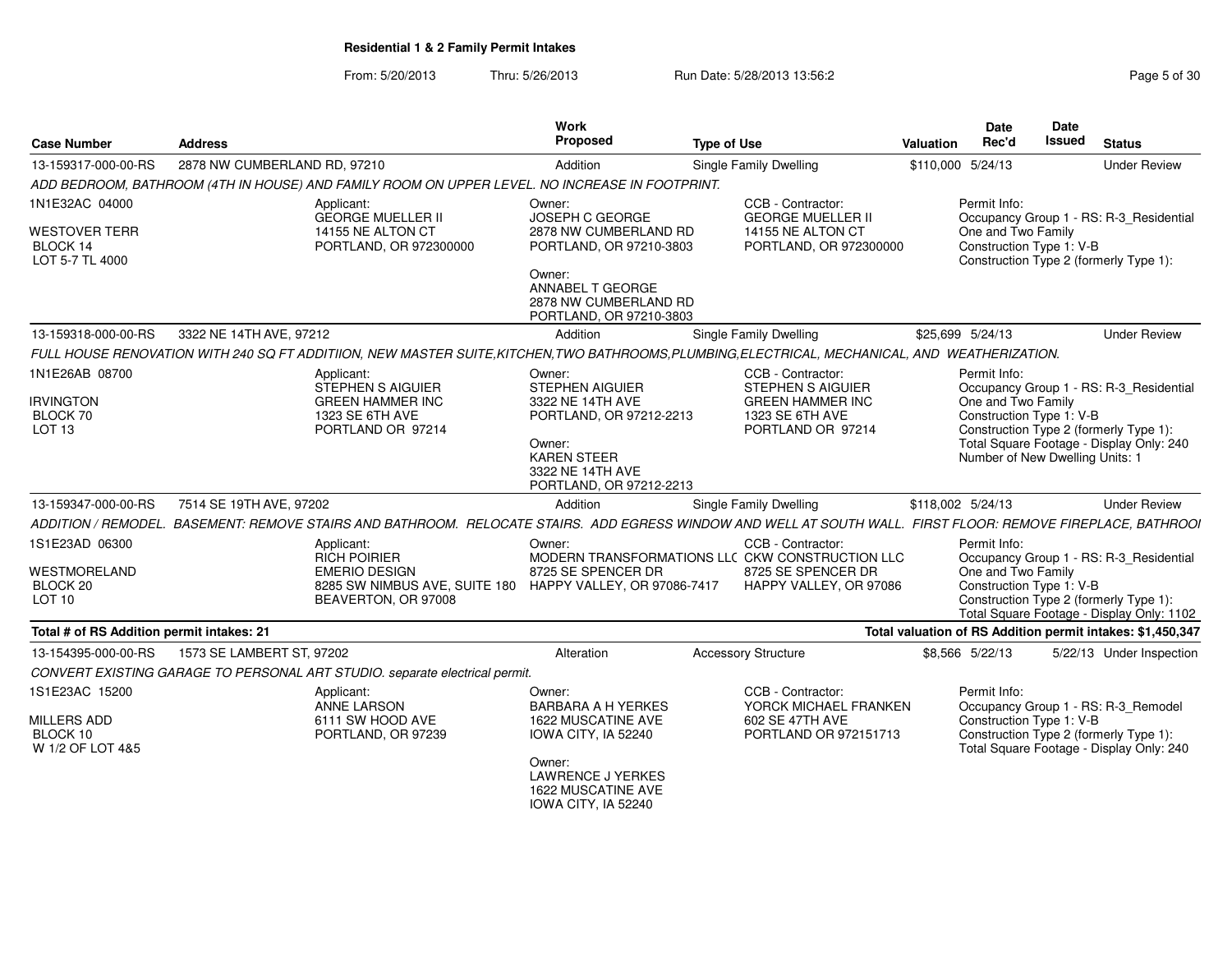# Residential 1 & 2 Family Permit Intakes

From: 5/20/2013 Thru: 5/26/2013 Run Date: 5/28/2013 13:56:2

| Case Number | Address | Work Proposed | Type of Use | Valuation | Date Rec'd | Date Issued | Status |
|---|---|---|---|---|---|---|---|
| 13-159317-000-00-RS | 2878 NW CUMBERLAND RD, 97210 | Addition | Single Family Dwelling | $110,000 | 5/24/13 | | Under Review |

*ADD BEDROOM, BATHROOM (4TH IN HOUSE) AND FAMILY ROOM ON UPPER LEVEL. NO INCREASE IN FOOTPRINT.*

| Legal Description | Applicant | Owner | CCB - Contractor | Permit Info |
|---|---|---|---|---|
| 1N1E32AC 04000<br>WESTOVER TERR<br>BLOCK 14<br>LOT 5-7 TL 4000 | Applicant:<br>GEORGE MUELLER II<br>14155 NE ALTON CT<br>PORTLAND, OR 972300000 | Owner:<br>JOSEPH C GEORGE<br>2878 NW CUMBERLAND RD<br>PORTLAND, OR 97210-3803<br>Owner:<br>ANNABEL T GEORGE<br>2878 NW CUMBERLAND RD<br>PORTLAND, OR 97210-3803 | CCB - Contractor:<br>GEORGE MUELLER II<br>14155 NE ALTON CT<br>PORTLAND, OR 972300000 | Permit Info:<br>Occupancy Group 1 - RS: R-3_Residential One and Two Family<br>Construction Type 1: V-B<br>Construction Type 2 (formerly Type 1): |

| Case Number | Address | Work Proposed | Type of Use | Valuation | Date Rec'd | Date Issued | Status |
|---|---|---|---|---|---|---|---|
| 13-159318-000-00-RS | 3322 NE 14TH AVE, 97212 | Addition | Single Family Dwelling | $25,699 | 5/24/13 | | Under Review |

*FULL HOUSE RENOVATION WITH 240 SQ FT ADDITIION, NEW MASTER SUITE,KITCHEN,TWO BATHROOMS,PLUMBING,ELECTRICAL, MECHANICAL, AND WEATHERIZATION.*

| Legal Description | Applicant | Owner | CCB - Contractor | Permit Info |
|---|---|---|---|---|
| 1N1E26AB 08700<br>IRVINGTON<br>BLOCK 70<br>LOT 13 | Applicant:<br>STEPHEN S AIGUIER<br>GREEN HAMMER INC<br>1323 SE 6TH AVE<br>PORTLAND OR 97214 | Owner:<br>STEPHEN AIGUIER<br>3322 NE 14TH AVE<br>PORTLAND, OR 97212-2213<br>Owner:<br>KAREN STEER<br>3322 NE 14TH AVE<br>PORTLAND, OR 97212-2213 | CCB - Contractor:<br>STEPHEN S AIGUIER<br>GREEN HAMMER INC<br>1323 SE 6TH AVE<br>PORTLAND OR 97214 | Permit Info:<br>Occupancy Group 1 - RS: R-3_Residential One and Two Family<br>Construction Type 1: V-B<br>Construction Type 2 (formerly Type 1):<br>Total Square Footage - Display Only: 240<br>Number of New Dwelling Units: 1 |

| Case Number | Address | Work Proposed | Type of Use | Valuation | Date Rec'd | Date Issued | Status |
|---|---|---|---|---|---|---|---|
| 13-159347-000-00-RS | 7514 SE 19TH AVE, 97202 | Addition | Single Family Dwelling | $118,002 | 5/24/13 | | Under Review |

*ADDITION / REMODEL. BASEMENT: REMOVE STAIRS AND BATHROOM. RELOCATE STAIRS. ADD EGRESS WINDOW AND WELL AT SOUTH WALL. FIRST FLOOR: REMOVE FIREPLACE, BATHROOI*

| Legal Description | Applicant | Owner | CCB - Contractor | Permit Info |
|---|---|---|---|---|
| 1S1E23AD 06300<br>WESTMORELAND<br>BLOCK 20<br>LOT 10 | Applicant:<br>RICH POIRIER<br>EMERIO DESIGN<br>8285 SW NIMBUS AVE, SUITE 180<br>BEAVERTON, OR 97008 | Owner:<br>MODERN TRANSFORMATIONS LLC<br>8725 SE SPENCER DR<br>HAPPY VALLEY, OR 97086-7417 | CCB - Contractor:<br>CKW CONSTRUCTION LLC<br>8725 SE SPENCER DR<br>HAPPY VALLEY, OR 97086 | Permit Info:<br>Occupancy Group 1 - RS: R-3_Residential One and Two Family<br>Construction Type 1: V-B<br>Construction Type 2 (formerly Type 1):<br>Total Square Footage - Display Only: 1102 |

**Total # of RS Addition permit intakes: 21**

**Total valuation of RS Addition permit intakes: $1,450,347**

| Case Number | Address | Work Proposed | Type of Use | Valuation | Date Rec'd | Date Issued | Status |
|---|---|---|---|---|---|---|---|
| 13-154395-000-00-RS | 1573 SE LAMBERT ST, 97202 | Alteration | Accessory Structure | $8,566 | 5/22/13 | 5/22/13 | Under Inspection |

*CONVERT EXISTING GARAGE TO PERSONAL ART STUDIO. separate electrical permit.*

| Legal Description | Applicant | Owner | CCB - Contractor | Permit Info |
|---|---|---|---|---|
| 1S1E23AC 15200<br>MILLERS ADD<br>BLOCK 10<br>W 1/2 OF LOT 4&5 | Applicant:<br>ANNE LARSON<br>6111 SW HOOD AVE<br>PORTLAND, OR 97239 | Owner:<br>BARBARA A H YERKES<br>1622 MUSCATINE AVE<br>IOWA CITY, IA 52240<br>Owner:<br>LAWRENCE J YERKES<br>1622 MUSCATINE AVE<br>IOWA CITY, IA 52240 | CCB - Contractor:<br>YORCK MICHAEL FRANKEN<br>602 SE 47TH AVE<br>PORTLAND OR 972151713 | Permit Info:<br>Occupancy Group 1 - RS: R-3_Remodel<br>Construction Type 1: V-B<br>Construction Type 2 (formerly Type 1):<br>Total Square Footage - Display Only: 240 |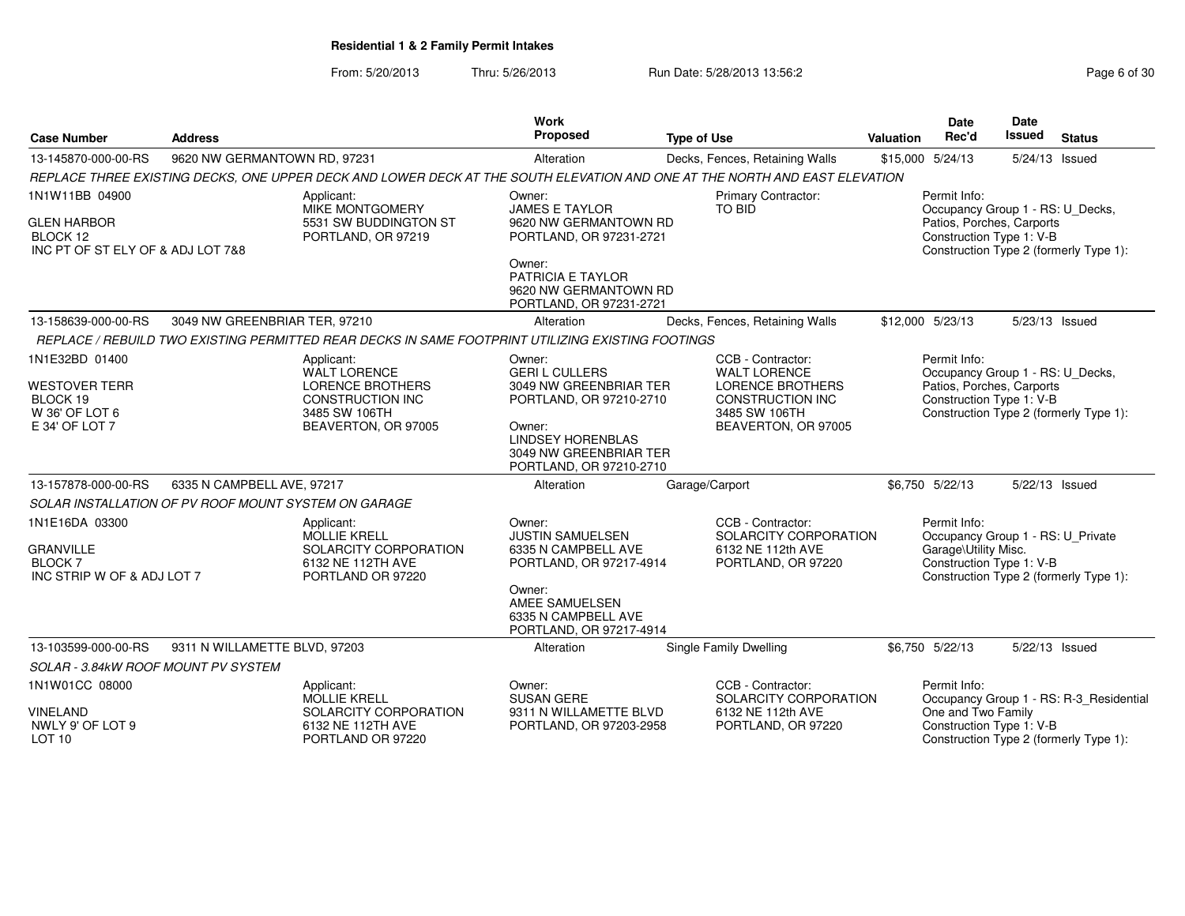**Residential 1 & 2 Family Permit Intakes**

From: 5/20/2013 Thru: 5/26/2013 Run Date: 5/28/2013 13:56:2

| Case Number | Address | Work Proposed | Type of Use | Valuation | Date Rec'd | Date Issued | Status |
|---|---|---|---|---|---|---|---|
| 13-145870-000-00-RS | 9620 NW GERMANTOWN RD, 97231 | Alteration | Decks, Fences, Retaining Walls | $15,000 | 5/24/13 | 5/24/13 | Issued |

*REPLACE THREE EXISTING DECKS, ONE UPPER DECK AND LOWER DECK AT THE SOUTH ELEVATION AND ONE AT THE NORTH AND EAST ELEVATION*

1N1W11BB 04900
GLEN HARBOR
BLOCK 12
INC PT OF ST ELY OF & ADJ LOT 7&8

Applicant:
MIKE MONTGOMERY
5531 SW BUDDINGTON ST
PORTLAND, OR 97219

Owner:
JAMES E TAYLOR
9620 NW GERMANTOWN RD
PORTLAND, OR 97231-2721

Owner:
PATRICIA E TAYLOR
9620 NW GERMANTOWN RD
PORTLAND, OR 97231-2721

Primary Contractor:
TO BID

Permit Info:
Occupancy Group 1 - RS: U_Decks, Patios, Porches, Carports
Construction Type 1: V-B
Construction Type 2 (formerly Type 1):

| Case Number | Address | Work Proposed | Type of Use | Valuation | Date Rec'd | Date Issued | Status |
|---|---|---|---|---|---|---|---|
| 13-158639-000-00-RS | 3049 NW GREENBRIAR TER, 97210 | Alteration | Decks, Fences, Retaining Walls | $12,000 | 5/23/13 | 5/23/13 | Issued |

*REPLACE / REBUILD TWO EXISTING PERMITTED REAR DECKS IN SAME FOOTPRINT UTILIZING EXISTING FOOTINGS*

1N1E32BD 01400
WESTOVER TERR
BLOCK 19
W 36' OF LOT 6
E 34' OF LOT 7

Applicant:
WALT LORENCE
LORENCE BROTHERS CONSTRUCTION INC
3485 SW 106TH
BEAVERTON, OR 97005

Owner:
GERI L CULLERS
3049 NW GREENBRIAR TER
PORTLAND, OR 97210-2710

Owner:
LINDSEY HORENBLAS
3049 NW GREENBRIAR TER
PORTLAND, OR 97210-2710

CCB - Contractor:
WALT LORENCE
LORENCE BROTHERS CONSTRUCTION INC
3485 SW 106TH
BEAVERTON, OR 97005

Permit Info:
Occupancy Group 1 - RS: U_Decks, Patios, Porches, Carports
Construction Type 1: V-B
Construction Type 2 (formerly Type 1):

| Case Number | Address | Work Proposed | Type of Use | Valuation | Date Rec'd | Date Issued | Status |
|---|---|---|---|---|---|---|---|
| 13-157878-000-00-RS | 6335 N CAMPBELL AVE, 97217 | Alteration | Garage/Carport | $6,750 | 5/22/13 | 5/22/13 | Issued |

*SOLAR INSTALLATION OF PV ROOF MOUNT SYSTEM ON GARAGE*

1N1E16DA 03300
GRANVILLE
BLOCK 7
INC STRIP W OF & ADJ LOT 7

Applicant:
MOLLIE KRELL
SOLARCITY CORPORATION
6132 NE 112TH AVE
PORTLAND OR 97220

Owner:
JUSTIN SAMUELSEN
6335 N CAMPBELL AVE
PORTLAND, OR 97217-4914

Owner:
AMEE SAMUELSEN
6335 N CAMPBELL AVE
PORTLAND, OR 97217-4914

CCB - Contractor:
SOLARCITY CORPORATION
6132 NE 112th AVE
PORTLAND, OR 97220

Permit Info:
Occupancy Group 1 - RS: U_Private Garage\Utility Misc.
Construction Type 1: V-B
Construction Type 2 (formerly Type 1):

| Case Number | Address | Work Proposed | Type of Use | Valuation | Date Rec'd | Date Issued | Status |
|---|---|---|---|---|---|---|---|
| 13-103599-000-00-RS | 9311 N WILLAMETTE BLVD, 97203 | Alteration | Single Family Dwelling | $6,750 | 5/22/13 | 5/22/13 | Issued |

*SOLAR - 3.84kW ROOF MOUNT PV SYSTEM*

1N1W01CC 08000
VINELAND
NWLY 9' OF LOT 9
LOT 10

Applicant:
MOLLIE KRELL
SOLARCITY CORPORATION
6132 NE 112TH AVE
PORTLAND OR 97220

Owner:
SUSAN GERE
9311 N WILLAMETTE BLVD
PORTLAND, OR 97203-2958

CCB - Contractor:
SOLARCITY CORPORATION
6132 NE 112th AVE
PORTLAND, OR 97220

Permit Info:
Occupancy Group 1 - RS: R-3_Residential One and Two Family
Construction Type 1: V-B
Construction Type 2 (formerly Type 1):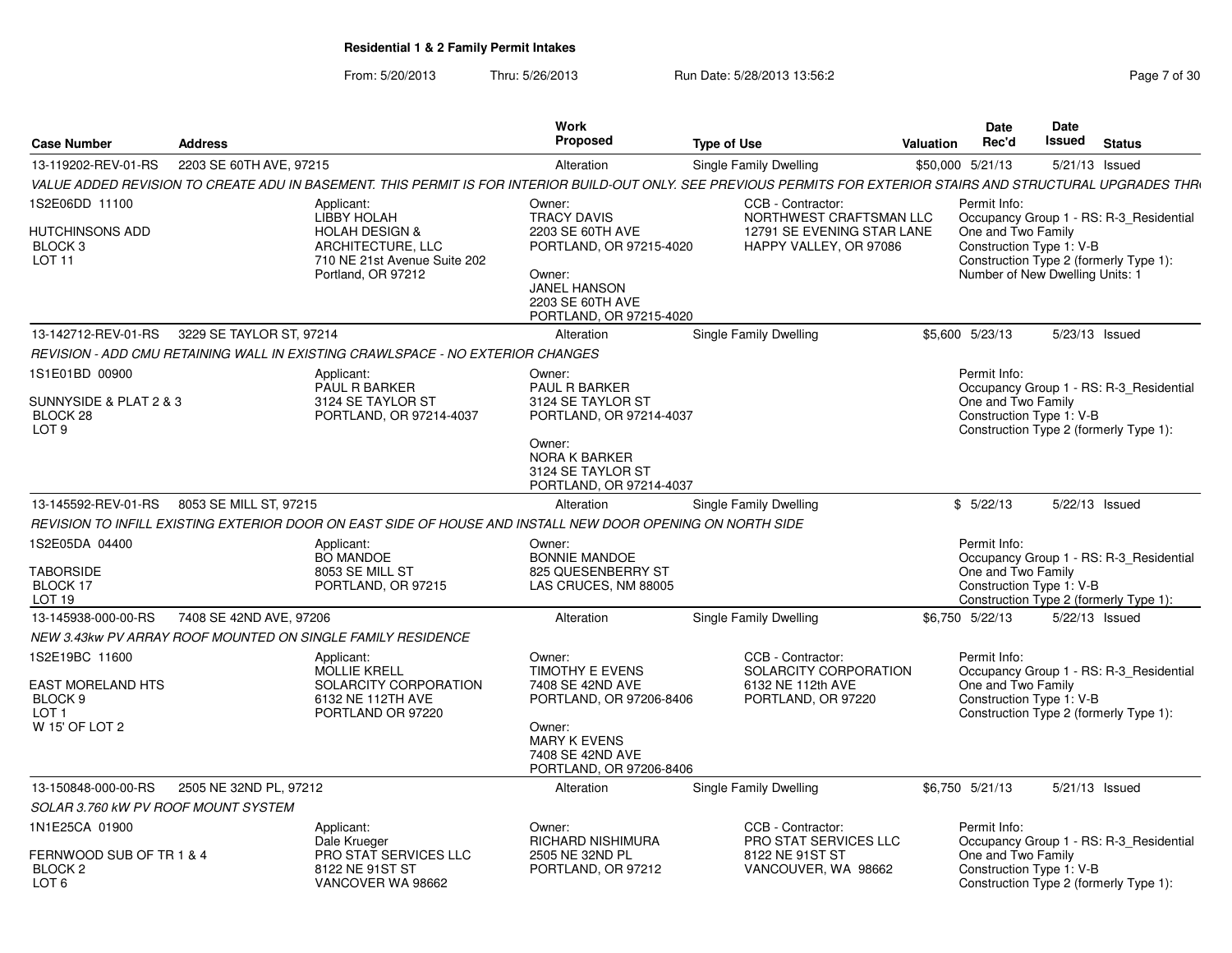## Residential 1 & 2 Family Permit Intakes

From: 5/20/2013 Thru: 5/26/2013 Run Date: 5/28/2013 13:56:2

| Case Number | Address | Work Proposed | Type of Use | Valuation | Date Rec'd | Date Issued | Status |
|---|---|---|---|---|---|---|---|
| 13-119202-REV-01-RS | 2203 SE 60TH AVE, 97215 | Alteration | Single Family Dwelling | $50,000 | 5/21/13 | 5/21/13 | Issued |

*VALUE ADDED REVISION TO CREATE ADU IN BASEMENT. THIS PERMIT IS FOR INTERIOR BUILD-OUT ONLY. SEE PREVIOUS PERMITS FOR EXTERIOR STAIRS AND STRUCTURAL UPGRADES THR*

1S2E06DD 11100
HUTCHINSONS ADD
BLOCK 3
LOT 11

Applicant:
LIBBY HOLAH
HOLAH DESIGN & ARCHITECTURE, LLC
710 NE 21st Avenue Suite 202
Portland, OR 97212

Owner:
TRACY DAVIS
2203 SE 60TH AVE
PORTLAND, OR 97215-4020

Owner:
JANEL HANSON
2203 SE 60TH AVE
PORTLAND, OR 97215-4020

CCB - Contractor:
NORTHWEST CRAFTSMAN LLC
12791 SE EVENING STAR LANE
HAPPY VALLEY, OR 97086

Permit Info:
Occupancy Group 1 - RS: R-3_Residential One and Two Family
Construction Type 1: V-B
Construction Type 2 (formerly Type 1):
Number of New Dwelling Units: 1

| Case Number | Address | Work Proposed | Type of Use | Valuation | Date Rec'd | Date Issued | Status |
|---|---|---|---|---|---|---|---|
| 13-142712-REV-01-RS | 3229 SE TAYLOR ST, 97214 | Alteration | Single Family Dwelling | $5,600 | 5/23/13 | 5/23/13 | Issued |

*REVISION - ADD CMU RETAINING WALL IN EXISTING CRAWLSPACE - NO EXTERIOR CHANGES*

1S1E01BD 00900
SUNNYSIDE & PLAT 2 & 3
BLOCK 28
LOT 9

Applicant:
PAUL R BARKER
3124 SE TAYLOR ST
PORTLAND, OR 97214-4037

Owner:
PAUL R BARKER
3124 SE TAYLOR ST
PORTLAND, OR 97214-4037

Owner:
NORA K BARKER
3124 SE TAYLOR ST
PORTLAND, OR 97214-4037

Permit Info:
Occupancy Group 1 - RS: R-3_Residential One and Two Family
Construction Type 1: V-B
Construction Type 2 (formerly Type 1):

| Case Number | Address | Work Proposed | Type of Use | Valuation | Date Rec'd | Date Issued | Status |
|---|---|---|---|---|---|---|---|
| 13-145592-REV-01-RS | 8053 SE MILL ST, 97215 | Alteration | Single Family Dwelling | $ | 5/22/13 | 5/22/13 | Issued |

*REVISION TO INFILL EXISTING EXTERIOR DOOR ON EAST SIDE OF HOUSE AND INSTALL NEW DOOR OPENING ON NORTH SIDE*

1S2E05DA 04400
TABORSIDE
BLOCK 17
LOT 19

Applicant:
BO MANDOE
8053 SE MILL ST
PORTLAND, OR 97215

Owner:
BONNIE MANDOE
825 QUESENBERRY ST
LAS CRUCES, NM 88005

Permit Info:
Occupancy Group 1 - RS: R-3_Residential One and Two Family
Construction Type 1: V-B
Construction Type 2 (formerly Type 1):

| Case Number | Address | Work Proposed | Type of Use | Valuation | Date Rec'd | Date Issued | Status |
|---|---|---|---|---|---|---|---|
| 13-145938-000-00-RS | 7408 SE 42ND AVE, 97206 | Alteration | Single Family Dwelling | $6,750 | 5/22/13 | 5/22/13 | Issued |

*NEW 3.43kw PV ARRAY ROOF MOUNTED ON SINGLE FAMILY RESIDENCE*

1S2E19BC 11600
EAST MORELAND HTS
BLOCK 9
LOT 1
W 15' OF LOT 2

Applicant:
MOLLIE KRELL
SOLARCITY CORPORATION
6132 NE 112TH AVE
PORTLAND OR 97220

Owner:
TIMOTHY E EVENS
7408 SE 42ND AVE
PORTLAND, OR 97206-8406

Owner:
MARY K EVENS
7408 SE 42ND AVE
PORTLAND, OR 97206-8406

CCB - Contractor:
SOLARCITY CORPORATION
6132 NE 112th AVE
PORTLAND, OR 97220

Permit Info:
Occupancy Group 1 - RS: R-3_Residential One and Two Family
Construction Type 1: V-B
Construction Type 2 (formerly Type 1):

| Case Number | Address | Work Proposed | Type of Use | Valuation | Date Rec'd | Date Issued | Status |
|---|---|---|---|---|---|---|---|
| 13-150848-000-00-RS | 2505 NE 32ND PL, 97212 | Alteration | Single Family Dwelling | $6,750 | 5/21/13 | 5/21/13 | Issued |

*SOLAR 3.760 kW PV ROOF MOUNT SYSTEM*

1N1E25CA 01900
FERNWOOD SUB OF TR 1 & 4
BLOCK 2
LOT 6

Applicant:
Dale Krueger
PRO STAT SERVICES LLC
8122 NE 91ST ST
VANCOVER WA 98662

Owner:
RICHARD NISHIMURA
2505 NE 32ND PL
PORTLAND, OR 97212

CCB - Contractor:
PRO STAT SERVICES LLC
8122 NE 91ST ST
VANCOUVER, WA 98662

Permit Info:
Occupancy Group 1 - RS: R-3_Residential One and Two Family
Construction Type 1: V-B
Construction Type 2 (formerly Type 1):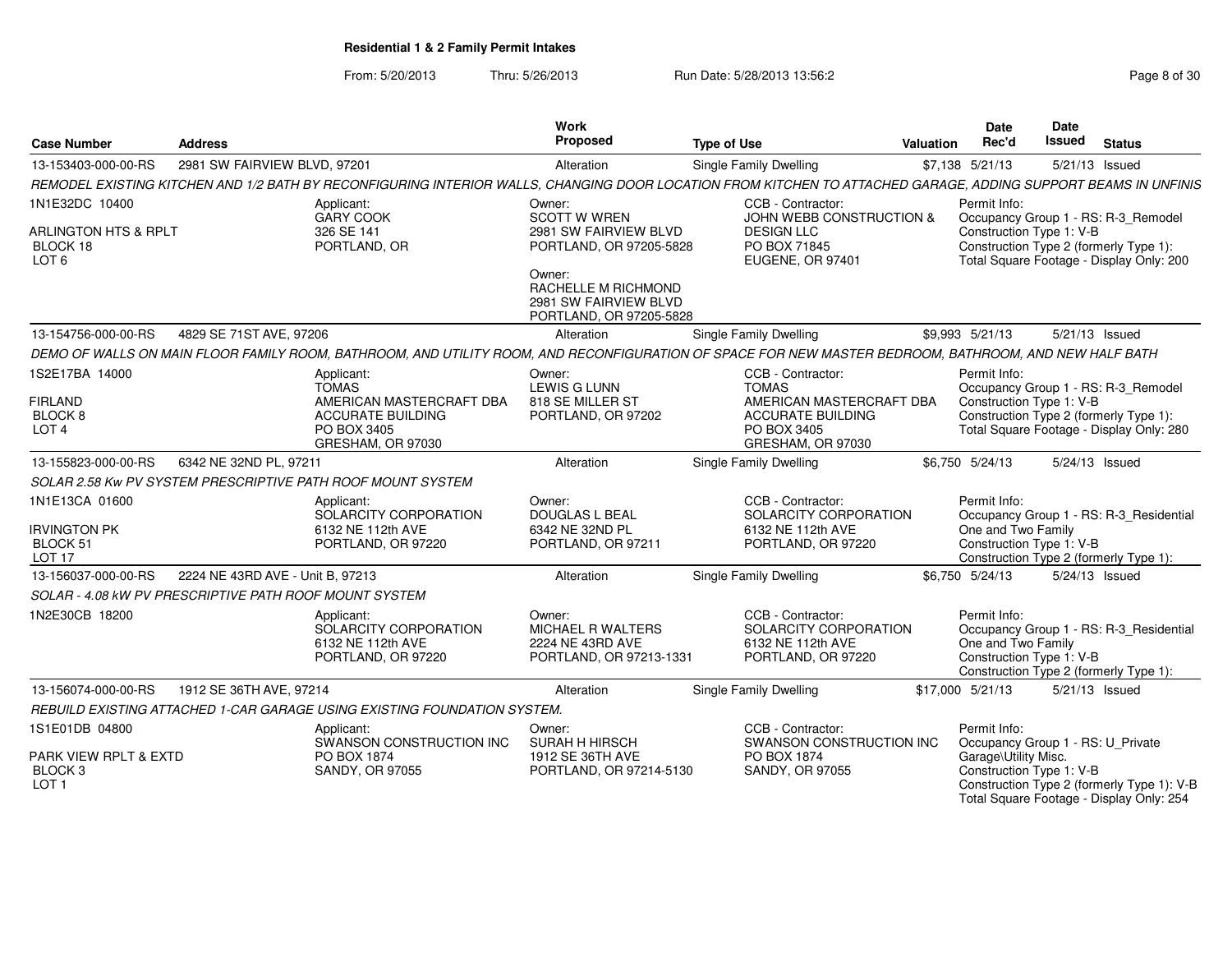**Residential 1 & 2 Family Permit Intakes**

From: 5/20/2013 Thru: 5/26/2013 Run Date: 5/28/2013 13:56:2

| Case Number | Address | Work Proposed | Type of Use | Valuation | Date Rec'd | Date Issued | Status |
|---|---|---|---|---|---|---|---|
| 13-153403-000-00-RS | 2981 SW FAIRVIEW BLVD, 97201 | Alteration | Single Family Dwelling | $7,138 | 5/21/13 | 5/21/13 | Issued |

*REMODEL EXISTING KITCHEN AND 1/2 BATH BY RECONFIGURING INTERIOR WALLS, CHANGING DOOR LOCATION FROM KITCHEN TO ATTACHED GARAGE, ADDING SUPPORT BEAMS IN UNFINIS*

- 1N1E32DC 10400 — ARLINGTON HTS & RPLT, BLOCK 18, LOT 6
- Applicant: GARY COOK, 326 SE 141, PORTLAND, OR
- Owner: SCOTT W WREN, 2981 SW FAIRVIEW BLVD, PORTLAND, OR 97205-5828
- Owner: RACHELLE M RICHMOND, 2981 SW FAIRVIEW BLVD, PORTLAND, OR 97205-5828
- CCB - Contractor: JOHN WEBB CONSTRUCTION & DESIGN LLC, PO BOX 71845, EUGENE, OR 97401
- Permit Info: Occupancy Group 1 - RS: R-3_Remodel; Construction Type 1: V-B; Construction Type 2 (formerly Type 1):; Total Square Footage - Display Only: 200

| Case Number | Address | Work Proposed | Type of Use | Valuation | Date Rec'd | Date Issued | Status |
|---|---|---|---|---|---|---|---|
| 13-154756-000-00-RS | 4829 SE 71ST AVE, 97206 | Alteration | Single Family Dwelling | $9,993 | 5/21/13 | 5/21/13 | Issued |

*DEMO OF WALLS ON MAIN FLOOR FAMILY ROOM, BATHROOM, AND UTILITY ROOM, AND RECONFIGURATION OF SPACE FOR NEW MASTER BEDROOM, BATHROOM, AND NEW HALF BATH*

- 1S2E17BA 14000 — FIRLAND, BLOCK 8, LOT 4
- Applicant: TOMAS, AMERICAN MASTERCRAFT DBA ACCURATE BUILDING, PO BOX 3405, GRESHAM, OR 97030
- Owner: LEWIS G LUNN, 818 SE MILLER ST, PORTLAND, OR 97202
- CCB - Contractor: TOMAS, AMERICAN MASTERCRAFT DBA ACCURATE BUILDING, PO BOX 3405, GRESHAM, OR 97030
- Permit Info: Occupancy Group 1 - RS: R-3_Remodel; Construction Type 1: V-B; Construction Type 2 (formerly Type 1):; Total Square Footage - Display Only: 280

| Case Number | Address | Work Proposed | Type of Use | Valuation | Date Rec'd | Date Issued | Status |
|---|---|---|---|---|---|---|---|
| 13-155823-000-00-RS | 6342 NE 32ND PL, 97211 | Alteration | Single Family Dwelling | $6,750 | 5/24/13 | 5/24/13 | Issued |

*SOLAR 2.58 Kw PV SYSTEM PRESCRIPTIVE PATH ROOF MOUNT SYSTEM*

- 1N1E13CA 01600 — IRVINGTON PK, BLOCK 51, LOT 17
- Applicant: SOLARCITY CORPORATION, 6132 NE 112th AVE, PORTLAND, OR 97220
- Owner: DOUGLAS L BEAL, 6342 NE 32ND PL, PORTLAND, OR 97211
- CCB - Contractor: SOLARCITY CORPORATION, 6132 NE 112th AVE, PORTLAND, OR 97220
- Permit Info: Occupancy Group 1 - RS: R-3_Residential One and Two Family; Construction Type 1: V-B; Construction Type 2 (formerly Type 1):

| Case Number | Address | Work Proposed | Type of Use | Valuation | Date Rec'd | Date Issued | Status |
|---|---|---|---|---|---|---|---|
| 13-156037-000-00-RS | 2224 NE 43RD AVE - Unit B, 97213 | Alteration | Single Family Dwelling | $6,750 | 5/24/13 | 5/24/13 | Issued |

*SOLAR - 4.08 kW PV PRESCRIPTIVE PATH ROOF MOUNT SYSTEM*

- 1N2E30CB 18200
- Applicant: SOLARCITY CORPORATION, 6132 NE 112th AVE, PORTLAND, OR 97220
- Owner: MICHAEL R WALTERS, 2224 NE 43RD AVE, PORTLAND, OR 97213-1331
- CCB - Contractor: SOLARCITY CORPORATION, 6132 NE 112th AVE, PORTLAND, OR 97220
- Permit Info: Occupancy Group 1 - RS: R-3_Residential One and Two Family; Construction Type 1: V-B; Construction Type 2 (formerly Type 1):

| Case Number | Address | Work Proposed | Type of Use | Valuation | Date Rec'd | Date Issued | Status |
|---|---|---|---|---|---|---|---|
| 13-156074-000-00-RS | 1912 SE 36TH AVE, 97214 | Alteration | Single Family Dwelling | $17,000 | 5/21/13 | 5/21/13 | Issued |

*REBUILD EXISTING ATTACHED 1-CAR GARAGE USING EXISTING FOUNDATION SYSTEM.*

- 1S1E01DB 04800 — PARK VIEW RPLT & EXTD, BLOCK 3, LOT 1
- Applicant: SWANSON CONSTRUCTION INC, PO BOX 1874, SANDY, OR 97055
- Owner: SURAH H HIRSCH, 1912 SE 36TH AVE, PORTLAND, OR 97214-5130
- CCB - Contractor: SWANSON CONSTRUCTION INC, PO BOX 1874, SANDY, OR 97055
- Permit Info: Occupancy Group 1 - RS: U_Private Garage\Utility Misc.; Construction Type 1: V-B; Construction Type 2 (formerly Type 1): V-B; Total Square Footage - Display Only: 254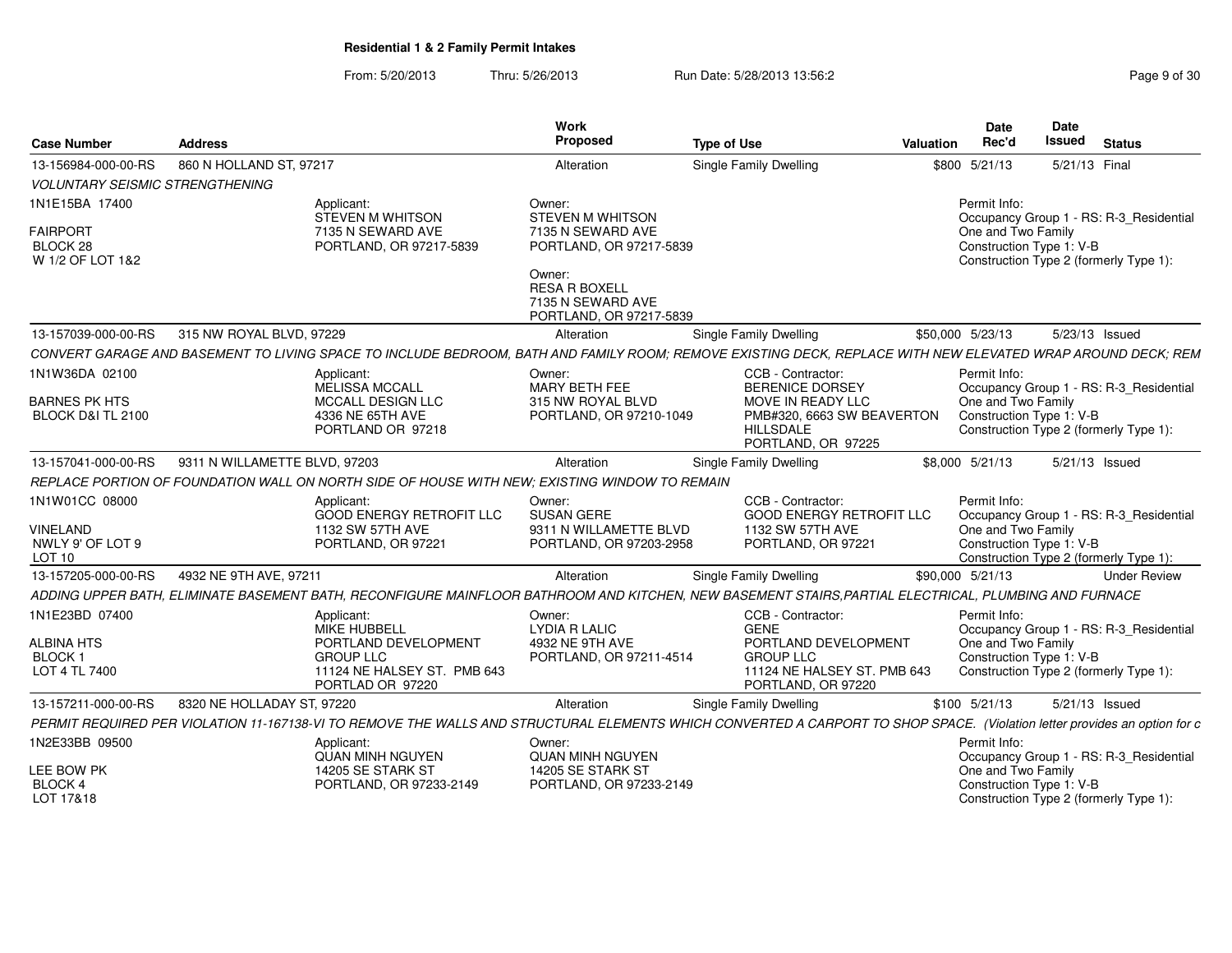# Residential 1 & 2 Family Permit Intakes

From: 5/20/2013 Thru: 5/26/2013 Run Date: 5/28/2013 13:56:2

| Case Number | Address | Work Proposed | Type of Use | Valuation | Date Rec'd | Date Issued | Status |
|---|---|---|---|---|---|---|---|
| 13-156984-000-00-RS | 860 N HOLLAND ST, 97217 | Alteration | Single Family Dwelling | $800 | 5/21/13 | 5/21/13 | Final |

*VOLUNTARY SEISMIC STRENGTHENING*

1N1E15BA 17400
FAIRPORT
BLOCK 28
W 1/2 OF LOT 1&2

Applicant:
STEVEN M WHITSON
7135 N SEWARD AVE
PORTLAND, OR 97217-5839

Owner:
STEVEN M WHITSON
7135 N SEWARD AVE
PORTLAND, OR 97217-5839

Owner:
RESA R BOXELL
7135 N SEWARD AVE
PORTLAND, OR 97217-5839

Permit Info:
Occupancy Group 1 - RS: R-3_Residential One and Two Family
Construction Type 1: V-B
Construction Type 2 (formerly Type 1):

---

| Case Number | Address | Work Proposed | Type of Use | Valuation | Date Rec'd | Date Issued | Status |
|---|---|---|---|---|---|---|---|
| 13-157039-000-00-RS | 315 NW ROYAL BLVD, 97229 | Alteration | Single Family Dwelling | $50,000 | 5/23/13 | 5/23/13 | Issued |

*CONVERT GARAGE AND BASEMENT TO LIVING SPACE TO INCLUDE BEDROOM, BATH AND FAMILY ROOM; REMOVE EXISTING DECK, REPLACE WITH NEW ELEVATED WRAP AROUND DECK; REM*

1N1W36DA 02100
BARNES PK HTS
BLOCK D&I TL 2100

Applicant:
MELISSA MCCALL
MCCALL DESIGN LLC
4336 NE 65TH AVE
PORTLAND OR 97218

Owner:
MARY BETH FEE
315 NW ROYAL BLVD
PORTLAND, OR 97210-1049

CCB - Contractor:
BERENICE DORSEY
MOVE IN READY LLC
PMB#320, 6663 SW BEAVERTON HILLSDALE
PORTLAND, OR 97225

Permit Info:
Occupancy Group 1 - RS: R-3_Residential One and Two Family
Construction Type 1: V-B
Construction Type 2 (formerly Type 1):

---

| Case Number | Address | Work Proposed | Type of Use | Valuation | Date Rec'd | Date Issued | Status |
|---|---|---|---|---|---|---|---|
| 13-157041-000-00-RS | 9311 N WILLAMETTE BLVD, 97203 | Alteration | Single Family Dwelling | $8,000 | 5/21/13 | 5/21/13 | Issued |

*REPLACE PORTION OF FOUNDATION WALL ON NORTH SIDE OF HOUSE WITH NEW; EXISTING WINDOW TO REMAIN*

1N1W01CC 08000
VINELAND
NWLY 9' OF LOT 9
LOT 10

Applicant:
GOOD ENERGY RETROFIT LLC
1132 SW 57TH AVE
PORTLAND, OR 97221

Owner:
SUSAN GERE
9311 N WILLAMETTE BLVD
PORTLAND, OR 97203-2958

CCB - Contractor:
GOOD ENERGY RETROFIT LLC
1132 SW 57TH AVE
PORTLAND, OR 97221

Permit Info:
Occupancy Group 1 - RS: R-3_Residential One and Two Family
Construction Type 1: V-B
Construction Type 2 (formerly Type 1):

---

| Case Number | Address | Work Proposed | Type of Use | Valuation | Date Rec'd | Date Issued | Status |
|---|---|---|---|---|---|---|---|
| 13-157205-000-00-RS | 4932 NE 9TH AVE, 97211 | Alteration | Single Family Dwelling | $90,000 | 5/21/13 | | Under Review |

*ADDING UPPER BATH, ELIMINATE BASEMENT BATH, RECONFIGURE MAINFLOOR BATHROOM AND KITCHEN, NEW BASEMENT STAIRS,PARTIAL ELECTRICAL, PLUMBING AND FURNACE*

1N1E23BD 07400
ALBINA HTS
BLOCK 1
LOT 4 TL 7400

Applicant:
MIKE HUBBELL
PORTLAND DEVELOPMENT GROUP LLC
11124 NE HALSEY ST. PMB 643
PORTLAD OR 97220

Owner:
LYDIA R LALIC
4932 NE 9TH AVE
PORTLAND, OR 97211-4514

CCB - Contractor:
GENE
PORTLAND DEVELOPMENT GROUP LLC
11124 NE HALSEY ST. PMB 643
PORTLAND, OR 97220

Permit Info:
Occupancy Group 1 - RS: R-3_Residential One and Two Family
Construction Type 1: V-B
Construction Type 2 (formerly Type 1):

---

| Case Number | Address | Work Proposed | Type of Use | Valuation | Date Rec'd | Date Issued | Status |
|---|---|---|---|---|---|---|---|
| 13-157211-000-00-RS | 8320 NE HOLLADAY ST, 97220 | Alteration | Single Family Dwelling | $100 | 5/21/13 | 5/21/13 | Issued |

*PERMIT REQUIRED PER VIOLATION 11-167138-VI TO REMOVE THE WALLS AND STRUCTURAL ELEMENTS WHICH CONVERTED A CARPORT TO SHOP SPACE. (Violation letter provides an option for c*

1N2E33BB 09500
LEE BOW PK
BLOCK 4
LOT 17&18

Applicant:
QUAN MINH NGUYEN
14205 SE STARK ST
PORTLAND, OR 97233-2149

Owner:
QUAN MINH NGUYEN
14205 SE STARK ST
PORTLAND, OR 97233-2149

Permit Info:
Occupancy Group 1 - RS: R-3_Residential One and Two Family
Construction Type 1: V-B
Construction Type 2 (formerly Type 1):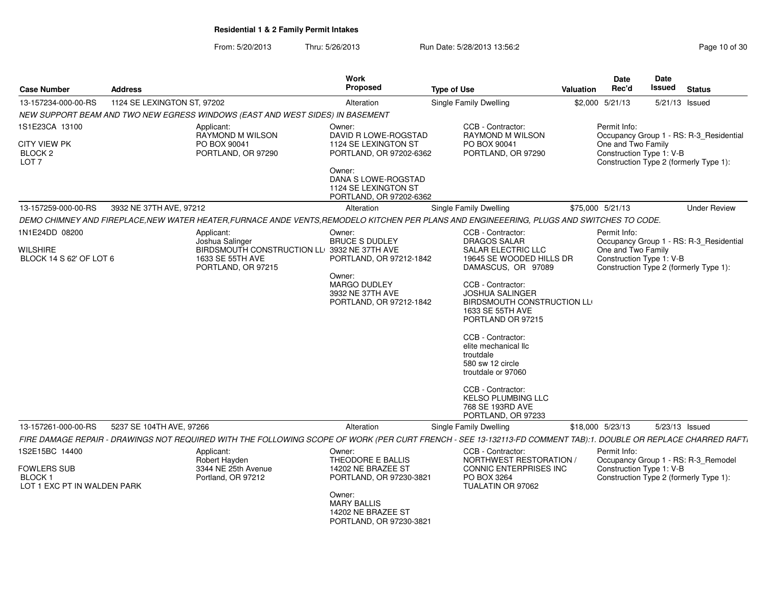**Residential 1 & 2 Family Permit Intakes**

From: 5/20/2013 Thru: 5/26/2013 Run Date: 5/28/2013 13:56:2

| Case Number | Address | Work Proposed | Type of Use | Valuation | Date Rec'd | Date Issued | Status |
|---|---|---|---|---|---|---|---|
| 13-157234-000-00-RS | 1124 SE LEXINGTON ST, 97202 | Alteration | Single Family Dwelling | $2,000 | 5/21/13 | 5/21/13 | Issued |

*NEW SUPPORT BEAM AND TWO NEW EGRESS WINDOWS (EAST AND WEST SIDES) IN BASEMENT*

1S1E23CA 13100
CITY VIEW PK
BLOCK 2
LOT 7

Applicant:
RAYMOND M WILSON
PO BOX 90041
PORTLAND, OR 97290

Owner:
DAVID R LOWE-ROGSTAD
1124 SE LEXINGTON ST
PORTLAND, OR 97202-6362

Owner:
DANA S LOWE-ROGSTAD
1124 SE LEXINGTON ST
PORTLAND, OR 97202-6362

CCB - Contractor:
RAYMOND M WILSON
PO BOX 90041
PORTLAND, OR 97290

Permit Info:
Occupancy Group 1 - RS: R-3_Residential One and Two Family
Construction Type 1: V-B
Construction Type 2 (formerly Type 1):

| Case Number | Address | Work Proposed | Type of Use | Valuation | Date Rec'd | Date Issued | Status |
|---|---|---|---|---|---|---|---|
| 13-157259-000-00-RS | 3932 NE 37TH AVE, 97212 | Alteration | Single Family Dwelling | $75,000 | 5/21/13 | | Under Review |

*DEMO CHIMNEY AND FIREPLACE,NEW WATER HEATER,FURNACE ANDE VENTS,REMODELO KITCHEN PER PLANS AND ENGINEEERING, PLUGS AND SWITCHES TO CODE.*

1N1E24DD 08200
WILSHIRE
BLOCK 14 S 62' OF LOT 6

Applicant:
Joshua Salinger
BIRDSMOUTH CONSTRUCTION LL(
1633 SE 55TH AVE
PORTLAND, OR 97215

Owner:
BRUCE S DUDLEY
3932 NE 37TH AVE
PORTLAND, OR 97212-1842

Owner:
MARGO DUDLEY
3932 NE 37TH AVE
PORTLAND, OR 97212-1842

CCB - Contractor:
DRAGOS SALAR
SALAR ELECTRIC LLC
19645 SE WOODED HILLS DR
DAMASCUS, OR 97089

CCB - Contractor:
JOSHUA SALINGER
BIRDSMOUTH CONSTRUCTION LL(
1633 SE 55TH AVE
PORTLAND OR 97215

CCB - Contractor:
elite mechanical llc
troutdale
580 sw 12 circle
troutdale or 97060

CCB - Contractor:
KELSO PLUMBING LLC
768 SE 193RD AVE
PORTLAND, OR 97233

Permit Info:
Occupancy Group 1 - RS: R-3_Residential One and Two Family
Construction Type 1: V-B
Construction Type 2 (formerly Type 1):

| Case Number | Address | Work Proposed | Type of Use | Valuation | Date Rec'd | Date Issued | Status |
|---|---|---|---|---|---|---|---|
| 13-157261-000-00-RS | 5237 SE 104TH AVE, 97266 | Alteration | Single Family Dwelling | $18,000 | 5/23/13 | 5/23/13 | Issued |

*FIRE DAMAGE REPAIR - DRAWINGS NOT REQUIRED WITH THE FOLLOWING SCOPE OF WORK (PER CURT FRENCH - SEE 13-132113-FD COMMENT TAB):1. DOUBLE OR REPLACE CHARRED RAFT*

1S2E15BC 14400
FOWLERS SUB
BLOCK 1
LOT 1 EXC PT IN WALDEN PARK

Applicant:
Robert Hayden
3344 NE 25th Avenue
Portland, OR 97212

Owner:
THEODORE E BALLIS
14202 NE BRAZEE ST
PORTLAND, OR 97230-3821

Owner:
MARY BALLIS
14202 NE BRAZEE ST
PORTLAND, OR 97230-3821

CCB - Contractor:
NORTHWEST RESTORATION /
CONNIC ENTERPRISES INC
PO BOX 3264
TUALATIN OR 97062

Permit Info:
Occupancy Group 1 - RS: R-3_Remodel
Construction Type 1: V-B
Construction Type 2 (formerly Type 1):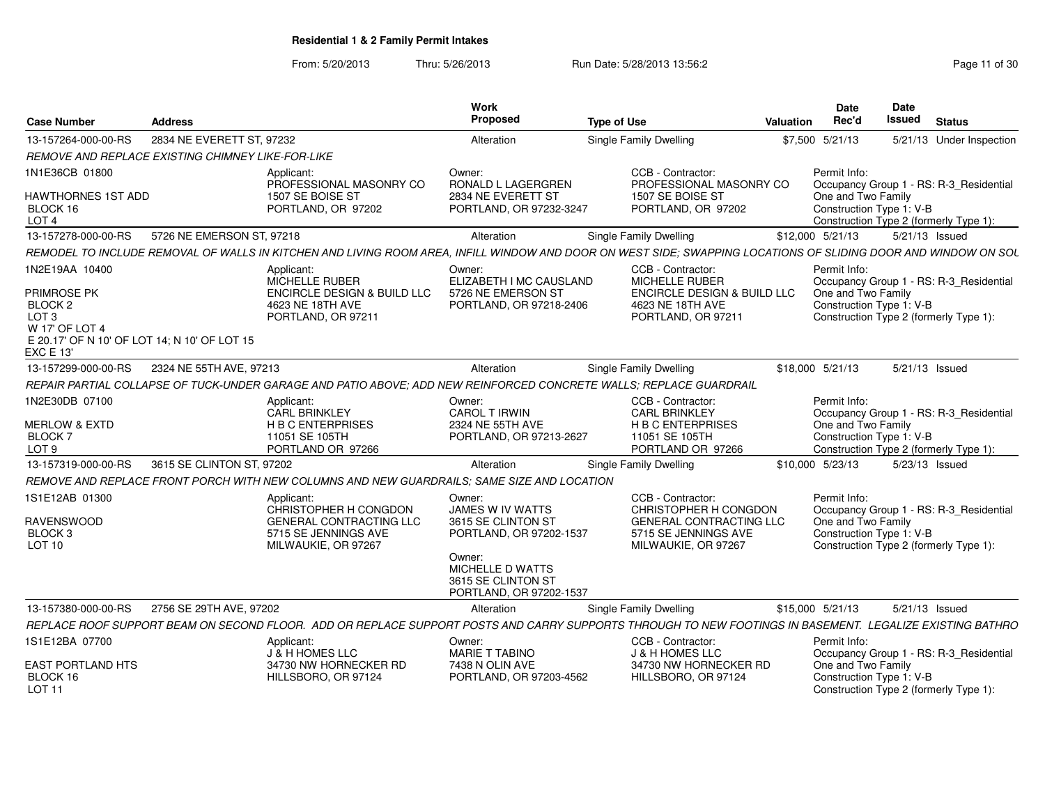**Residential 1 & 2 Family Permit Intakes**

From: 5/20/2013 Thru: 5/26/2013 Run Date: 5/28/2013 13:56:2

| Case Number | Address | Work Proposed | Type of Use | Valuation | Date Rec'd | Date Issued | Status |
|---|---|---|---|---|---|---|---|
| 13-157264-000-00-RS | 2834 NE EVERETT ST, 97232 | Alteration | Single Family Dwelling | $7,500 | 5/21/13 | 5/21/13 | Under Inspection |

*REMOVE AND REPLACE EXISTING CHIMNEY LIKE-FOR-LIKE*

1N1E36CB 01800
HAWTHORNES 1ST ADD
BLOCK 16
LOT 4

Applicant: PROFESSIONAL MASONRY CO, 1507 SE BOISE ST, PORTLAND, OR 97202
Owner: RONALD L LAGERGREN, 2834 NE EVERETT ST, PORTLAND, OR 97232-3247
CCB - Contractor: PROFESSIONAL MASONRY CO, 1507 SE BOISE ST, PORTLAND, OR 97202
Permit Info: Occupancy Group 1 - RS: R-3_Residential One and Two Family; Construction Type 1: V-B; Construction Type 2 (formerly Type 1):

| Case Number | Address | Work Proposed | Type of Use | Valuation | Date Rec'd | Date Issued | Status |
|---|---|---|---|---|---|---|---|
| 13-157278-000-00-RS | 5726 NE EMERSON ST, 97218 | Alteration | Single Family Dwelling | $12,000 | 5/21/13 | 5/21/13 | Issued |

*REMODEL TO INCLUDE REMOVAL OF WALLS IN KITCHEN AND LIVING ROOM AREA, INFILL WINDOW AND DOOR ON WEST SIDE; SWAPPING LOCATIONS OF SLIDING DOOR AND WINDOW ON SOU*

1N2E19AA 10400
PRIMROSE PK
BLOCK 2
LOT 3
W 17' OF LOT 4
E 20.17' OF N 10' OF LOT 14; N 10' OF LOT 15
EXC E 13'

Applicant: MICHELLE RUBER, ENCIRCLE DESIGN & BUILD LLC, 4623 NE 18TH AVE, PORTLAND, OR 97211
Owner: ELIZABETH I MC CAUSLAND, 5726 NE EMERSON ST, PORTLAND, OR 97218-2406
CCB - Contractor: MICHELLE RUBER, ENCIRCLE DESIGN & BUILD LLC, 4623 NE 18TH AVE, PORTLAND, OR 97211
Permit Info: Occupancy Group 1 - RS: R-3_Residential One and Two Family; Construction Type 1: V-B; Construction Type 2 (formerly Type 1):

| Case Number | Address | Work Proposed | Type of Use | Valuation | Date Rec'd | Date Issued | Status |
|---|---|---|---|---|---|---|---|
| 13-157299-000-00-RS | 2324 NE 55TH AVE, 97213 | Alteration | Single Family Dwelling | $18,000 | 5/21/13 | 5/21/13 | Issued |

*REPAIR PARTIAL COLLAPSE OF TUCK-UNDER GARAGE AND PATIO ABOVE; ADD NEW REINFORCED CONCRETE WALLS; REPLACE GUARDRAIL*

1N2E30DB 07100
MERLOW & EXTD
BLOCK 7
LOT 9

Applicant: CARL BRINKLEY, H B C ENTERPRISES, 11051 SE 105TH, PORTLAND OR 97266
Owner: CAROL T IRWIN, 2324 NE 55TH AVE, PORTLAND, OR 97213-2627
CCB - Contractor: CARL BRINKLEY, H B C ENTERPRISES, 11051 SE 105TH, PORTLAND OR 97266
Permit Info: Occupancy Group 1 - RS: R-3_Residential One and Two Family; Construction Type 1: V-B; Construction Type 2 (formerly Type 1):

| Case Number | Address | Work Proposed | Type of Use | Valuation | Date Rec'd | Date Issued | Status |
|---|---|---|---|---|---|---|---|
| 13-157319-000-00-RS | 3615 SE CLINTON ST, 97202 | Alteration | Single Family Dwelling | $10,000 | 5/23/13 | 5/23/13 | Issued |

*REMOVE AND REPLACE FRONT PORCH WITH NEW COLUMNS AND NEW GUARDRAILS; SAME SIZE AND LOCATION*

1S1E12AB 01300
RAVENSWOOD
BLOCK 3
LOT 10

Applicant: CHRISTOPHER H CONGDON, GENERAL CONTRACTING LLC, 5715 SE JENNINGS AVE, MILWAUKIE, OR 97267
Owner: JAMES W IV WATTS, 3615 SE CLINTON ST, PORTLAND, OR 97202-1537
Owner: MICHELLE D WATTS, 3615 SE CLINTON ST, PORTLAND, OR 97202-1537
CCB - Contractor: CHRISTOPHER H CONGDON, GENERAL CONTRACTING LLC, 5715 SE JENNINGS AVE, MILWAUKIE, OR 97267
Permit Info: Occupancy Group 1 - RS: R-3_Residential One and Two Family; Construction Type 1: V-B; Construction Type 2 (formerly Type 1):

| Case Number | Address | Work Proposed | Type of Use | Valuation | Date Rec'd | Date Issued | Status |
|---|---|---|---|---|---|---|---|
| 13-157380-000-00-RS | 2756 SE 29TH AVE, 97202 | Alteration | Single Family Dwelling | $15,000 | 5/21/13 | 5/21/13 | Issued |

*REPLACE ROOF SUPPORT BEAM ON SECOND FLOOR. ADD OR REPLACE SUPPORT POSTS AND CARRY SUPPORTS THROUGH TO NEW FOOTINGS IN BASEMENT. LEGALIZE EXISTING BATHRO*

1S1E12BA 07700
EAST PORTLAND HTS
BLOCK 16
LOT 11

Applicant: J & H HOMES LLC, 34730 NW HORNECKER RD, HILLSBORO, OR 97124
Owner: MARIE T TABINO, 7438 N OLIN AVE, PORTLAND, OR 97203-4562
CCB - Contractor: J & H HOMES LLC, 34730 NW HORNECKER RD, HILLSBORO, OR 97124
Permit Info: Occupancy Group 1 - RS: R-3_Residential One and Two Family; Construction Type 1: V-B; Construction Type 2 (formerly Type 1):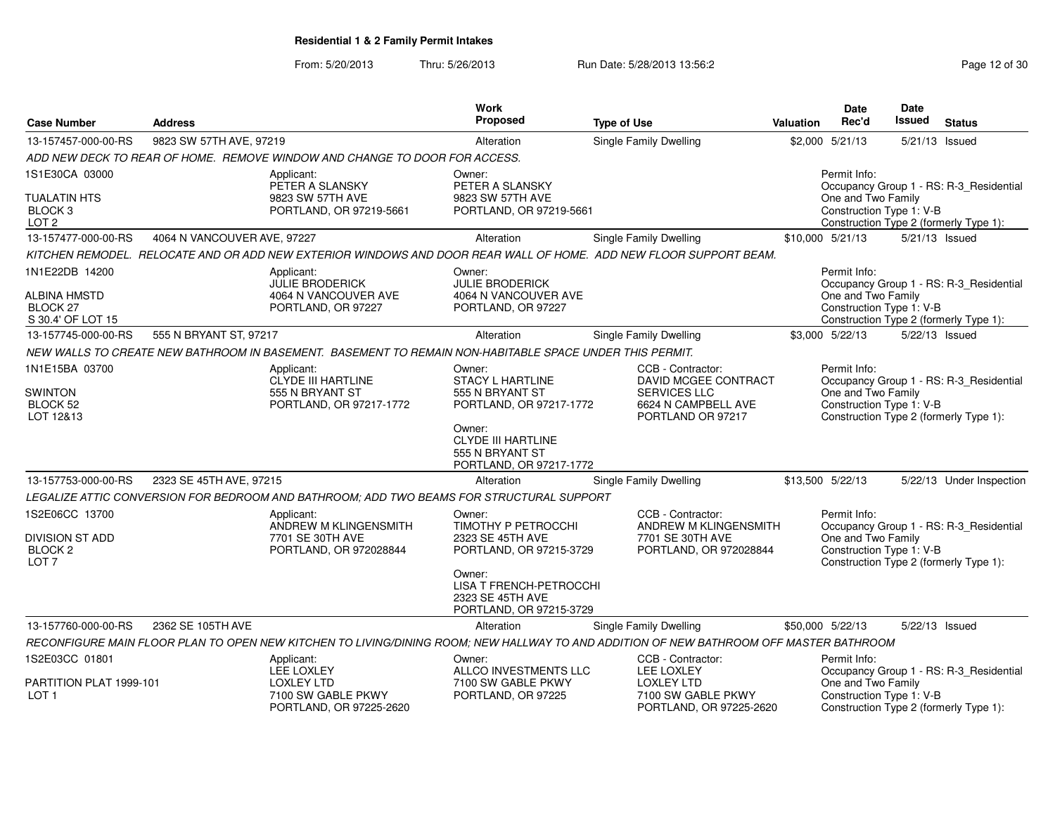**Residential 1 & 2 Family Permit Intakes**

From: 5/20/2013 Thru: 5/26/2013 Run Date: 5/28/2013 13:56:2

| Case Number | Address | Work Proposed | Type of Use | Valuation | Date Rec'd | Date Issued | Status |
|---|---|---|---|---|---|---|---|
| 13-157457-000-00-RS | 9823 SW 57TH AVE, 97219 | Alteration | Single Family Dwelling | $2,000 | 5/21/13 | 5/21/13 | Issued |

*ADD NEW DECK TO REAR OF HOME. REMOVE WINDOW AND CHANGE TO DOOR FOR ACCESS.*

1S1E30CA 03000
TUALATIN HTS
BLOCK 3
LOT 2

Applicant:
PETER A SLANSKY
9823 SW 57TH AVE
PORTLAND, OR 97219-5661

Owner:
PETER A SLANSKY
9823 SW 57TH AVE
PORTLAND, OR 97219-5661

Permit Info:
Occupancy Group 1 - RS: R-3_Residential One and Two Family
Construction Type 1: V-B
Construction Type 2 (formerly Type 1):

| Case Number | Address | Work Proposed | Type of Use | Valuation | Date Rec'd | Date Issued | Status |
|---|---|---|---|---|---|---|---|
| 13-157477-000-00-RS | 4064 N VANCOUVER AVE, 97227 | Alteration | Single Family Dwelling | $10,000 | 5/21/13 | 5/21/13 | Issued |

*KITCHEN REMODEL. RELOCATE AND OR ADD NEW EXTERIOR WINDOWS AND DOOR REAR WALL OF HOME. ADD NEW FLOOR SUPPORT BEAM.*

1N1E22DB 14200
ALBINA HMSTD
BLOCK 27
S 30.4' OF LOT 15

Applicant:
JULIE BRODERICK
4064 N VANCOUVER AVE
PORTLAND, OR 97227

Owner:
JULIE BRODERICK
4064 N VANCOUVER AVE
PORTLAND, OR 97227

Permit Info:
Occupancy Group 1 - RS: R-3_Residential One and Two Family
Construction Type 1: V-B
Construction Type 2 (formerly Type 1):

| Case Number | Address | Work Proposed | Type of Use | Valuation | Date Rec'd | Date Issued | Status |
|---|---|---|---|---|---|---|---|
| 13-157745-000-00-RS | 555 N BRYANT ST, 97217 | Alteration | Single Family Dwelling | $3,000 | 5/22/13 | 5/22/13 | Issued |

*NEW WALLS TO CREATE NEW BATHROOM IN BASEMENT. BASEMENT TO REMAIN NON-HABITABLE SPACE UNDER THIS PERMIT.*

1N1E15BA 03700
SWINTON
BLOCK 52
LOT 12&13

Applicant:
CLYDE III HARTLINE
555 N BRYANT ST
PORTLAND, OR 97217-1772

Owner:
STACY L HARTLINE
555 N BRYANT ST
PORTLAND, OR 97217-1772

Owner:
CLYDE III HARTLINE
555 N BRYANT ST
PORTLAND, OR 97217-1772

CCB - Contractor:
DAVID MCGEE CONTRACT SERVICES LLC
6624 N CAMPBELL AVE
PORTLAND OR 97217

Permit Info:
Occupancy Group 1 - RS: R-3_Residential One and Two Family
Construction Type 1: V-B
Construction Type 2 (formerly Type 1):

| Case Number | Address | Work Proposed | Type of Use | Valuation | Date Rec'd | Date Issued | Status |
|---|---|---|---|---|---|---|---|
| 13-157753-000-00-RS | 2323 SE 45TH AVE, 97215 | Alteration | Single Family Dwelling | $13,500 | 5/22/13 | 5/22/13 | Under Inspection |

*LEGALIZE ATTIC CONVERSION FOR BEDROOM AND BATHROOM; ADD TWO BEAMS FOR STRUCTURAL SUPPORT*

1S2E06CC 13700
DIVISION ST ADD
BLOCK 2
LOT 7

Applicant:
ANDREW M KLINGENSMITH
7701 SE 30TH AVE
PORTLAND, OR 972028844

Owner:
TIMOTHY P PETROCCHI
2323 SE 45TH AVE
PORTLAND, OR 97215-3729

Owner:
LISA T FRENCH-PETROCCHI
2323 SE 45TH AVE
PORTLAND, OR 97215-3729

CCB - Contractor:
ANDREW M KLINGENSMITH
7701 SE 30TH AVE
PORTLAND, OR 972028844

Permit Info:
Occupancy Group 1 - RS: R-3_Residential One and Two Family
Construction Type 1: V-B
Construction Type 2 (formerly Type 1):

| Case Number | Address | Work Proposed | Type of Use | Valuation | Date Rec'd | Date Issued | Status |
|---|---|---|---|---|---|---|---|
| 13-157760-000-00-RS | 2362 SE 105TH AVE | Alteration | Single Family Dwelling | $50,000 | 5/22/13 | 5/22/13 | Issued |

*RECONFIGURE MAIN FLOOR PLAN TO OPEN NEW KITCHEN TO LIVING/DINING ROOM; NEW HALLWAY TO AND ADDITION OF NEW BATHROOM OFF MASTER BATHROOM*

1S2E03CC 01801
PARTITION PLAT 1999-101
LOT 1

Applicant:
LEE LOXLEY
LOXLEY LTD
7100 SW GABLE PKWY
PORTLAND, OR 97225-2620

Owner:
ALLCO INVESTMENTS LLC
7100 SW GABLE PKWY
PORTLAND, OR 97225

CCB - Contractor:
LEE LOXLEY
LOXLEY LTD
7100 SW GABLE PKWY
PORTLAND, OR 97225-2620

Permit Info:
Occupancy Group 1 - RS: R-3_Residential One and Two Family
Construction Type 1: V-B
Construction Type 2 (formerly Type 1):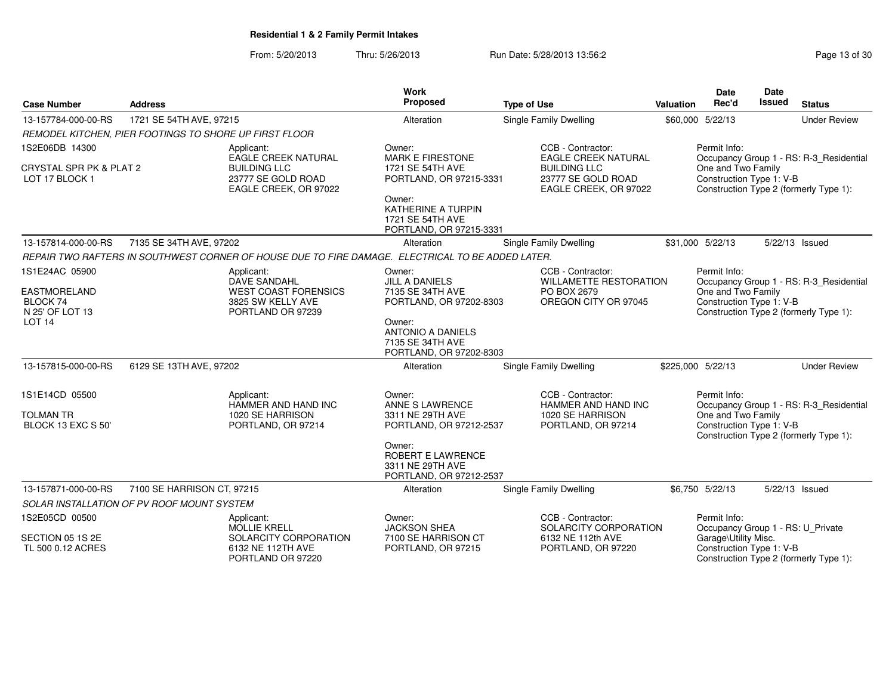**Residential 1 & 2 Family Permit Intakes**

From: 5/20/2013 Thru: 5/26/2013 Run Date: 5/28/2013 13:56:2

| Case Number | Address | Work Proposed | Type of Use | Valuation | Date Rec'd | Date Issued | Status |
|---|---|---|---|---|---|---|---|
| 13-157784-000-00-RS | 1721 SE 54TH AVE, 97215 | Alteration | Single Family Dwelling | $60,000 | 5/22/13 | | Under Review |

*REMODEL KITCHEN, PIER FOOTINGS TO SHORE UP FIRST FLOOR*

1S2E06DB 14300

CRYSTAL SPR PK & PLAT 2
LOT 17 BLOCK 1

Applicant:
EAGLE CREEK NATURAL BUILDING LLC
23777 SE GOLD ROAD
EAGLE CREEK, OR 97022

Owner:
MARK E FIRESTONE
1721 SE 54TH AVE
PORTLAND, OR 97215-3331

Owner:
KATHERINE A TURPIN
1721 SE 54TH AVE
PORTLAND, OR 97215-3331

CCB - Contractor:
EAGLE CREEK NATURAL BUILDING LLC
23777 SE GOLD ROAD
EAGLE CREEK, OR 97022

Permit Info:
Occupancy Group 1 - RS: R-3_Residential One and Two Family
Construction Type 1: V-B
Construction Type 2 (formerly Type 1):

| Case Number | Address | Work Proposed | Type of Use | Valuation | Date Rec'd | Date Issued | Status |
|---|---|---|---|---|---|---|---|
| 13-157814-000-00-RS | 7135 SE 34TH AVE, 97202 | Alteration | Single Family Dwelling | $31,000 | 5/22/13 | 5/22/13 | Issued |

*REPAIR TWO RAFTERS IN SOUTHWEST CORNER OF HOUSE DUE TO FIRE DAMAGE. ELECTRICAL TO BE ADDED LATER.*

1S1E24AC 05900

EASTMORELAND
BLOCK 74
N 25' OF LOT 13
LOT 14

Applicant:
DAVE SANDAHL
WEST COAST FORENSICS
3825 SW KELLY AVE
PORTLAND OR 97239

Owner:
JILL A DANIELS
7135 SE 34TH AVE
PORTLAND, OR 97202-8303

Owner:
ANTONIO A DANIELS
7135 SE 34TH AVE
PORTLAND, OR 97202-8303

CCB - Contractor:
WILLAMETTE RESTORATION
PO BOX 2679
OREGON CITY OR 97045

Permit Info:
Occupancy Group 1 - RS: R-3_Residential One and Two Family
Construction Type 1: V-B
Construction Type 2 (formerly Type 1):

| Case Number | Address | Work Proposed | Type of Use | Valuation | Date Rec'd | Date Issued | Status |
|---|---|---|---|---|---|---|---|
| 13-157815-000-00-RS | 6129 SE 13TH AVE, 97202 | Alteration | Single Family Dwelling | $225,000 | 5/22/13 | | Under Review |

1S1E14CD 05500

TOLMAN TR
BLOCK 13 EXC S 50'

Applicant:
HAMMER AND HAND INC
1020 SE HARRISON
PORTLAND, OR 97214

Owner:
ANNE S LAWRENCE
3311 NE 29TH AVE
PORTLAND, OR 97212-2537

Owner:
ROBERT E LAWRENCE
3311 NE 29TH AVE
PORTLAND, OR 97212-2537

CCB - Contractor:
HAMMER AND HAND INC
1020 SE HARRISON
PORTLAND, OR 97214

Permit Info:
Occupancy Group 1 - RS: R-3_Residential One and Two Family
Construction Type 1: V-B
Construction Type 2 (formerly Type 1):

| Case Number | Address | Work Proposed | Type of Use | Valuation | Date Rec'd | Date Issued | Status |
|---|---|---|---|---|---|---|---|
| 13-157871-000-00-RS | 7100 SE HARRISON CT, 97215 | Alteration | Single Family Dwelling | $6,750 | 5/22/13 | 5/22/13 | Issued |

*SOLAR INSTALLATION OF PV ROOF MOUNT SYSTEM*

1S2E05CD 00500

SECTION 05 1S 2E
TL 500 0.12 ACRES

Applicant:
MOLLIE KRELL
SOLARCITY CORPORATION
6132 NE 112TH AVE
PORTLAND OR 97220

Owner:
JACKSON SHEA
7100 SE HARRISON CT
PORTLAND, OR 97215

CCB - Contractor:
SOLARCITY CORPORATION
6132 NE 112th AVE
PORTLAND, OR 97220

Permit Info:
Occupancy Group 1 - RS: U_Private Garage\Utility Misc.
Construction Type 1: V-B
Construction Type 2 (formerly Type 1):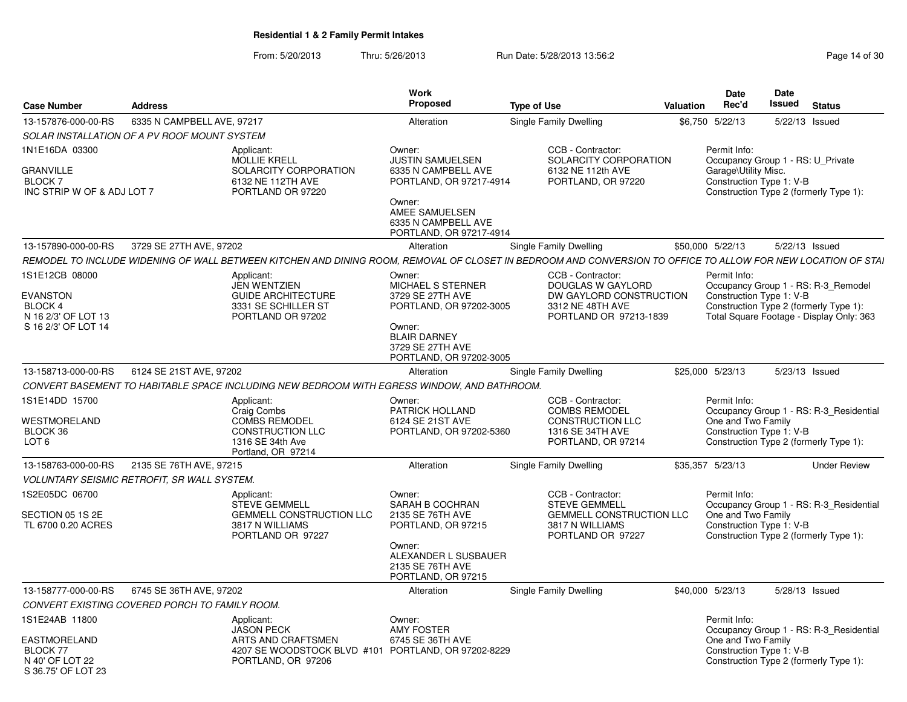**Residential 1 & 2 Family Permit Intakes**

From: 5/20/2013 Thru: 5/26/2013 Run Date: 5/28/2013 13:56:2

| Case Number | Address | Work Proposed | Type of Use | Valuation | Date Rec'd | Date Issued | Status |
|---|---|---|---|---|---|---|---|
| 13-157876-000-00-RS | 6335 N CAMPBELL AVE, 97217 | Alteration | Single Family Dwelling | $6,750 | 5/22/13 | 5/22/13 | Issued |

*SOLAR INSTALLATION OF A PV ROOF MOUNT SYSTEM*

1N1E16DA 03300
GRANVILLE
BLOCK 7
INC STRIP W OF & ADJ LOT 7

Applicant:
MOLLIE KRELL
SOLARCITY CORPORATION
6132 NE 112TH AVE
PORTLAND OR 97220

Owner:
JUSTIN SAMUELSEN
6335 N CAMPBELL AVE
PORTLAND, OR 97217-4914

Owner:
AMEE SAMUELSEN
6335 N CAMPBELL AVE
PORTLAND, OR 97217-4914

CCB - Contractor:
SOLARCITY CORPORATION
6132 NE 112th AVE
PORTLAND, OR 97220

Permit Info:
Occupancy Group 1 - RS: U_Private Garage\Utility Misc.
Construction Type 1: V-B
Construction Type 2 (formerly Type 1):

| Case Number | Address | Work Proposed | Type of Use | Valuation | Date Rec'd | Date Issued | Status |
|---|---|---|---|---|---|---|---|
| 13-157890-000-00-RS | 3729 SE 27TH AVE, 97202 | Alteration | Single Family Dwelling | $50,000 | 5/22/13 | 5/22/13 | Issued |

*REMODEL TO INCLUDE WIDENING OF WALL BETWEEN KITCHEN AND DINING ROOM, REMOVAL OF CLOSET IN BEDROOM AND CONVERSION TO OFFICE TO ALLOW FOR NEW LOCATION OF STAI*

1S1E12CB 08000
EVANSTON
BLOCK 4
N 16 2/3' OF LOT 13
S 16 2/3' OF LOT 14

Applicant:
JEN WENTZIEN
GUIDE ARCHITECTURE
3331 SE SCHILLER ST
PORTLAND OR 97202

Owner:
MICHAEL S STERNER
3729 SE 27TH AVE
PORTLAND, OR 97202-3005

Owner:
BLAIR DARNEY
3729 SE 27TH AVE
PORTLAND, OR 97202-3005

CCB - Contractor:
DOUGLAS W GAYLORD
DW GAYLORD CONSTRUCTION
3312 NE 48TH AVE
PORTLAND OR 97213-1839

Permit Info:
Occupancy Group 1 - RS: R-3_Remodel
Construction Type 1: V-B
Construction Type 2 (formerly Type 1):
Total Square Footage - Display Only: 363

| Case Number | Address | Work Proposed | Type of Use | Valuation | Date Rec'd | Date Issued | Status |
|---|---|---|---|---|---|---|---|
| 13-158713-000-00-RS | 6124 SE 21ST AVE, 97202 | Alteration | Single Family Dwelling | $25,000 | 5/23/13 | 5/23/13 | Issued |

*CONVERT BASEMENT TO HABITABLE SPACE INCLUDING NEW BEDROOM WITH EGRESS WINDOW, AND BATHROOM.*

1S1E14DD 15700
WESTMORELAND
BLOCK 36
LOT 6

Applicant:
Craig Combs
COMBS REMODEL CONSTRUCTION LLC
1316 SE 34th Ave
Portland, OR 97214

Owner:
PATRICK HOLLAND
6124 SE 21ST AVE
PORTLAND, OR 97202-5360

CCB - Contractor:
COMBS REMODEL CONSTRUCTION LLC
1316 SE 34TH AVE
PORTLAND, OR 97214

Permit Info:
Occupancy Group 1 - RS: R-3_Residential One and Two Family
Construction Type 1: V-B
Construction Type 2 (formerly Type 1):

| Case Number | Address | Work Proposed | Type of Use | Valuation | Date Rec'd | Date Issued | Status |
|---|---|---|---|---|---|---|---|
| 13-158763-000-00-RS | 2135 SE 76TH AVE, 97215 | Alteration | Single Family Dwelling | $35,357 | 5/23/13 | | Under Review |

*VOLUNTARY SEISMIC RETROFIT, SR WALL SYSTEM.*

1S2E05DC 06700
SECTION 05 1S 2E
TL 6700 0.20 ACRES

Applicant:
STEVE GEMMELL
GEMMELL CONSTRUCTION LLC
3817 N WILLIAMS
PORTLAND OR 97227

Owner:
SARAH B COCHRAN
2135 SE 76TH AVE
PORTLAND, OR 97215

Owner:
ALEXANDER L SUSBAUER
2135 SE 76TH AVE
PORTLAND, OR 97215

CCB - Contractor:
STEVE GEMMELL
GEMMELL CONSTRUCTION LLC
3817 N WILLIAMS
PORTLAND OR 97227

Permit Info:
Occupancy Group 1 - RS: R-3_Residential One and Two Family
Construction Type 1: V-B
Construction Type 2 (formerly Type 1):

| Case Number | Address | Work Proposed | Type of Use | Valuation | Date Rec'd | Date Issued | Status |
|---|---|---|---|---|---|---|---|
| 13-158777-000-00-RS | 6745 SE 36TH AVE, 97202 | Alteration | Single Family Dwelling | $40,000 | 5/23/13 | 5/28/13 | Issued |

*CONVERT EXISTING COVERED PORCH TO FAMILY ROOM.*

1S1E24AB 11800
EASTMORELAND
BLOCK 77
N 40' OF LOT 22
S 36.75' OF LOT 23

Applicant:
JASON PECK
ARTS AND CRAFTSMEN
4207 SE WOODSTOCK BLVD #101
PORTLAND, OR 97206

Owner:
AMY FOSTER
6745 SE 36TH AVE
PORTLAND, OR 97202-8229

Permit Info:
Occupancy Group 1 - RS: R-3_Residential One and Two Family
Construction Type 1: V-B
Construction Type 2 (formerly Type 1):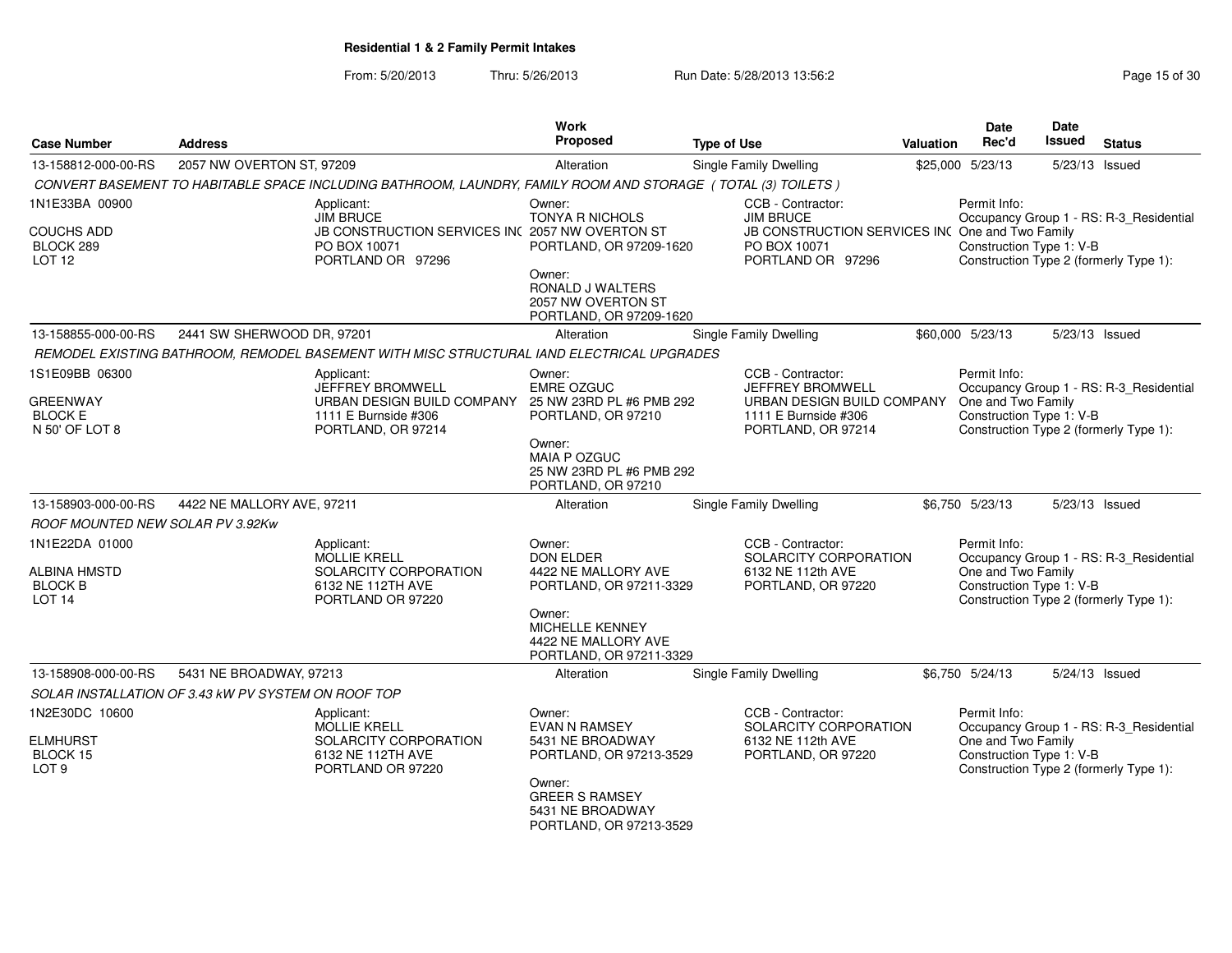**Residential 1 & 2 Family Permit Intakes**

From: 5/20/2013 Thru: 5/26/2013 Run Date: 5/28/2013 13:56:2

| Case Number | Address | Work Proposed | Type of Use | Valuation | Date Rec'd | Date Issued | Status |
|---|---|---|---|---|---|---|---|
| 13-158812-000-00-RS | 2057 NW OVERTON ST, 97209 | Alteration | Single Family Dwelling | $25,000 | 5/23/13 | 5/23/13 | Issued |

*CONVERT BASEMENT TO HABITABLE SPACE INCLUDING BATHROOM, LAUNDRY, FAMILY ROOM AND STORAGE ( TOTAL (3) TOILETS )*

| Legal | Applicant | Owner | CCB - Contractor | Permit Info |
|---|---|---|---|---|
| 1N1E33BA 00900<br>COUCHS ADD<br>BLOCK 289<br>LOT 12 | JIM BRUCE<br>JB CONSTRUCTION SERVICES INC<br>PO BOX 10071<br>PORTLAND OR 97296 | TONYA R NICHOLS<br>2057 NW OVERTON ST<br>PORTLAND, OR 97209-1620<br><br>Owner:<br>RONALD J WALTERS<br>2057 NW OVERTON ST<br>PORTLAND, OR 97209-1620 | JIM BRUCE<br>JB CONSTRUCTION SERVICES INC<br>PO BOX 10071<br>PORTLAND OR 97296 | Occupancy Group 1 - RS: R-3_Residential One and Two Family<br>Construction Type 1: V-B<br>Construction Type 2 (formerly Type 1): |

| Case Number | Address | Work Proposed | Type of Use | Valuation | Date Rec'd | Date Issued | Status |
|---|---|---|---|---|---|---|---|
| 13-158855-000-00-RS | 2441 SW SHERWOOD DR, 97201 | Alteration | Single Family Dwelling | $60,000 | 5/23/13 | 5/23/13 | Issued |

*REMODEL EXISTING BATHROOM, REMODEL BASEMENT WITH MISC STRUCTURAL IAND ELECTRICAL UPGRADES*

| Legal | Applicant | Owner | CCB - Contractor | Permit Info |
|---|---|---|---|---|
| 1S1E09BB 06300<br>GREENWAY<br>BLOCK E<br>N 50' OF LOT 8 | JEFFREY BROMWELL<br>URBAN DESIGN BUILD COMPANY<br>1111 E Burnside #306<br>PORTLAND, OR 97214 | EMRE OZGUC<br>25 NW 23RD PL #6 PMB 292<br>PORTLAND, OR 97210<br><br>Owner:<br>MAIA P OZGUC<br>25 NW 23RD PL #6 PMB 292<br>PORTLAND, OR 97210 | JEFFREY BROMWELL<br>URBAN DESIGN BUILD COMPANY<br>1111 E Burnside #306<br>PORTLAND, OR 97214 | Occupancy Group 1 - RS: R-3_Residential One and Two Family<br>Construction Type 1: V-B<br>Construction Type 2 (formerly Type 1): |

| Case Number | Address | Work Proposed | Type of Use | Valuation | Date Rec'd | Date Issued | Status |
|---|---|---|---|---|---|---|---|
| 13-158903-000-00-RS | 4422 NE MALLORY AVE, 97211 | Alteration | Single Family Dwelling | $6,750 | 5/23/13 | 5/23/13 | Issued |

*ROOF MOUNTED NEW SOLAR PV 3.92Kw*

| Legal | Applicant | Owner | CCB - Contractor | Permit Info |
|---|---|---|---|---|
| 1N1E22DA 01000<br>ALBINA HMSTD<br>BLOCK B<br>LOT 14 | MOLLIE KRELL<br>SOLARCITY CORPORATION<br>6132 NE 112TH AVE<br>PORTLAND OR 97220 | DON ELDER<br>4422 NE MALLORY AVE<br>PORTLAND, OR 97211-3329<br><br>Owner:<br>MICHELLE KENNEY<br>4422 NE MALLORY AVE<br>PORTLAND, OR 97211-3329 | SOLARCITY CORPORATION<br>6132 NE 112th AVE<br>PORTLAND, OR 97220 | Occupancy Group 1 - RS: R-3_Residential One and Two Family<br>Construction Type 1: V-B<br>Construction Type 2 (formerly Type 1): |

| Case Number | Address | Work Proposed | Type of Use | Valuation | Date Rec'd | Date Issued | Status |
|---|---|---|---|---|---|---|---|
| 13-158908-000-00-RS | 5431 NE BROADWAY, 97213 | Alteration | Single Family Dwelling | $6,750 | 5/24/13 | 5/24/13 | Issued |

*SOLAR INSTALLATION OF 3.43 kW PV SYSTEM ON ROOF TOP*

| Legal | Applicant | Owner | CCB - Contractor | Permit Info |
|---|---|---|---|---|
| 1N2E30DC 10600<br>ELMHURST<br>BLOCK 15<br>LOT 9 | MOLLIE KRELL<br>SOLARCITY CORPORATION<br>6132 NE 112TH AVE<br>PORTLAND OR 97220 | EVAN N RAMSEY<br>5431 NE BROADWAY<br>PORTLAND, OR 97213-3529<br><br>Owner:<br>GREER S RAMSEY<br>5431 NE BROADWAY<br>PORTLAND, OR 97213-3529 | SOLARCITY CORPORATION<br>6132 NE 112th AVE<br>PORTLAND, OR 97220 | Occupancy Group 1 - RS: R-3_Residential One and Two Family<br>Construction Type 1: V-B<br>Construction Type 2 (formerly Type 1): |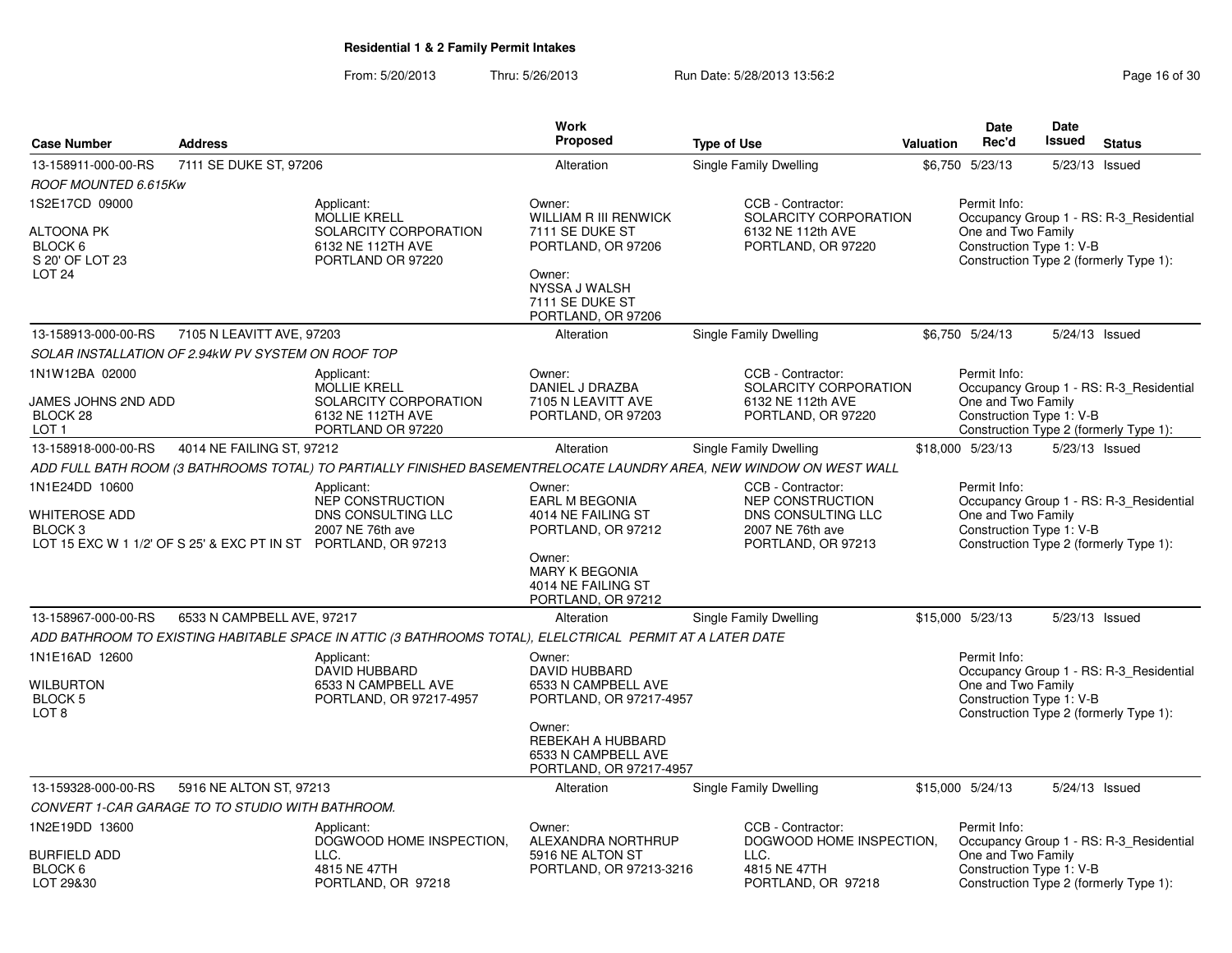**Residential 1 & 2 Family Permit Intakes**

From: 5/20/2013 Thru: 5/26/2013 Run Date: 5/28/2013 13:56:2

| Case Number | Address | Work Proposed | Type of Use | Valuation | Date Rec'd | Date Issued | Status |
|---|---|---|---|---|---|---|---|
| 13-158911-000-00-RS | 7111 SE DUKE ST, 97206 | Alteration | Single Family Dwelling | $6,750 | 5/23/13 | 5/23/13 | Issued |

*ROOF MOUNTED 6.615Kw*

1S2E17CD 09000
ALTOONA PK
BLOCK 6
S 20' OF LOT 23
LOT 24

Applicant: MOLLIE KRELL, SOLARCITY CORPORATION, 6132 NE 112TH AVE, PORTLAND OR 97220

Owner: WILLIAM R III RENWICK, 7111 SE DUKE ST, PORTLAND, OR 97206
Owner: NYSSA J WALSH, 7111 SE DUKE ST, PORTLAND, OR 97206

CCB - Contractor: SOLARCITY CORPORATION, 6132 NE 112th AVE, PORTLAND, OR 97220

Permit Info: Occupancy Group 1 - RS: R-3_Residential One and Two Family; Construction Type 1: V-B; Construction Type 2 (formerly Type 1):

| Case Number | Address | Work Proposed | Type of Use | Valuation | Date Rec'd | Date Issued | Status |
|---|---|---|---|---|---|---|---|
| 13-158913-000-00-RS | 7105 N LEAVITT AVE, 97203 | Alteration | Single Family Dwelling | $6,750 | 5/24/13 | 5/24/13 | Issued |

*SOLAR INSTALLATION OF 2.94kW PV SYSTEM ON ROOF TOP*

1N1W12BA 02000
JAMES JOHNS 2ND ADD
BLOCK 28
LOT 1

Applicant: MOLLIE KRELL, SOLARCITY CORPORATION, 6132 NE 112TH AVE, PORTLAND OR 97220

Owner: DANIEL J DRAZBA, 7105 N LEAVITT AVE, PORTLAND, OR 97203

CCB - Contractor: SOLARCITY CORPORATION, 6132 NE 112th AVE, PORTLAND, OR 97220

Permit Info: Occupancy Group 1 - RS: R-3_Residential One and Two Family; Construction Type 1: V-B; Construction Type 2 (formerly Type 1):

| Case Number | Address | Work Proposed | Type of Use | Valuation | Date Rec'd | Date Issued | Status |
|---|---|---|---|---|---|---|---|
| 13-158918-000-00-RS | 4014 NE FAILING ST, 97212 | Alteration | Single Family Dwelling | $18,000 | 5/23/13 | 5/23/13 | Issued |

*ADD FULL BATH ROOM (3 BATHROOMS TOTAL) TO PARTIALLY FINISHED BASEMENTRELOCATE LAUNDRY AREA, NEW WINDOW ON WEST WALL*

1N1E24DD 10600
WHITEROSE ADD
BLOCK 3
LOT 15 EXC W 1 1/2' OF S 25' & EXC PT IN ST

Applicant: NEP CONSTRUCTION, DNS CONSULTING LLC, 2007 NE 76th ave, PORTLAND, OR 97213

Owner: EARL M BEGONIA, 4014 NE FAILING ST, PORTLAND, OR 97212
Owner: MARY K BEGONIA, 4014 NE FAILING ST, PORTLAND, OR 97212

CCB - Contractor: NEP CONSTRUCTION, DNS CONSULTING LLC, 2007 NE 76th ave, PORTLAND, OR 97213

Permit Info: Occupancy Group 1 - RS: R-3_Residential One and Two Family; Construction Type 1: V-B; Construction Type 2 (formerly Type 1):

| Case Number | Address | Work Proposed | Type of Use | Valuation | Date Rec'd | Date Issued | Status |
|---|---|---|---|---|---|---|---|
| 13-158967-000-00-RS | 6533 N CAMPBELL AVE, 97217 | Alteration | Single Family Dwelling | $15,000 | 5/23/13 | 5/23/13 | Issued |

*ADD BATHROOM TO EXISTING HABITABLE SPACE IN ATTIC (3 BATHROOMS TOTAL), ELELCTRICAL PERMIT AT A LATER DATE*

1N1E16AD 12600
WILBURTON
BLOCK 5
LOT 8

Applicant: DAVID HUBBARD, 6533 N CAMPBELL AVE, PORTLAND, OR 97217-4957

Owner: DAVID HUBBARD, 6533 N CAMPBELL AVE, PORTLAND, OR 97217-4957
Owner: REBEKAH A HUBBARD, 6533 N CAMPBELL AVE, PORTLAND, OR 97217-4957

Permit Info: Occupancy Group 1 - RS: R-3_Residential One and Two Family; Construction Type 1: V-B; Construction Type 2 (formerly Type 1):

| Case Number | Address | Work Proposed | Type of Use | Valuation | Date Rec'd | Date Issued | Status |
|---|---|---|---|---|---|---|---|
| 13-159328-000-00-RS | 5916 NE ALTON ST, 97213 | Alteration | Single Family Dwelling | $15,000 | 5/24/13 | 5/24/13 | Issued |

*CONVERT 1-CAR GARAGE TO TO STUDIO WITH BATHROOM.*

1N2E19DD 13600
BURFIELD ADD
BLOCK 6
LOT 29&30

Applicant: DOGWOOD HOME INSPECTION, LLC., 4815 NE 47TH, PORTLAND, OR 97218

Owner: ALEXANDRA NORTHRUP, 5916 NE ALTON ST, PORTLAND, OR 97213-3216

CCB - Contractor: DOGWOOD HOME INSPECTION, LLC., 4815 NE 47TH, PORTLAND, OR 97218

Permit Info: Occupancy Group 1 - RS: R-3_Residential One and Two Family; Construction Type 1: V-B; Construction Type 2 (formerly Type 1):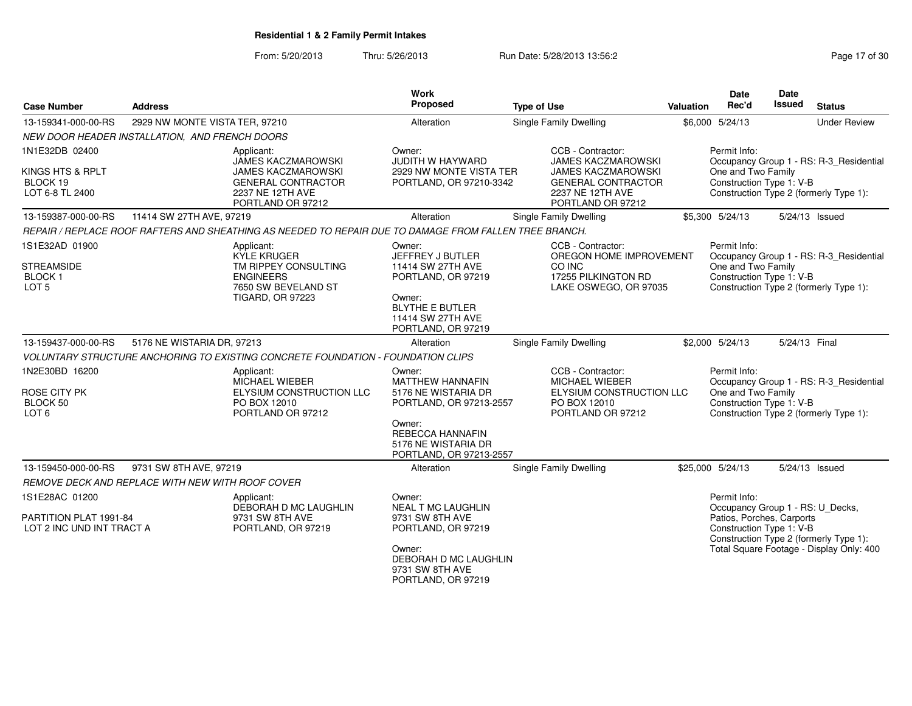**Residential 1 & 2 Family Permit Intakes**

From: 5/20/2013 Thru: 5/26/2013 Run Date: 5/28/2013 13:56:2

| Case Number | Address | Work Proposed | Type of Use | Valuation | Date Rec'd | Date Issued | Status |
|---|---|---|---|---|---|---|---|
| 13-159341-000-00-RS | 2929 NW MONTE VISTA TER, 97210 | Alteration | Single Family Dwelling | $6,000 | 5/24/13 | | Under Review |
| 13-159387-000-00-RS | 11414 SW 27TH AVE, 97219 | Alteration | Single Family Dwelling | $5,300 | 5/24/13 | 5/24/13 | Issued |
| 13-159437-000-00-RS | 5176 NE WISTARIA DR, 97213 | Alteration | Single Family Dwelling | $2,000 | 5/24/13 | 5/24/13 | Final |
| 13-159450-000-00-RS | 9731 SW 8TH AVE, 97219 | Alteration | Single Family Dwelling | $25,000 | 5/24/13 | 5/24/13 | Issued |

**13-159341-000-00-RS** — *NEW DOOR HEADER INSTALLATION, AND FRENCH DOORS*

1N1E32DB 02400
KINGS HTS & RPLT
BLOCK 19
LOT 6-8 TL 2400

Applicant: JAMES KACZMAROWSKI, JAMES KACZMAROWSKI, GENERAL CONTRACTOR, 2237 NE 12TH AVE, PORTLAND OR 97212

Owner: JUDITH W HAYWARD, 2929 NW MONTE VISTA TER, PORTLAND, OR 97210-3342

CCB - Contractor: JAMES KACZMAROWSKI, JAMES KACZMAROWSKI, GENERAL CONTRACTOR, 2237 NE 12TH AVE, PORTLAND OR 97212

Permit Info: Occupancy Group 1 - RS: R-3_Residential One and Two Family; Construction Type 1: V-B; Construction Type 2 (formerly Type 1):

**13-159387-000-00-RS** — *REPAIR / REPLACE ROOF RAFTERS AND SHEATHING AS NEEDED TO REPAIR DUE TO DAMAGE FROM FALLEN TREE BRANCH.*

1S1E32AD 01900
STREAMSIDE
BLOCK 1
LOT 5

Applicant: KYLE KRUGER, TM RIPPEY CONSULTING ENGINEERS, 7650 SW BEVELAND ST, TIGARD, OR 97223

Owner: JEFFREY J BUTLER, 11414 SW 27TH AVE, PORTLAND, OR 97219

Owner: BLYTHE E BUTLER, 11414 SW 27TH AVE, PORTLAND, OR 97219

CCB - Contractor: OREGON HOME IMPROVEMENT CO INC, 17255 PILKINGTON RD, LAKE OSWEGO, OR 97035

Permit Info: Occupancy Group 1 - RS: R-3_Residential One and Two Family; Construction Type 1: V-B; Construction Type 2 (formerly Type 1):

**13-159437-000-00-RS** — *VOLUNTARY STRUCTURE ANCHORING TO EXISTING CONCRETE FOUNDATION - FOUNDATION CLIPS*

1N2E30BD 16200
ROSE CITY PK
BLOCK 50
LOT 6

Applicant: MICHAEL WIEBER, ELYSIUM CONSTRUCTION LLC, PO BOX 12010, PORTLAND OR 97212

Owner: MATTHEW HANNAFIN, 5176 NE WISTARIA DR, PORTLAND, OR 97213-2557

Owner: REBECCA HANNAFIN, 5176 NE WISTARIA DR, PORTLAND, OR 97213-2557

CCB - Contractor: MICHAEL WIEBER, ELYSIUM CONSTRUCTION LLC, PO BOX 12010, PORTLAND OR 97212

Permit Info: Occupancy Group 1 - RS: R-3_Residential One and Two Family; Construction Type 1: V-B; Construction Type 2 (formerly Type 1):

**13-159450-000-00-RS** — *REMOVE DECK AND REPLACE WITH NEW WITH ROOF COVER*

1S1E28AC 01200
PARTITION PLAT 1991-84
LOT 2 INC UND INT TRACT A

Applicant: DEBORAH D MC LAUGHLIN, 9731 SW 8TH AVE, PORTLAND, OR 97219

Owner: NEAL T MC LAUGHLIN, 9731 SW 8TH AVE, PORTLAND, OR 97219

Owner: DEBORAH D MC LAUGHLIN, 9731 SW 8TH AVE, PORTLAND, OR 97219

Permit Info: Occupancy Group 1 - RS: U_Decks, Patios, Porches, Carports; Construction Type 1: V-B; Construction Type 2 (formerly Type 1): ; Total Square Footage - Display Only: 400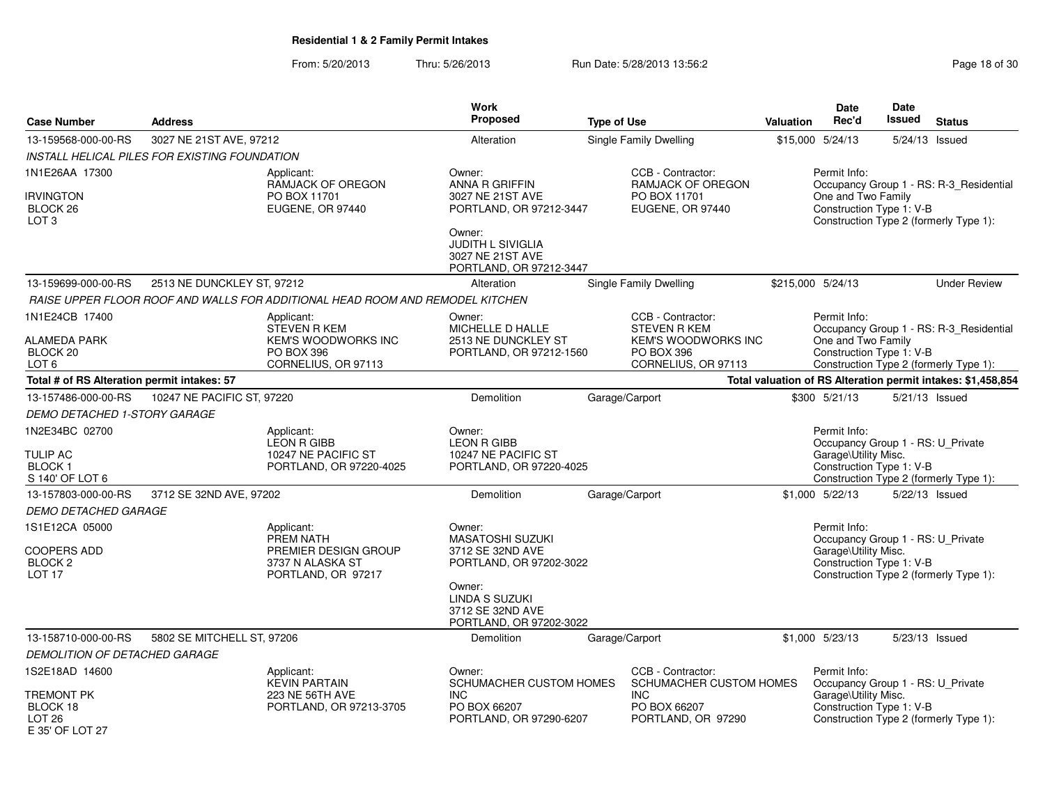## Residential 1 & 2 Family Permit Intakes

From: 5/20/2013 Thru: 5/26/2013 Run Date: 5/28/2013 13:56:2

| Case Number | Address | Work Proposed | Type of Use | Valuation | Date Rec'd | Date Issued | Status |
|---|---|---|---|---|---|---|---|
| 13-159568-000-00-RS | 3027 NE 21ST AVE, 97212 | Alteration | Single Family Dwelling | $15,000 | 5/24/13 | 5/24/13 | Issued |

*INSTALL HELICAL PILES FOR EXISTING FOUNDATION*

1N1E26AA 17300
IRVINGTON
BLOCK 26
LOT 3

Applicant:
RAMJACK OF OREGON
PO BOX 11701
EUGENE, OR 97440

Owner:
ANNA R GRIFFIN
3027 NE 21ST AVE
PORTLAND, OR 97212-3447

Owner:
JUDITH L SIVIGLIA
3027 NE 21ST AVE
PORTLAND, OR 97212-3447

CCB - Contractor:
RAMJACK OF OREGON
PO BOX 11701
EUGENE, OR 97440

Permit Info:
Occupancy Group 1 - RS: R-3_Residential One and Two Family
Construction Type 1: V-B
Construction Type 2 (formerly Type 1):

| Case Number | Address | Work Proposed | Type of Use | Valuation | Date Rec'd | Date Issued | Status |
|---|---|---|---|---|---|---|---|
| 13-159699-000-00-RS | 2513 NE DUNCKLEY ST, 97212 | Alteration | Single Family Dwelling | $215,000 | 5/24/13 | | Under Review |

*RAISE UPPER FLOOR ROOF AND WALLS FOR ADDITIONAL HEAD ROOM AND REMODEL KITCHEN*

1N1E24CB 17400
ALAMEDA PARK
BLOCK 20
LOT 6

Applicant:
STEVEN R KEM
KEM'S WOODWORKS INC
PO BOX 396
CORNELIUS, OR 97113

Owner:
MICHELLE D HALLE
2513 NE DUNCKLEY ST
PORTLAND, OR 97212-1560

CCB - Contractor:
STEVEN R KEM
KEM'S WOODWORKS INC
PO BOX 396
CORNELIUS, OR 97113

Permit Info:
Occupancy Group 1 - RS: R-3_Residential One and Two Family
Construction Type 1: V-B
Construction Type 2 (formerly Type 1):

**Total # of RS Alteration permit intakes: 57**

**Total valuation of RS Alteration permit intakes: $1,458,854**

| Case Number | Address | Work Proposed | Type of Use | Valuation | Date Rec'd | Date Issued | Status |
|---|---|---|---|---|---|---|---|
| 13-157486-000-00-RS | 10247 NE PACIFIC ST, 97220 | Demolition | Garage/Carport | $300 | 5/21/13 | 5/21/13 | Issued |

*DEMO DETACHED 1-STORY GARAGE*

1N2E34BC 02700
TULIP AC
BLOCK 1
S 140' OF LOT 6

Applicant:
LEON R GIBB
10247 NE PACIFIC ST
PORTLAND, OR 97220-4025

Owner:
LEON R GIBB
10247 NE PACIFIC ST
PORTLAND, OR 97220-4025

Permit Info:
Occupancy Group 1 - RS: U_Private Garage\Utility Misc.
Construction Type 1: V-B
Construction Type 2 (formerly Type 1):

| Case Number | Address | Work Proposed | Type of Use | Valuation | Date Rec'd | Date Issued | Status |
|---|---|---|---|---|---|---|---|
| 13-157803-000-00-RS | 3712 SE 32ND AVE, 97202 | Demolition | Garage/Carport | $1,000 | 5/22/13 | 5/22/13 | Issued |

*DEMO DETACHED GARAGE*

1S1E12CA 05000
COOPERS ADD
BLOCK 2
LOT 17

Applicant:
PREM NATH
PREMIER DESIGN GROUP
3737 N ALASKA ST
PORTLAND, OR 97217

Owner:
MASATOSHI SUZUKI
3712 SE 32ND AVE
PORTLAND, OR 97202-3022

Owner:
LINDA S SUZUKI
3712 SE 32ND AVE
PORTLAND, OR 97202-3022

Permit Info:
Occupancy Group 1 - RS: U_Private Garage\Utility Misc.
Construction Type 1: V-B
Construction Type 2 (formerly Type 1):

| Case Number | Address | Work Proposed | Type of Use | Valuation | Date Rec'd | Date Issued | Status |
|---|---|---|---|---|---|---|---|
| 13-158710-000-00-RS | 5802 SE MITCHELL ST, 97206 | Demolition | Garage/Carport | $1,000 | 5/23/13 | 5/23/13 | Issued |

*DEMOLITION OF DETACHED GARAGE*

1S2E18AD 14600
TREMONT PK
BLOCK 18
LOT 26
E 35' OF LOT 27

Applicant:
KEVIN PARTAIN
223 NE 56TH AVE
PORTLAND, OR 97213-3705

Owner:
SCHUMACHER CUSTOM HOMES INC
PO BOX 66207
PORTLAND, OR 97290-6207

CCB - Contractor:
SCHUMACHER CUSTOM HOMES INC
PO BOX 66207
PORTLAND, OR 97290

Permit Info:
Occupancy Group 1 - RS: U_Private Garage\Utility Misc.
Construction Type 1: V-B
Construction Type 2 (formerly Type 1):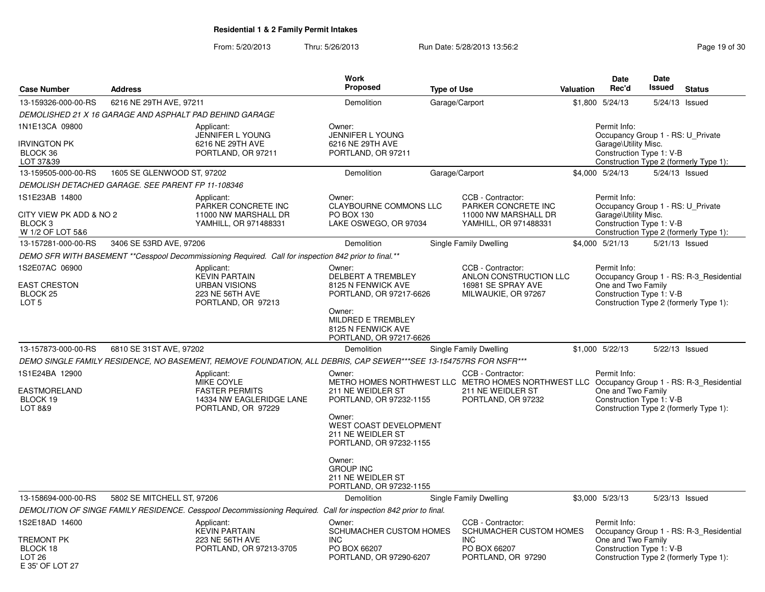**Residential 1 & 2 Family Permit Intakes**

From: 5/20/2013 Thru: 5/26/2013 Run Date: 5/28/2013 13:56:2

| Case Number | Address | Work Proposed | Type of Use | Valuation | Date Rec'd | Date Issued | Status |
|---|---|---|---|---|---|---|---|
| 13-159326-000-00-RS | 6216 NE 29TH AVE, 97211 | Demolition | Garage/Carport | $1,800 | 5/24/13 | 5/24/13 | Issued |

*DEMOLISHED 21 X 16 GARAGE AND ASPHALT PAD BEHIND GARAGE*

1N1E13CA 09800
IRVINGTON PK
BLOCK 36
LOT 37&39

Applicant: JENNIFER L YOUNG, 6216 NE 29TH AVE, PORTLAND, OR 97211

Owner: JENNIFER L YOUNG, 6216 NE 29TH AVE, PORTLAND, OR 97211

Permit Info: Occupancy Group 1 - RS: U_Private Garage\Utility Misc. Construction Type 1: V-B Construction Type 2 (formerly Type 1):

| Case Number | Address | Work Proposed | Type of Use | Valuation | Date Rec'd | Date Issued | Status |
|---|---|---|---|---|---|---|---|
| 13-159505-000-00-RS | 1605 SE GLENWOOD ST, 97202 | Demolition | Garage/Carport | $4,000 | 5/24/13 | 5/24/13 | Issued |

*DEMOLISH DETACHED GARAGE. SEE PARENT FP 11-108346*

1S1E23AB 14800
CITY VIEW PK ADD & NO 2
BLOCK 3
W 1/2 OF LOT 5&6

Applicant: PARKER CONCRETE INC, 11000 NW MARSHALL DR, YAMHILL, OR 971488331

Owner: CLAYBOURNE COMMONS LLC, PO BOX 130, LAKE OSWEGO, OR 97034

CCB - Contractor: PARKER CONCRETE INC, 11000 NW MARSHALL DR, YAMHILL, OR 971488331

Permit Info: Occupancy Group 1 - RS: U_Private Garage\Utility Misc. Construction Type 1: V-B Construction Type 2 (formerly Type 1):

| Case Number | Address | Work Proposed | Type of Use | Valuation | Date Rec'd | Date Issued | Status |
|---|---|---|---|---|---|---|---|
| 13-157281-000-00-RS | 3406 SE 53RD AVE, 97206 | Demolition | Single Family Dwelling | $4,000 | 5/21/13 | 5/21/13 | Issued |

*DEMO SFR WITH BASEMENT **Cesspool Decommissioning Required. Call for inspection 842 prior to final.***

1S2E07AC 06900
EAST CRESTON
BLOCK 25
LOT 5

Applicant: KEVIN PARTAIN, URBAN VISIONS, 223 NE 56TH AVE, PORTLAND, OR 97213

Owner: DELBERT A TREMBLEY, 8125 N FENWICK AVE, PORTLAND, OR 97217-6626

Owner: MILDRED E TREMBLEY, 8125 N FENWICK AVE, PORTLAND, OR 97217-6626

CCB - Contractor: ANLON CONSTRUCTION LLC, 16981 SE SPRAY AVE, MILWAUKIE, OR 97267

Permit Info: Occupancy Group 1 - RS: R-3_Residential One and Two Family Construction Type 1: V-B Construction Type 2 (formerly Type 1):

| Case Number | Address | Work Proposed | Type of Use | Valuation | Date Rec'd | Date Issued | Status |
|---|---|---|---|---|---|---|---|
| 13-157873-000-00-RS | 6810 SE 31ST AVE, 97202 | Demolition | Single Family Dwelling | $1,000 | 5/22/13 | 5/22/13 | Issued |

*DEMO SINGLE FAMILY RESIDENCE, NO BASEMENT, REMOVE FOUNDATION, ALL DEBRIS, CAP SEWER***SEE 13-154757RS FOR NSFR****

1S1E24BA 12900
EASTMORELAND
BLOCK 19
LOT 8&9

Applicant: MIKE COYLE, FASTER PERMITS, 14334 NW EAGLERIDGE LANE, PORTLAND, OR 97229

Owner: METRO HOMES NORTHWEST LLC, 211 NE WEIDLER ST, PORTLAND, OR 97232-1155

Owner: WEST COAST DEVELOPMENT, 211 NE WEIDLER ST, PORTLAND, OR 97232-1155

Owner: GROUP INC, 211 NE WEIDLER ST, PORTLAND, OR 97232-1155

CCB - Contractor: METRO HOMES NORTHWEST LLC, 211 NE WEIDLER ST, PORTLAND, OR 97232

Permit Info: Occupancy Group 1 - RS: R-3_Residential One and Two Family Construction Type 1: V-B Construction Type 2 (formerly Type 1):

| Case Number | Address | Work Proposed | Type of Use | Valuation | Date Rec'd | Date Issued | Status |
|---|---|---|---|---|---|---|---|
| 13-158694-000-00-RS | 5802 SE MITCHELL ST, 97206 | Demolition | Single Family Dwelling | $3,000 | 5/23/13 | 5/23/13 | Issued |

*DEMOLITION OF SINGE FAMILY RESIDENCE. Cesspool Decommissioning Required. Call for inspection 842 prior to final.*

1S2E18AD 14600
TREMONT PK
BLOCK 18
LOT 26
E 35' OF LOT 27

Applicant: KEVIN PARTAIN, 223 NE 56TH AVE, PORTLAND, OR 97213-3705

Owner: SCHUMACHER CUSTOM HOMES INC, PO BOX 66207, PORTLAND, OR 97290-6207

CCB - Contractor: SCHUMACHER CUSTOM HOMES INC, PO BOX 66207, PORTLAND, OR 97290

Permit Info: Occupancy Group 1 - RS: R-3_Residential One and Two Family Construction Type 1: V-B Construction Type 2 (formerly Type 1):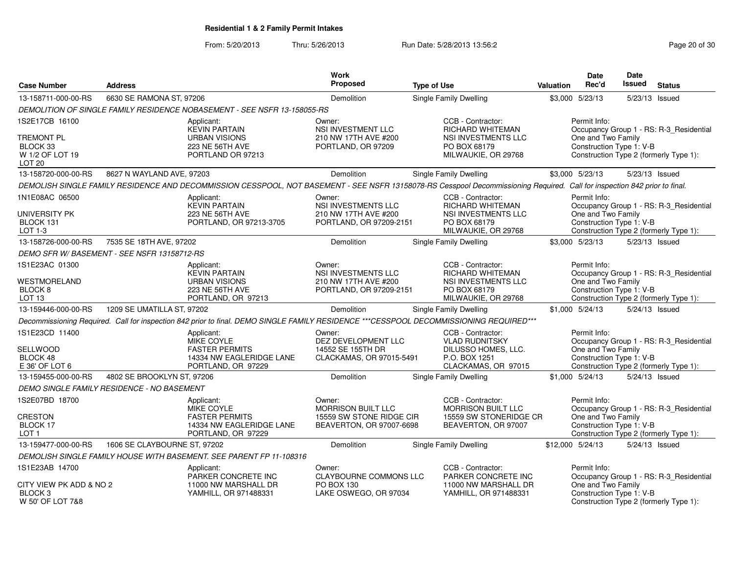**Residential 1 & 2 Family Permit Intakes**

From: 5/20/2013 Thru: 5/26/2013 Run Date: 5/28/2013 13:56:2

| Case Number | Address | Work Proposed | Type of Use | Valuation | Date Rec'd | Date Issued | Status |
|---|---|---|---|---|---|---|---|
| 13-158711-000-00-RS | 6630 SE RAMONA ST, 97206 | Demolition | Single Family Dwelling | $3,000 | 5/23/13 | 5/23/13 | Issued |

*DEMOLITION OF SINGLE FAMILY RESIDENCE NOBASEMENT - SEE NSFR 13-158055-RS*

1S2E17CB 16100
TREMONT PL
BLOCK 33
W 1/2 OF LOT 19
LOT 20

Applicant: KEVIN PARTAIN, URBAN VISIONS, 223 NE 56TH AVE, PORTLAND OR 97213
Owner: NSI INVESTMENT LLC, 210 NW 17TH AVE #200, PORTLAND, OR 97209
CCB - Contractor: RICHARD WHITEMAN, NSI INVESTMENTS LLC, PO BOX 68179, MILWAUKIE, OR 29768
Permit Info: Occupancy Group 1 - RS: R-3_Residential One and Two Family; Construction Type 1: V-B; Construction Type 2 (formerly Type 1):

| Case Number | Address | Work Proposed | Type of Use | Valuation | Date Rec'd | Date Issued | Status |
|---|---|---|---|---|---|---|---|
| 13-158720-000-00-RS | 8627 N WAYLAND AVE, 97203 | Demolition | Single Family Dwelling | $3,000 | 5/23/13 | 5/23/13 | Issued |

*DEMOLISH SINGLE FAMILY RESIDENCE AND DECOMMISSION CESSPOOL, NOT BASEMENT - SEE NSFR 13158078-RS Cesspool Decommissioning Required. Call for inspection 842 prior to final.*

1N1E08AC 06500
UNIVERSITY PK
BLOCK 131
LOT 1-3

Applicant: KEVIN PARTAIN, 223 NE 56TH AVE, PORTLAND, OR 97213-3705
Owner: NSI INVESTMENTS LLC, 210 NW 17TH AVE #200, PORTLAND, OR 97209-2151
CCB - Contractor: RICHARD WHITEMAN, NSI INVESTMENTS LLC, PO BOX 68179, MILWAUKIE, OR 29768
Permit Info: Occupancy Group 1 - RS: R-3_Residential One and Two Family; Construction Type 1: V-B; Construction Type 2 (formerly Type 1):

| Case Number | Address | Work Proposed | Type of Use | Valuation | Date Rec'd | Date Issued | Status |
|---|---|---|---|---|---|---|---|
| 13-158726-000-00-RS | 7535 SE 18TH AVE, 97202 | Demolition | Single Family Dwelling | $3,000 | 5/23/13 | 5/23/13 | Issued |

*DEMO SFR W/ BASEMENT - SEE NSFR 13158712-RS*

1S1E23AC 01300
WESTMORELAND
BLOCK 8
LOT 13

Applicant: KEVIN PARTAIN, URBAN VISIONS, 223 NE 56TH AVE, PORTLAND, OR 97213
Owner: NSI INVESTMENTS LLC, 210 NW 17TH AVE #200, PORTLAND, OR 97209-2151
CCB - Contractor: RICHARD WHITEMAN, NSI INVESTMENTS LLC, PO BOX 68179, MILWAUKIE, OR 29768
Permit Info: Occupancy Group 1 - RS: R-3_Residential One and Two Family; Construction Type 1: V-B; Construction Type 2 (formerly Type 1):

| Case Number | Address | Work Proposed | Type of Use | Valuation | Date Rec'd | Date Issued | Status |
|---|---|---|---|---|---|---|---|
| 13-159446-000-00-RS | 1209 SE UMATILLA ST, 97202 | Demolition | Single Family Dwelling | $1,000 | 5/24/13 | 5/24/13 | Issued |

*Decommissioning Required. Call for inspection 842 prior to final. DEMO SINGLE FAMILY RESIDENCE ***CESSPOOL DECOMMISSIONING REQUIRED****

1S1E23CD 11400
SELLWOOD
BLOCK 48
E 36' OF LOT 6

Applicant: MIKE COYLE, FASTER PERMITS, 14334 NW EAGLERIDGE LANE, PORTLAND, OR 97229
Owner: DEZ DEVELOPMENT LLC, 14552 SE 155TH DR, CLACKAMAS, OR 97015-5491
CCB - Contractor: VLAD RUDNITSKY, DILUSSO HOMES, LLC., P.O. BOX 1251, CLACKAMAS, OR 97015
Permit Info: Occupancy Group 1 - RS: R-3_Residential One and Two Family; Construction Type 1: V-B; Construction Type 2 (formerly Type 1):

| Case Number | Address | Work Proposed | Type of Use | Valuation | Date Rec'd | Date Issued | Status |
|---|---|---|---|---|---|---|---|
| 13-159455-000-00-RS | 4802 SE BROOKLYN ST, 97206 | Demolition | Single Family Dwelling | $1,000 | 5/24/13 | 5/24/13 | Issued |

*DEMO SINGLE FAMILY RESIDENCE - NO BASEMENT*

1S2E07BD 18700
CRESTON
BLOCK 17
LOT 1

Applicant: MIKE COYLE, FASTER PERMITS, 14334 NW EAGLERIDGE LANE, PORTLAND, OR 97229
Owner: MORRISON BUILT LLC, 15559 SW STONE RIDGE CIR, BEAVERTON, OR 97007-6698
CCB - Contractor: MORRISON BUILT LLC, 15559 SW STONERIDGE CR, BEAVERTON, OR 97007
Permit Info: Occupancy Group 1 - RS: R-3_Residential One and Two Family; Construction Type 1: V-B; Construction Type 2 (formerly Type 1):

| Case Number | Address | Work Proposed | Type of Use | Valuation | Date Rec'd | Date Issued | Status |
|---|---|---|---|---|---|---|---|
| 13-159477-000-00-RS | 1606 SE CLAYBOURNE ST, 97202 | Demolition | Single Family Dwelling | $12,000 | 5/24/13 | 5/24/13 | Issued |

*DEMOLISH SINGLE FAMILY HOUSE WITH BASEMENT. SEE PARENT FP 11-108316*

1S1E23AB 14700
CITY VIEW PK ADD & NO 2
BLOCK 3
W 50' OF LOT 7&8

Applicant: PARKER CONCRETE INC, 11000 NW MARSHALL DR, YAMHILL, OR 971488331
Owner: CLAYBOURNE COMMONS LLC, PO BOX 130, LAKE OSWEGO, OR 97034
CCB - Contractor: PARKER CONCRETE INC, 11000 NW MARSHALL DR, YAMHILL, OR 971488331
Permit Info: Occupancy Group 1 - RS: R-3_Residential One and Two Family; Construction Type 1: V-B; Construction Type 2 (formerly Type 1):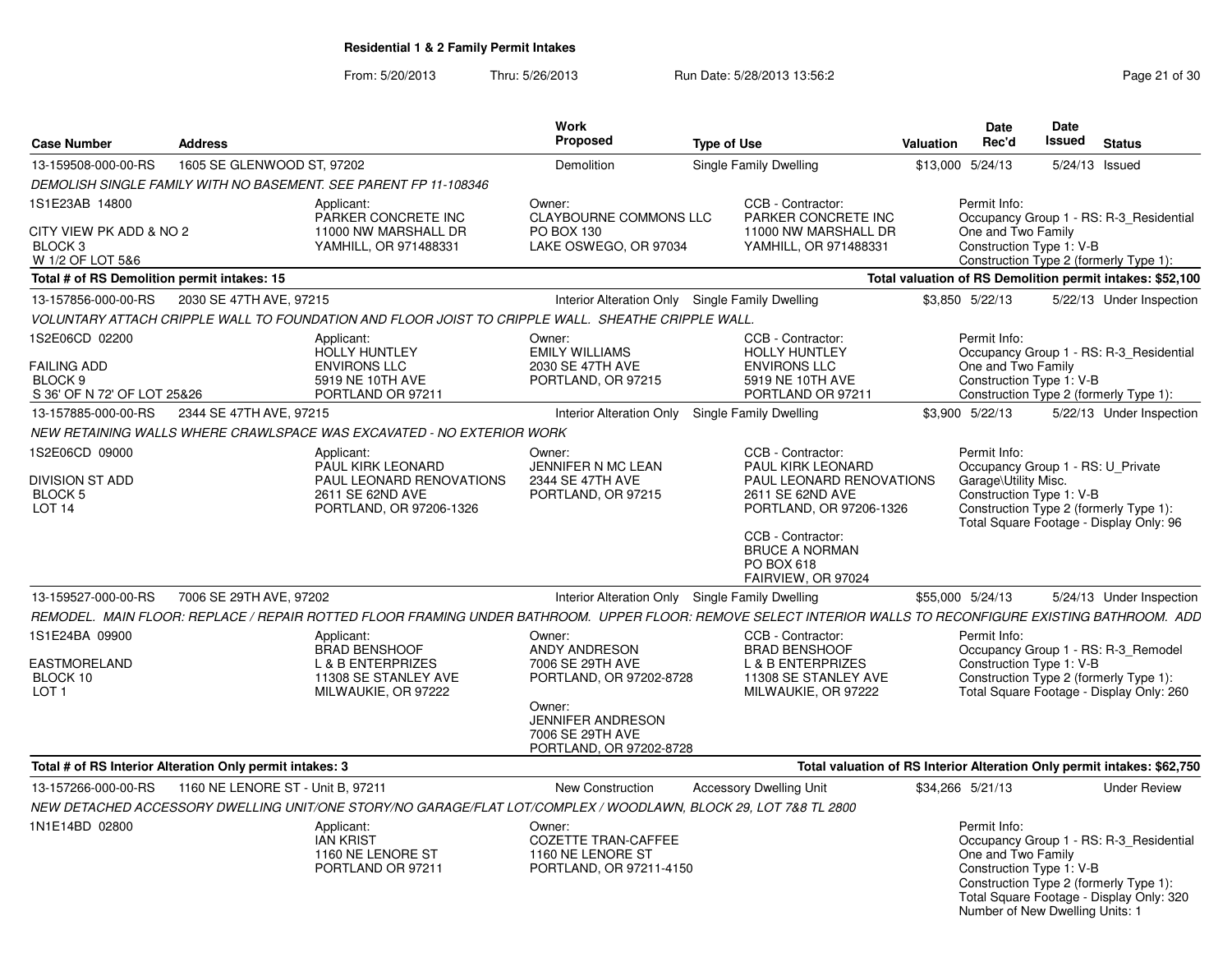**Residential 1 & 2 Family Permit Intakes**

From: 5/20/2013 Thru: 5/26/2013 Run Date: 5/28/2013 13:56:2

| Case Number | Address | Work Proposed | Type of Use | Valuation | Date Rec'd | Date Issued | Status |
|---|---|---|---|---|---|---|---|
| 13-159508-000-00-RS | 1605 SE GLENWOOD ST, 97202 | Demolition | Single Family Dwelling | $13,000 | 5/24/13 | 5/24/13 | Issued |

*DEMOLISH SINGLE FAMILY WITH NO BASEMENT. SEE PARENT FP 11-108346*

1S1E23AB 14800
CITY VIEW PK ADD & NO 2
BLOCK 3
W 1/2 OF LOT 5&6

Applicant: PARKER CONCRETE INC, 11000 NW MARSHALL DR, YAMHILL, OR 971488331

Owner: CLAYBOURNE COMMONS LLC, PO BOX 130, LAKE OSWEGO, OR 97034

CCB - Contractor: PARKER CONCRETE INC, 11000 NW MARSHALL DR, YAMHILL, OR 971488331

Permit Info: Occupancy Group 1 - RS: R-3_Residential One and Two Family; Construction Type 1: V-B; Construction Type 2 (formerly Type 1):

**Total # of RS Demolition permit intakes: 15** — **Total valuation of RS Demolition permit intakes: $52,100**

| Case Number | Address | Work Proposed | Type of Use | Valuation | Date Rec'd | Date Issued | Status |
|---|---|---|---|---|---|---|---|
| 13-157856-000-00-RS | 2030 SE 47TH AVE, 97215 | Interior Alteration Only | Single Family Dwelling | $3,850 | 5/22/13 | 5/22/13 | Under Inspection |

*VOLUNTARY ATTACH CRIPPLE WALL TO FOUNDATION AND FLOOR JOIST TO CRIPPLE WALL. SHEATHE CRIPPLE WALL.*

1S2E06CD 02200
FAILING ADD
BLOCK 9
S 36' OF N 72' OF LOT 25&26

Applicant: HOLLY HUNTLEY, ENVIRONS LLC, 5919 NE 10TH AVE, PORTLAND OR 97211

Owner: EMILY WILLIAMS, 2030 SE 47TH AVE, PORTLAND, OR 97215

CCB - Contractor: HOLLY HUNTLEY, ENVIRONS LLC, 5919 NE 10TH AVE, PORTLAND OR 97211

Permit Info: Occupancy Group 1 - RS: R-3_Residential One and Two Family; Construction Type 1: V-B; Construction Type 2 (formerly Type 1):

| Case Number | Address | Work Proposed | Type of Use | Valuation | Date Rec'd | Date Issued | Status |
|---|---|---|---|---|---|---|---|
| 13-157885-000-00-RS | 2344 SE 47TH AVE, 97215 | Interior Alteration Only | Single Family Dwelling | $3,900 | 5/22/13 | 5/22/13 | Under Inspection |

*NEW RETAINING WALLS WHERE CRAWLSPACE WAS EXCAVATED - NO EXTERIOR WORK*

1S2E06CD 09000
DIVISION ST ADD
BLOCK 5
LOT 14

Applicant: PAUL KIRK LEONARD, PAUL LEONARD RENOVATIONS, 2611 SE 62ND AVE, PORTLAND, OR 97206-1326

Owner: JENNIFER N MC LEAN, 2344 SE 47TH AVE, PORTLAND, OR 97215

CCB - Contractor: PAUL KIRK LEONARD, PAUL LEONARD RENOVATIONS, 2611 SE 62ND AVE, PORTLAND, OR 97206-1326

CCB - Contractor: BRUCE A NORMAN, PO BOX 618, FAIRVIEW, OR 97024

Permit Info: Occupancy Group 1 - RS: U_Private Garage\Utility Misc.; Construction Type 1: V-B; Construction Type 2 (formerly Type 1):; Total Square Footage - Display Only: 96

| Case Number | Address | Work Proposed | Type of Use | Valuation | Date Rec'd | Date Issued | Status |
|---|---|---|---|---|---|---|---|
| 13-159527-000-00-RS | 7006 SE 29TH AVE, 97202 | Interior Alteration Only | Single Family Dwelling | $55,000 | 5/24/13 | 5/24/13 | Under Inspection |

*REMODEL. MAIN FLOOR: REPLACE / REPAIR ROTTED FLOOR FRAMING UNDER BATHROOM. UPPER FLOOR: REMOVE SELECT INTERIOR WALLS TO RECONFIGURE EXISTING BATHROOM. ADD*

1S1E24BA 09900
EASTMORELAND
BLOCK 10
LOT 1

Applicant: BRAD BENSHOOF, L & B ENTERPRIZES, 11308 SE STANLEY AVE, MILWAUKIE, OR 97222

Owner: ANDY ANDRESON, 7006 SE 29TH AVE, PORTLAND, OR 97202-8728

Owner: JENNIFER ANDRESON, 7006 SE 29TH AVE, PORTLAND, OR 97202-8728

CCB - Contractor: BRAD BENSHOOF, L & B ENTERPRIZES, 11308 SE STANLEY AVE, MILWAUKIE, OR 97222

Permit Info: Occupancy Group 1 - RS: R-3_Remodel; Construction Type 1: V-B; Construction Type 2 (formerly Type 1):; Total Square Footage - Display Only: 260

**Total # of RS Interior Alteration Only permit intakes: 3** — **Total valuation of RS Interior Alteration Only permit intakes: $62,750**

| Case Number | Address | Work Proposed | Type of Use | Valuation | Date Rec'd | Date Issued | Status |
|---|---|---|---|---|---|---|---|
| 13-157266-000-00-RS | 1160 NE LENORE ST - Unit B, 97211 | New Construction | Accessory Dwelling Unit | $34,266 | 5/21/13 | | Under Review |

*NEW DETACHED ACCESSORY DWELLING UNIT/ONE STORY/NO GARAGE/FLAT LOT/COMPLEX / WOODLAWN, BLOCK 29, LOT 7&8 TL 2800*

1N1E14BD 02800

Applicant: IAN KRIST, 1160 NE LENORE ST, PORTLAND OR 97211

Owner: COZETTE TRAN-CAFFEE, 1160 NE LENORE ST, PORTLAND, OR 97211-4150

Permit Info: Occupancy Group 1 - RS: R-3_Residential One and Two Family; Construction Type 1: V-B; Construction Type 2 (formerly Type 1):; Total Square Footage - Display Only: 320; Number of New Dwelling Units: 1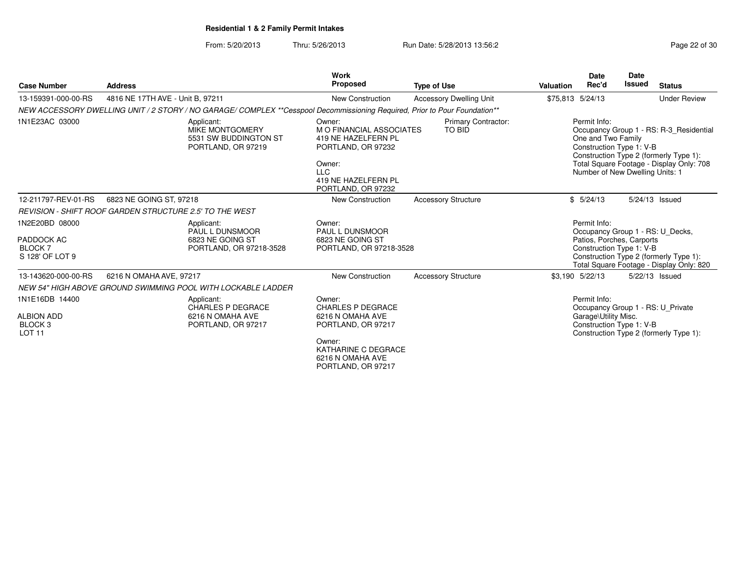## Residential 1 & 2 Family Permit Intakes

From: 5/20/2013 Thru: 5/26/2013 Run Date: 5/28/2013 13:56:2

| Case Number | Address | Work Proposed | Type of Use | Valuation | Date Rec'd | Date Issued | Status |
|---|---|---|---|---|---|---|---|
| 13-159391-000-00-RS | 4816 NE 17TH AVE - Unit B, 97211 | New Construction | Accessory Dwelling Unit | $75,813 | 5/24/13 | | Under Review |

*NEW ACCESSORY DWELLING UNIT / 2 STORY / NO GARAGE/ COMPLEX **Cesspool Decommissioning Required, Prior to Pour Foundation***

1N1E23AC 03000

Applicant:
MIKE MONTGOMERY
5531 SW BUDDINGTON ST
PORTLAND, OR 97219

Owner:
M O FINANCIAL ASSOCIATES
419 NE HAZELFERN PL
PORTLAND, OR 97232

Owner:
LLC
419 NE HAZELFERN PL
PORTLAND, OR 97232

Primary Contractor:
TO BID

Permit Info:
Occupancy Group 1 - RS: R-3_Residential One and Two Family
Construction Type 1: V-B
Construction Type 2 (formerly Type 1):
Total Square Footage - Display Only: 708
Number of New Dwelling Units: 1

| Case Number | Address | Work Proposed | Type of Use | Valuation | Date Rec'd | Date Issued | Status |
|---|---|---|---|---|---|---|---|
| 12-211797-REV-01-RS | 6823 NE GOING ST, 97218 | New Construction | Accessory Structure | $ | 5/24/13 | 5/24/13 | Issued |

*REVISION - SHIFT ROOF GARDEN STRUCTURE 2.5' TO THE WEST*

1N2E20BD 08000

PADDOCK AC
BLOCK 7
S 128' OF LOT 9

Applicant:
PAUL L DUNSMOOR
6823 NE GOING ST
PORTLAND, OR 97218-3528

Owner:
PAUL L DUNSMOOR
6823 NE GOING ST
PORTLAND, OR 97218-3528

Permit Info:
Occupancy Group 1 - RS: U_Decks, Patios, Porches, Carports
Construction Type 1: V-B
Construction Type 2 (formerly Type 1):
Total Square Footage - Display Only: 820

| Case Number | Address | Work Proposed | Type of Use | Valuation | Date Rec'd | Date Issued | Status |
|---|---|---|---|---|---|---|---|
| 13-143620-000-00-RS | 6216 N OMAHA AVE, 97217 | New Construction | Accessory Structure | $3,190 | 5/22/13 | 5/22/13 | Issued |

*NEW 54" HIGH ABOVE GROUND SWIMMING POOL WITH LOCKABLE LADDER*

1N1E16DB 14400

ALBION ADD
BLOCK 3
LOT 11

Applicant:
CHARLES P DEGRACE
6216 N OMAHA AVE
PORTLAND, OR 97217

Owner:
CHARLES P DEGRACE
6216 N OMAHA AVE
PORTLAND, OR 97217

Owner:
KATHARINE C DEGRACE
6216 N OMAHA AVE
PORTLAND, OR 97217

Permit Info:
Occupancy Group 1 - RS: U_Private Garage\Utility Misc.
Construction Type 1: V-B
Construction Type 2 (formerly Type 1):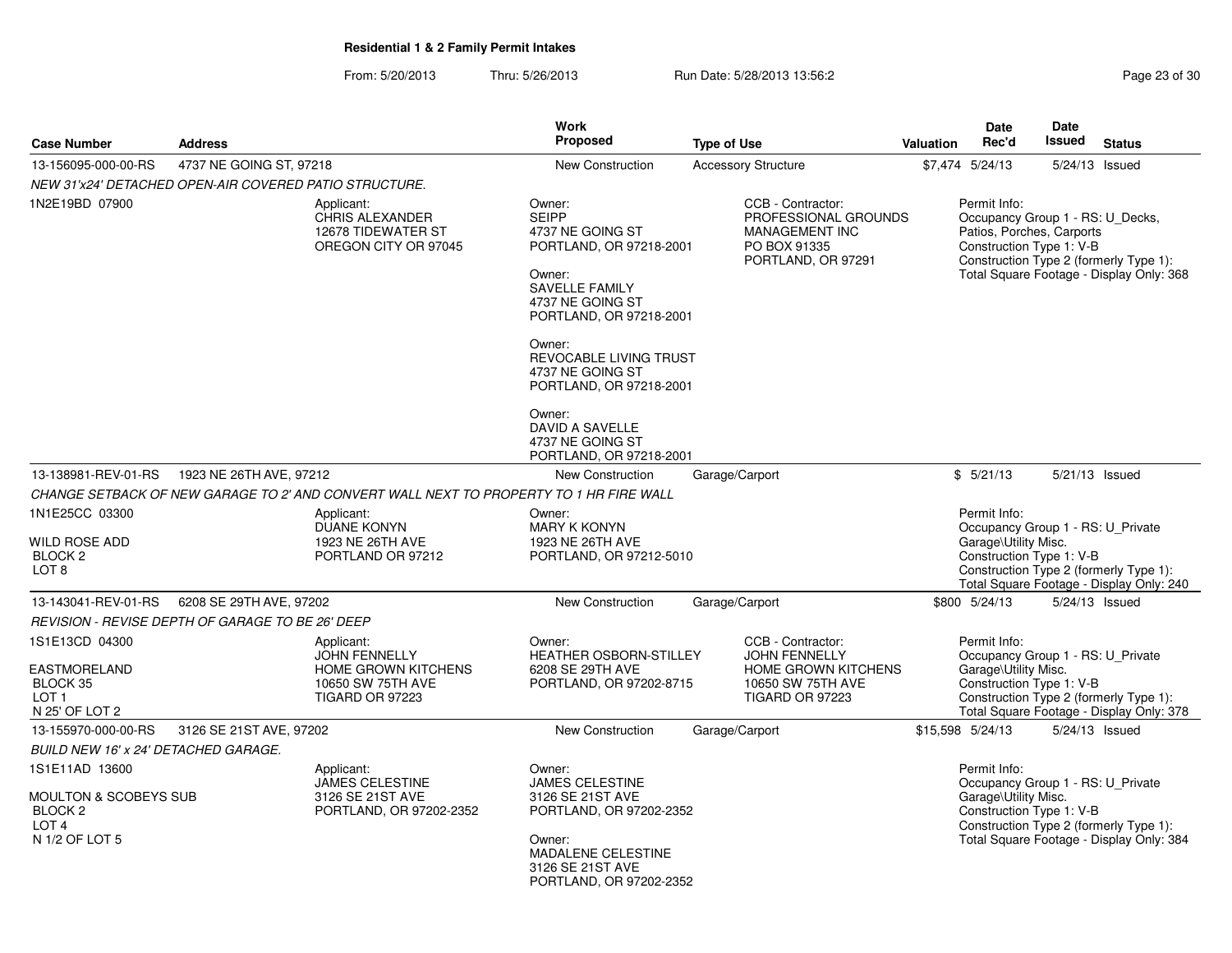**Residential 1 & 2 Family Permit Intakes**

From: 5/20/2013 Thru: 5/26/2013 Run Date: 5/28/2013 13:56:2

| Case Number | Address | Work Proposed | Type of Use | Valuation | Date Rec'd | Date Issued | Status |
|---|---|---|---|---|---|---|---|
| 13-156095-000-00-RS | 4737 NE GOING ST, 97218 | New Construction | Accessory Structure | $7,474 | 5/24/13 | 5/24/13 | Issued |

*NEW 31'x24' DETACHED OPEN-AIR COVERED PATIO STRUCTURE.*

1N2E19BD 07900

Applicant:
CHRIS ALEXANDER
12678 TIDEWATER ST
OREGON CITY OR 97045

Owner:
SEIPP
4737 NE GOING ST
PORTLAND, OR 97218-2001

Owner:
SAVELLE FAMILY
4737 NE GOING ST
PORTLAND, OR 97218-2001

Owner:
REVOCABLE LIVING TRUST
4737 NE GOING ST
PORTLAND, OR 97218-2001

Owner:
DAVID A SAVELLE
4737 NE GOING ST
PORTLAND, OR 97218-2001

CCB - Contractor:
PROFESSIONAL GROUNDS
MANAGEMENT INC
PO BOX 91335
PORTLAND, OR 97291

Permit Info:
Occupancy Group 1 - RS: U_Decks, Patios, Porches, Carports
Construction Type 1: V-B
Construction Type 2 (formerly Type 1):
Total Square Footage - Display Only: 368

| Case Number | Address | Work Proposed | Type of Use | Valuation | Date Rec'd | Date Issued | Status |
|---|---|---|---|---|---|---|---|
| 13-138981-REV-01-RS | 1923 NE 26TH AVE, 97212 | New Construction | Garage/Carport | $ | 5/21/13 | 5/21/13 | Issued |

*CHANGE SETBACK OF NEW GARAGE TO 2' AND CONVERT WALL NEXT TO PROPERTY TO 1 HR FIRE WALL*

1N1E25CC 03300
WILD ROSE ADD
BLOCK 2
LOT 8

Applicant:
DUANE KONYN
1923 NE 26TH AVE
PORTLAND OR 97212

Owner:
MARY K KONYN
1923 NE 26TH AVE
PORTLAND, OR 97212-5010

Permit Info:
Occupancy Group 1 - RS: U_Private Garage\Utility Misc.
Construction Type 1: V-B
Construction Type 2 (formerly Type 1):
Total Square Footage - Display Only: 240

| Case Number | Address | Work Proposed | Type of Use | Valuation | Date Rec'd | Date Issued | Status |
|---|---|---|---|---|---|---|---|
| 13-143041-REV-01-RS | 6208 SE 29TH AVE, 97202 | New Construction | Garage/Carport | $800 | 5/24/13 | 5/24/13 | Issued |

*REVISION - REVISE DEPTH OF GARAGE TO BE 26' DEEP*

1S1E13CD 04300
EASTMORELAND
BLOCK 35
LOT 1
N 25' OF LOT 2

Applicant:
JOHN FENNELLY
HOME GROWN KITCHENS
10650 SW 75TH AVE
TIGARD OR 97223

Owner:
HEATHER OSBORN-STILLEY
6208 SE 29TH AVE
PORTLAND, OR 97202-8715

CCB - Contractor:
JOHN FENNELLY
HOME GROWN KITCHENS
10650 SW 75TH AVE
TIGARD OR 97223

Permit Info:
Occupancy Group 1 - RS: U_Private Garage\Utility Misc.
Construction Type 1: V-B
Construction Type 2 (formerly Type 1):
Total Square Footage - Display Only: 378

| Case Number | Address | Work Proposed | Type of Use | Valuation | Date Rec'd | Date Issued | Status |
|---|---|---|---|---|---|---|---|
| 13-155970-000-00-RS | 3126 SE 21ST AVE, 97202 | New Construction | Garage/Carport | $15,598 | 5/24/13 | 5/24/13 | Issued |

*BUILD NEW 16' x 24' DETACHED GARAGE.*

1S1E11AD 13600
MOULTON & SCOBEYS SUB
BLOCK 2
LOT 4
N 1/2 OF LOT 5

Applicant:
JAMES CELESTINE
3126 SE 21ST AVE
PORTLAND, OR 97202-2352

Owner:
JAMES CELESTINE
3126 SE 21ST AVE
PORTLAND, OR 97202-2352

Owner:
MADALENE CELESTINE
3126 SE 21ST AVE
PORTLAND, OR 97202-2352

Permit Info:
Occupancy Group 1 - RS: U_Private Garage\Utility Misc.
Construction Type 1: V-B
Construction Type 2 (formerly Type 1):
Total Square Footage - Display Only: 384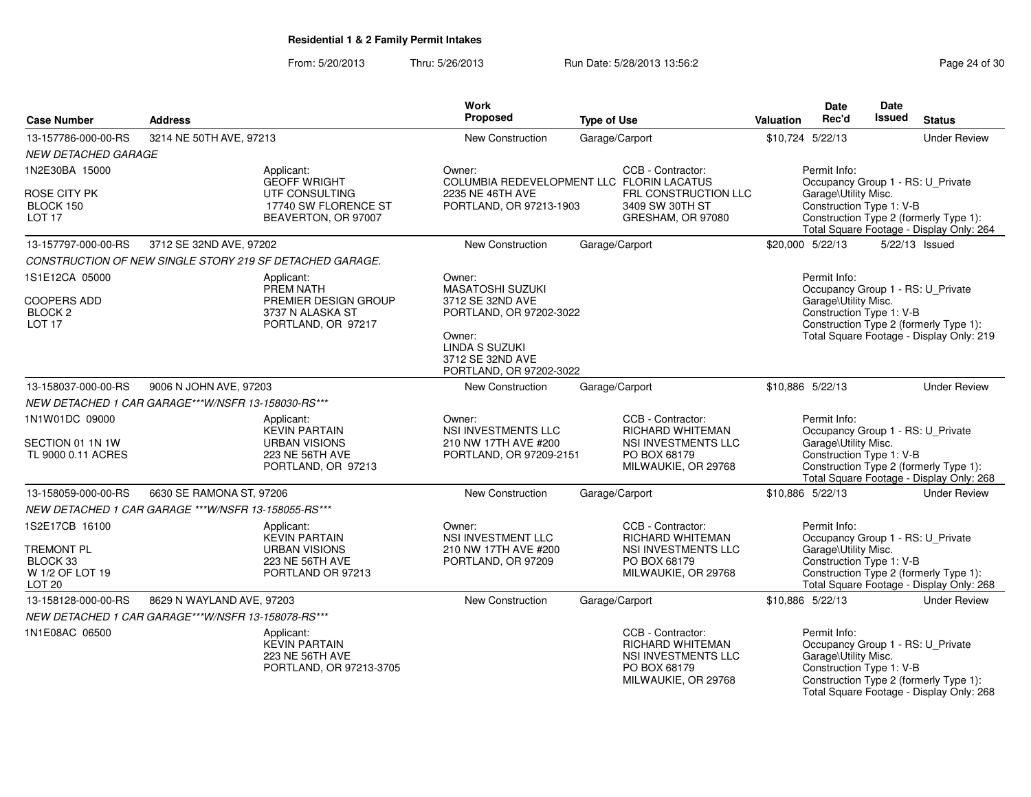**Residential 1 & 2 Family Permit Intakes**

From: 5/20/2013 Thru: 5/26/2013 Run Date: 5/28/2013 13:56:2

| Case Number | Address | Work Proposed | Type of Use | Valuation | Date Rec'd | Date Issued | Status |
|---|---|---|---|---|---|---|---|
| 13-157786-000-00-RS | 3214 NE 50TH AVE, 97213 | New Construction | Garage/Carport | $10,724 | 5/22/13 | | Under Review |
| *NEW DETACHED GARAGE* | | | | | | | |
| 1N2E30BA 15000<br><br>ROSE CITY PK<br>BLOCK 150<br>LOT 17 | Applicant:<br>GEOFF WRIGHT<br>UTF CONSULTING<br>17740 SW FLORENCE ST<br>BEAVERTON, OR 97007 | Owner:<br>COLUMBIA REDEVELOPMENT LLC<br>2235 NE 46TH AVE<br>PORTLAND, OR 97213-1903 | CCB - Contractor:<br>FLORIN LACATUS<br>FRL CONSTRUCTION LLC<br>3409 SW 30TH ST<br>GRESHAM, OR 97080 | | Permit Info:<br>Occupancy Group 1 - RS: U_Private<br>Garage\Utility Misc.<br>Construction Type 1: V-B<br>Construction Type 2 (formerly Type 1):<br>Total Square Footage - Display Only: 264 | | |
| 13-157797-000-00-RS | 3712 SE 32ND AVE, 97202 | New Construction | Garage/Carport | $20,000 | 5/22/13 | 5/22/13 | Issued |
| *CONSTRUCTION OF NEW SINGLE STORY 219 SF DETACHED GARAGE.* | | | | | | | |
| 1S1E12CA 05000<br><br>COOPERS ADD<br>BLOCK 2<br>LOT 17 | Applicant:<br>PREM NATH<br>PREMIER DESIGN GROUP<br>3737 N ALASKA ST<br>PORTLAND, OR 97217 | Owner:<br>MASATOSHI SUZUKI<br>3712 SE 32ND AVE<br>PORTLAND, OR 97202-3022<br><br>Owner:<br>LINDA S SUZUKI<br>3712 SE 32ND AVE<br>PORTLAND, OR 97202-3022 | | | Permit Info:<br>Occupancy Group 1 - RS: U_Private<br>Garage\Utility Misc.<br>Construction Type 1: V-B<br>Construction Type 2 (formerly Type 1):<br>Total Square Footage - Display Only: 219 | | |
| 13-158037-000-00-RS | 9006 N JOHN AVE, 97203 | New Construction | Garage/Carport | $10,886 | 5/22/13 | | Under Review |
| *NEW DETACHED 1 CAR GARAGE***W/NSFR 13-158030-RS**** | | | | | | | |
| 1N1W01DC 09000<br><br>SECTION 01 1N 1W<br>TL 9000 0.11 ACRES | Applicant:<br>KEVIN PARTAIN<br>URBAN VISIONS<br>223 NE 56TH AVE<br>PORTLAND, OR 97213 | Owner:<br>NSI INVESTMENTS LLC<br>210 NW 17TH AVE #200<br>PORTLAND, OR 97209-2151 | CCB - Contractor:<br>RICHARD WHITEMAN<br>NSI INVESTMENTS LLC<br>PO BOX 68179<br>MILWAUKIE, OR 29768 | | Permit Info:<br>Occupancy Group 1 - RS: U_Private<br>Garage\Utility Misc.<br>Construction Type 1: V-B<br>Construction Type 2 (formerly Type 1):<br>Total Square Footage - Display Only: 268 | | |
| 13-158059-000-00-RS | 6630 SE RAMONA ST, 97206 | New Construction | Garage/Carport | $10,886 | 5/22/13 | | Under Review |
| *NEW DETACHED 1 CAR GARAGE ***W/NSFR 13-158055-RS**** | | | | | | | |
| 1S2E17CB 16100<br><br>TREMONT PL<br>BLOCK 33<br>W 1/2 OF LOT 19<br>LOT 20 | Applicant:<br>KEVIN PARTAIN<br>URBAN VISIONS<br>223 NE 56TH AVE<br>PORTLAND OR 97213 | Owner:<br>NSI INVESTMENT LLC<br>210 NW 17TH AVE #200<br>PORTLAND, OR 97209 | CCB - Contractor:<br>RICHARD WHITEMAN<br>NSI INVESTMENTS LLC<br>PO BOX 68179<br>MILWAUKIE, OR 29768 | | Permit Info:<br>Occupancy Group 1 - RS: U_Private<br>Garage\Utility Misc.<br>Construction Type 1: V-B<br>Construction Type 2 (formerly Type 1):<br>Total Square Footage - Display Only: 268 | | |
| 13-158128-000-00-RS | 8629 N WAYLAND AVE, 97203 | New Construction | Garage/Carport | $10,886 | 5/22/13 | | Under Review |
| *NEW DETACHED 1 CAR GARAGE***W/NSFR 13-158078-RS**** | | | | | | | |
| 1N1E08AC 06500 | Applicant:<br>KEVIN PARTAIN<br>223 NE 56TH AVE<br>PORTLAND, OR 97213-3705 | | CCB - Contractor:<br>RICHARD WHITEMAN<br>NSI INVESTMENTS LLC<br>PO BOX 68179<br>MILWAUKIE, OR 29768 | | Permit Info:<br>Occupancy Group 1 - RS: U_Private<br>Garage\Utility Misc.<br>Construction Type 1: V-B<br>Construction Type 2 (formerly Type 1):<br>Total Square Footage - Display Only: 268 | | |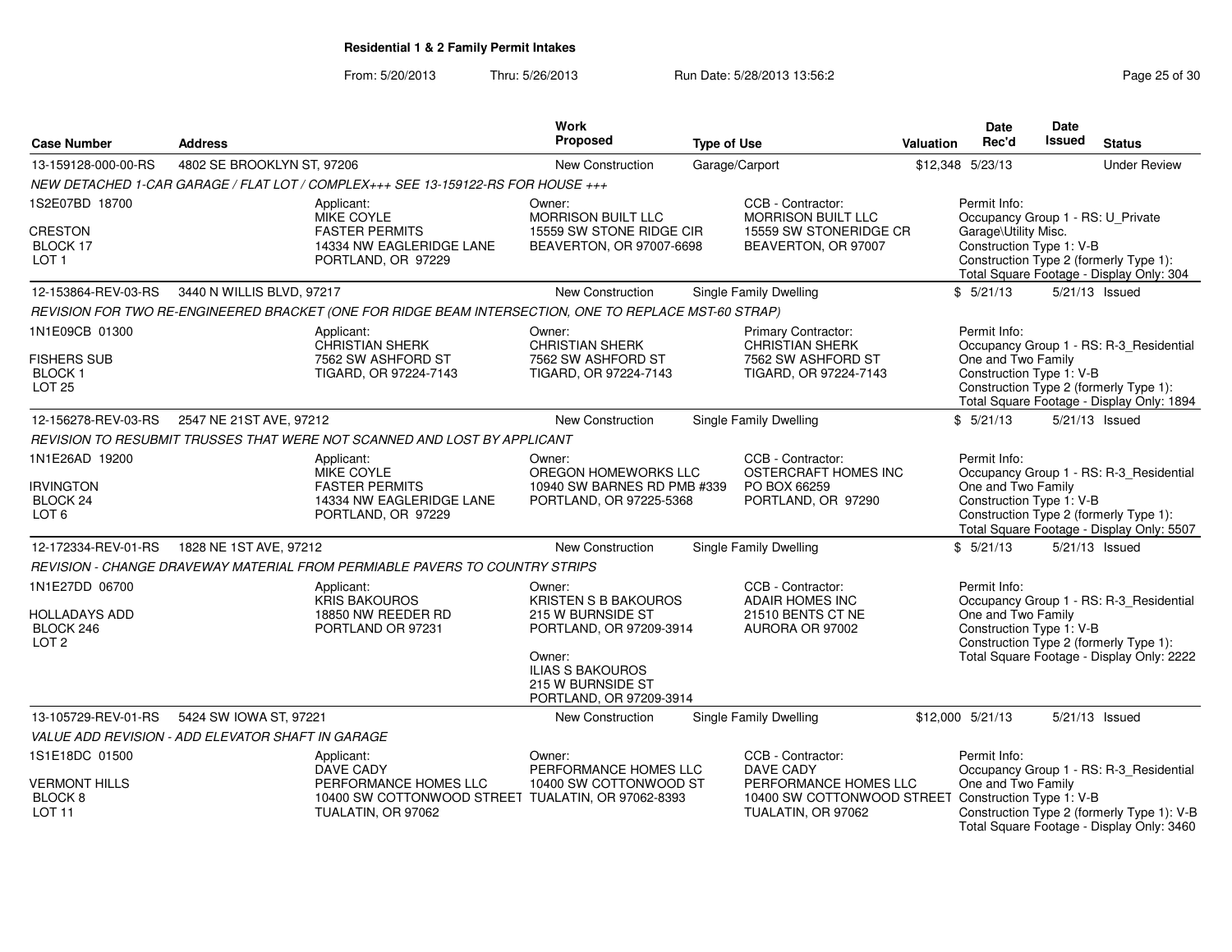**Residential 1 & 2 Family Permit Intakes**

From: 5/20/2013 Thru: 5/26/2013 Run Date: 5/28/2013 13:56:2

| Case Number | Address | Work Proposed | Type of Use | Valuation | Date Rec'd | Date Issued | Status |
|---|---|---|---|---|---|---|---|
| 13-159128-000-00-RS | 4802 SE BROOKLYN ST, 97206 | New Construction | Garage/Carport | $12,348 | 5/23/13 | | Under Review |

NEW DETACHED 1-CAR GARAGE / FLAT LOT / COMPLEX+++ SEE 13-159122-RS FOR HOUSE +++

1S2E07BD 18700
CRESTON
BLOCK 17
LOT 1

Applicant: MIKE COYLE, FASTER PERMITS, 14334 NW EAGLERIDGE LANE, PORTLAND, OR 97229

Owner: MORRISON BUILT LLC, 15559 SW STONE RIDGE CIR, BEAVERTON, OR 97007-6698

CCB - Contractor: MORRISON BUILT LLC, 15559 SW STONERIDGE CR, BEAVERTON, OR 97007

Permit Info: Occupancy Group 1 - RS: U_Private Garage\Utility Misc. Construction Type 1: V-B. Construction Type 2 (formerly Type 1): Total Square Footage - Display Only: 304

| Case Number | Address | Work Proposed | Type of Use | Valuation | Date Rec'd | Date Issued | Status |
|---|---|---|---|---|---|---|---|
| 12-153864-REV-03-RS | 3440 N WILLIS BLVD, 97217 | New Construction | Single Family Dwelling | $ | 5/21/13 | 5/21/13 | Issued |

REVISION FOR TWO RE-ENGINEERED BRACKET (ONE FOR RIDGE BEAM INTERSECTION, ONE TO REPLACE MST-60 STRAP)

1N1E09CB 01300
FISHERS SUB
BLOCK 1
LOT 25

Applicant: CHRISTIAN SHERK, 7562 SW ASHFORD ST, TIGARD, OR 97224-7143

Owner: CHRISTIAN SHERK, 7562 SW ASHFORD ST, TIGARD, OR 97224-7143

Primary Contractor: CHRISTIAN SHERK, 7562 SW ASHFORD ST, TIGARD, OR 97224-7143

Permit Info: Occupancy Group 1 - RS: R-3_Residential One and Two Family. Construction Type 1: V-B. Construction Type 2 (formerly Type 1): Total Square Footage - Display Only: 1894

| Case Number | Address | Work Proposed | Type of Use | Valuation | Date Rec'd | Date Issued | Status |
|---|---|---|---|---|---|---|---|
| 12-156278-REV-03-RS | 2547 NE 21ST AVE, 97212 | New Construction | Single Family Dwelling | $ | 5/21/13 | 5/21/13 | Issued |

REVISION TO RESUBMIT TRUSSES THAT WERE NOT SCANNED AND LOST BY APPLICANT

1N1E26AD 19200
IRVINGTON
BLOCK 24
LOT 6

Applicant: MIKE COYLE, FASTER PERMITS, 14334 NW EAGLERIDGE LANE, PORTLAND, OR 97229

Owner: OREGON HOMEWORKS LLC, 10940 SW BARNES RD PMB #339, PORTLAND, OR 97225-5368

CCB - Contractor: OSTERCRAFT HOMES INC, PO BOX 66259, PORTLAND, OR 97290

Permit Info: Occupancy Group 1 - RS: R-3_Residential One and Two Family. Construction Type 1: V-B. Construction Type 2 (formerly Type 1): Total Square Footage - Display Only: 5507

| Case Number | Address | Work Proposed | Type of Use | Valuation | Date Rec'd | Date Issued | Status |
|---|---|---|---|---|---|---|---|
| 12-172334-REV-01-RS | 1828 NE 1ST AVE, 97212 | New Construction | Single Family Dwelling | $ | 5/21/13 | 5/21/13 | Issued |

REVISION - CHANGE DRAVEWAY MATERIAL FROM PERMIABLE PAVERS TO COUNTRY STRIPS

1N1E27DD 06700
HOLLADAYS ADD
BLOCK 246
LOT 2

Applicant: KRIS BAKOUROS, 18850 NW REEDER RD, PORTLAND OR 97231

Owner: KRISTEN S B BAKOUROS, 215 W BURNSIDE ST, PORTLAND, OR 97209-3914

Owner: ILIAS S BAKOUROS, 215 W BURNSIDE ST, PORTLAND, OR 97209-3914

CCB - Contractor: ADAIR HOMES INC, 21510 BENTS CT NE, AURORA OR 97002

Permit Info: Occupancy Group 1 - RS: R-3_Residential One and Two Family. Construction Type 1: V-B. Construction Type 2 (formerly Type 1): Total Square Footage - Display Only: 2222

| Case Number | Address | Work Proposed | Type of Use | Valuation | Date Rec'd | Date Issued | Status |
|---|---|---|---|---|---|---|---|
| 13-105729-REV-01-RS | 5424 SW IOWA ST, 97221 | New Construction | Single Family Dwelling | $12,000 | 5/21/13 | 5/21/13 | Issued |

VALUE ADD REVISION - ADD ELEVATOR SHAFT IN GARAGE

1S1E18DC 01500
VERMONT HILLS
BLOCK 8
LOT 11

Applicant: DAVE CADY, PERFORMANCE HOMES LLC, 10400 SW COTTONWOOD STREET, TUALATIN, OR 97062

Owner: PERFORMANCE HOMES LLC, 10400 SW COTTONWOOD ST, TUALATIN, OR 97062-8393

CCB - Contractor: DAVE CADY, PERFORMANCE HOMES LLC, 10400 SW COTTONWOOD STREET, TUALATIN, OR 97062

Permit Info: Occupancy Group 1 - RS: R-3_Residential One and Two Family. Construction Type 1: V-B. Construction Type 2 (formerly Type 1): V-B. Total Square Footage - Display Only: 3460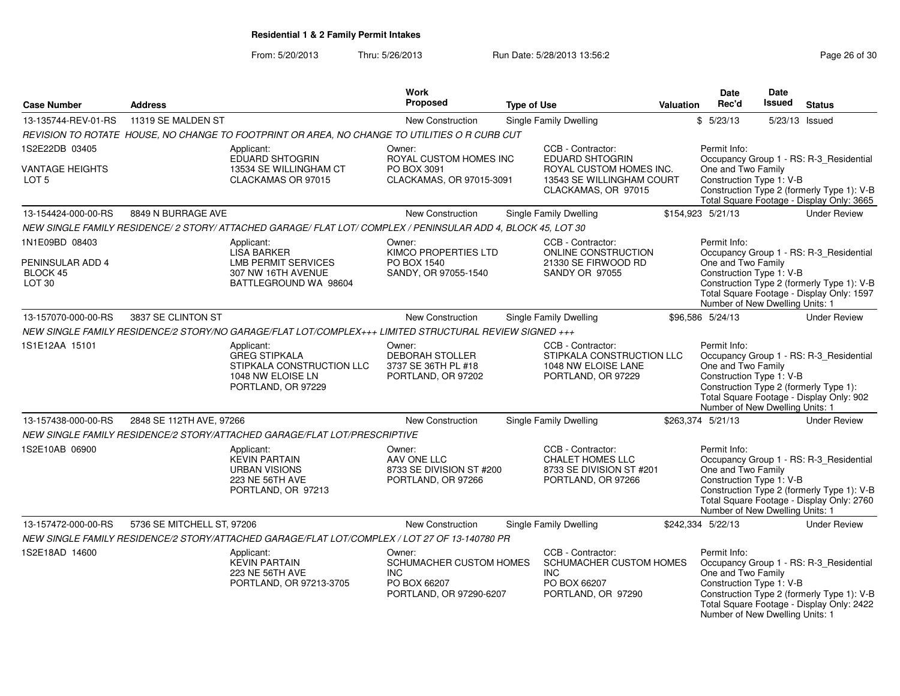**Residential 1 & 2 Family Permit Intakes**

From: 5/20/2013 Thru: 5/26/2013 Run Date: 5/28/2013 13:56:2

| Case Number | Address | Work Proposed | Type of Use | Valuation | Date Rec'd | Date Issued | Status |
|---|---|---|---|---|---|---|---|
| 13-135744-REV-01-RS | 11319 SE MALDEN ST | New Construction | Single Family Dwelling | $ | 5/23/13 | 5/23/13 | Issued |

REVISION TO ROTATE HOUSE, NO CHANGE TO FOOTPRINT OR AREA, NO CHANGE TO UTILITIES O R CURB CUT

1S2E22DB 03405
VANTAGE HEIGHTS
LOT 5

Applicant: EDUARD SHTOGRIN, 13534 SE WILLINGHAM CT, CLACKAMAS OR 97015
Owner: ROYAL CUSTOM HOMES INC, PO BOX 3091, CLACKAMAS, OR 97015-3091
CCB - Contractor: EDUARD SHTOGRIN, ROYAL CUSTOM HOMES INC., 13543 SE WILLINGHAM COURT, CLACKAMAS, OR 97015
Permit Info: Occupancy Group 1 - RS: R-3_Residential One and Two Family; Construction Type 1: V-B; Construction Type 2 (formerly Type 1): V-B; Total Square Footage - Display Only: 3665

| Case Number | Address | Work Proposed | Type of Use | Valuation | Date Rec'd | Date Issued | Status |
|---|---|---|---|---|---|---|---|
| 13-154424-000-00-RS | 8849 N BURRAGE AVE | New Construction | Single Family Dwelling | $154,923 | 5/21/13 | | Under Review |

NEW SINGLE FAMILY RESIDENCE/ 2 STORY/ ATTACHED GARAGE/ FLAT LOT/ COMPLEX / PENINSULAR ADD 4, BLOCK 45, LOT 30

1N1E09BD 08403
PENINSULAR ADD 4
BLOCK 45
LOT 30

Applicant: LISA BARKER, LMB PERMIT SERVICES, 307 NW 16TH AVENUE, BATTLEGROUND WA 98604
Owner: KIMCO PROPERTIES LTD, PO BOX 1540, SANDY, OR 97055-1540
CCB - Contractor: ONLINE CONSTRUCTION, 21330 SE FIRWOOD RD, SANDY OR 97055
Permit Info: Occupancy Group 1 - RS: R-3_Residential One and Two Family; Construction Type 1: V-B; Construction Type 2 (formerly Type 1): V-B; Total Square Footage - Display Only: 1597; Number of New Dwelling Units: 1

| Case Number | Address | Work Proposed | Type of Use | Valuation | Date Rec'd | Date Issued | Status |
|---|---|---|---|---|---|---|---|
| 13-157070-000-00-RS | 3837 SE CLINTON ST | New Construction | Single Family Dwelling | $96,586 | 5/24/13 | | Under Review |

NEW SINGLE FAMILY RESIDENCE/2 STORY/NO GARAGE/FLAT LOT/COMPLEX+++ LIMITED STRUCTURAL REVIEW SIGNED +++

1S1E12AA 15101

Applicant: GREG STIPKALA, STIPKALA CONSTRUCTION LLC, 1048 NW ELOISE LN, PORTLAND, OR 97229
Owner: DEBORAH STOLLER, 3737 SE 36TH PL #18, PORTLAND, OR 97202
CCB - Contractor: STIPKALA CONSTRUCTION LLC, 1048 NW ELOISE LANE, PORTLAND, OR 97229
Permit Info: Occupancy Group 1 - RS: R-3_Residential One and Two Family; Construction Type 1: V-B; Construction Type 2 (formerly Type 1): ; Total Square Footage - Display Only: 902; Number of New Dwelling Units: 1

| Case Number | Address | Work Proposed | Type of Use | Valuation | Date Rec'd | Date Issued | Status |
|---|---|---|---|---|---|---|---|
| 13-157438-000-00-RS | 2848 SE 112TH AVE, 97266 | New Construction | Single Family Dwelling | $263,374 | 5/21/13 | | Under Review |

NEW SINGLE FAMILY RESIDENCE/2 STORY/ATTACHED GARAGE/FLAT LOT/PRESCRIPTIVE

1S2E10AB 06900

Applicant: KEVIN PARTAIN, URBAN VISIONS, 223 NE 56TH AVE, PORTLAND, OR 97213
Owner: AAV ONE LLC, 8733 SE DIVISION ST #200, PORTLAND, OR 97266
CCB - Contractor: CHALET HOMES LLC, 8733 SE DIVISION ST #201, PORTLAND, OR 97266
Permit Info: Occupancy Group 1 - RS: R-3_Residential One and Two Family; Construction Type 1: V-B; Construction Type 2 (formerly Type 1): V-B; Total Square Footage - Display Only: 2760; Number of New Dwelling Units: 1

| Case Number | Address | Work Proposed | Type of Use | Valuation | Date Rec'd | Date Issued | Status |
|---|---|---|---|---|---|---|---|
| 13-157472-000-00-RS | 5736 SE MITCHELL ST, 97206 | New Construction | Single Family Dwelling | $242,334 | 5/22/13 | | Under Review |

NEW SINGLE FAMILY RESIDENCE/2 STORY/ATTACHED GARAGE/FLAT LOT/COMPLEX / LOT 27 OF 13-140780 PR

1S2E18AD 14600

Applicant: KEVIN PARTAIN, 223 NE 56TH AVE, PORTLAND, OR 97213-3705
Owner: SCHUMACHER CUSTOM HOMES INC, PO BOX 66207, PORTLAND, OR 97290-6207
CCB - Contractor: SCHUMACHER CUSTOM HOMES INC, PO BOX 66207, PORTLAND, OR 97290
Permit Info: Occupancy Group 1 - RS: R-3_Residential One and Two Family; Construction Type 1: V-B; Construction Type 2 (formerly Type 1): V-B; Total Square Footage - Display Only: 2422; Number of New Dwelling Units: 1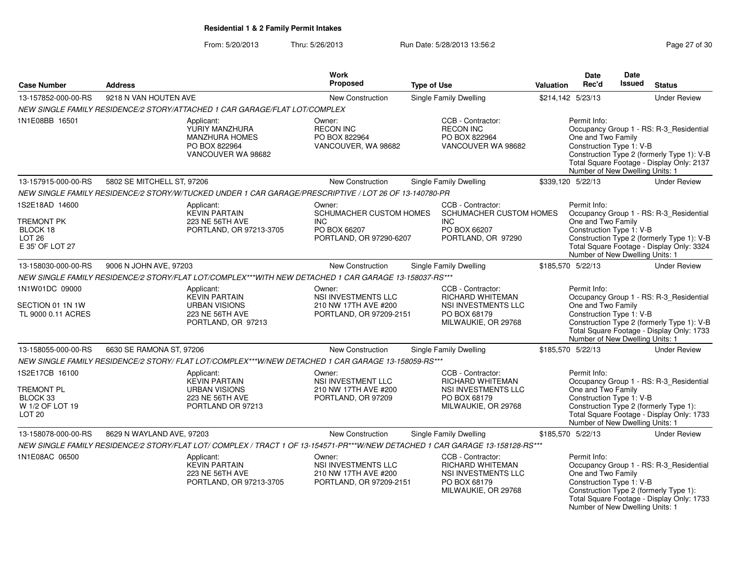**Residential 1 & 2 Family Permit Intakes**

From: 5/20/2013 Thru: 5/26/2013 Run Date: 5/28/2013 13:56:2

| Case Number | Address | Work Proposed | Type of Use | Valuation | Date Rec'd | Date Issued | Status |
|---|---|---|---|---|---|---|---|
| 13-157852-000-00-RS | 9218 N VAN HOUTEN AVE | New Construction | Single Family Dwelling | $214,142 | 5/23/13 | | Under Review |
| | NEW SINGLE FAMILY RESIDENCE/2 STORY/ATTACHED 1 CAR GARAGE/FLAT LOT/COMPLEX | | | | | | |
| 1N1E08BB 16501 | Applicant: YURIY MANZHURA MANZHURA HOMES PO BOX 822964 VANCOUVER WA 98682 | Owner: RECON INC PO BOX 822964 VANCOUVER, WA 98682 | CCB - Contractor: RECON INC PO BOX 822964 VANCOUVER WA 98682 | | Permit Info: Occupancy Group 1 - RS: R-3_Residential One and Two Family Construction Type 1: V-B Construction Type 2 (formerly Type 1): V-B Total Square Footage - Display Only: 2137 Number of New Dwelling Units: 1 | | |
| 13-157915-000-00-RS | 5802 SE MITCHELL ST, 97206 | New Construction | Single Family Dwelling | $339,120 | 5/22/13 | | Under Review |
| | NEW SINGLE FAMILY RESIDENCE/2 STORY/W/TUCKED UNDER 1 CAR GARAGE/PRESCRIPTIVE / LOT 26 OF 13-140780-PR | | | | | | |
| 1S2E18AD 14600 TREMONT PK BLOCK 18 LOT 26 E 35' OF LOT 27 | Applicant: KEVIN PARTAIN 223 NE 56TH AVE PORTLAND, OR 97213-3705 | Owner: SCHUMACHER CUSTOM HOMES INC PO BOX 66207 PORTLAND, OR 97290-6207 | CCB - Contractor: SCHUMACHER CUSTOM HOMES INC PO BOX 66207 PORTLAND, OR 97290 | | Permit Info: Occupancy Group 1 - RS: R-3_Residential One and Two Family Construction Type 1: V-B Construction Type 2 (formerly Type 1): V-B Total Square Footage - Display Only: 3324 Number of New Dwelling Units: 1 | | |
| 13-158030-000-00-RS | 9006 N JOHN AVE, 97203 | New Construction | Single Family Dwelling | $185,570 | 5/22/13 | | Under Review |
| | NEW SINGLE FAMILY RESIDENCE/2 STORY/FLAT LOT/COMPLEX***WITH NEW DETACHED 1 CAR GARAGE 13-158037-RS*** | | | | | | |
| 1N1W01DC 09000 SECTION 01 1N 1W TL 9000 0.11 ACRES | Applicant: KEVIN PARTAIN URBAN VISIONS 223 NE 56TH AVE PORTLAND, OR 97213 | Owner: NSI INVESTMENTS LLC 210 NW 17TH AVE #200 PORTLAND, OR 97209-2151 | CCB - Contractor: RICHARD WHITEMAN NSI INVESTMENTS LLC PO BOX 68179 MILWAUKIE, OR 29768 | | Permit Info: Occupancy Group 1 - RS: R-3_Residential One and Two Family Construction Type 1: V-B Construction Type 2 (formerly Type 1): V-B Total Square Footage - Display Only: 1733 Number of New Dwelling Units: 1 | | |
| 13-158055-000-00-RS | 6630 SE RAMONA ST, 97206 | New Construction | Single Family Dwelling | $185,570 | 5/22/13 | | Under Review |
| | NEW SINGLE FAMILY RESIDENCE/2 STORY/ FLAT LOT/COMPLEX***W/NEW DETACHED 1 CAR GARAGE 13-158059-RS*** | | | | | | |
| 1S2E17CB 16100 TREMONT PL BLOCK 33 W 1/2 OF LOT 19 LOT 20 | Applicant: KEVIN PARTAIN URBAN VISIONS 223 NE 56TH AVE PORTLAND OR 97213 | Owner: NSI INVESTMENT LLC 210 NW 17TH AVE #200 PORTLAND, OR 97209 | CCB - Contractor: RICHARD WHITEMAN NSI INVESTMENTS LLC PO BOX 68179 MILWAUKIE, OR 29768 | | Permit Info: Occupancy Group 1 - RS: R-3_Residential One and Two Family Construction Type 1: V-B Construction Type 2 (formerly Type 1): Total Square Footage - Display Only: 1733 Number of New Dwelling Units: 1 | | |
| 13-158078-000-00-RS | 8629 N WAYLAND AVE, 97203 | New Construction | Single Family Dwelling | $185,570 | 5/22/13 | | Under Review |
| | NEW SINGLE FAMILY RESIDENCE/2 STORY/FLAT LOT/ COMPLEX / TRACT 1 OF 13-154571-PR***W/NEW DETACHED 1 CAR GARAGE 13-158128-RS*** | | | | | | |
| 1N1E08AC 06500 | Applicant: KEVIN PARTAIN 223 NE 56TH AVE PORTLAND, OR 97213-3705 | Owner: NSI INVESTMENTS LLC 210 NW 17TH AVE #200 PORTLAND, OR 97209-2151 | CCB - Contractor: RICHARD WHITEMAN NSI INVESTMENTS LLC PO BOX 68179 MILWAUKIE, OR 29768 | | Permit Info: Occupancy Group 1 - RS: R-3_Residential One and Two Family Construction Type 1: V-B Construction Type 2 (formerly Type 1): Total Square Footage - Display Only: 1733 Number of New Dwelling Units: 1 | | |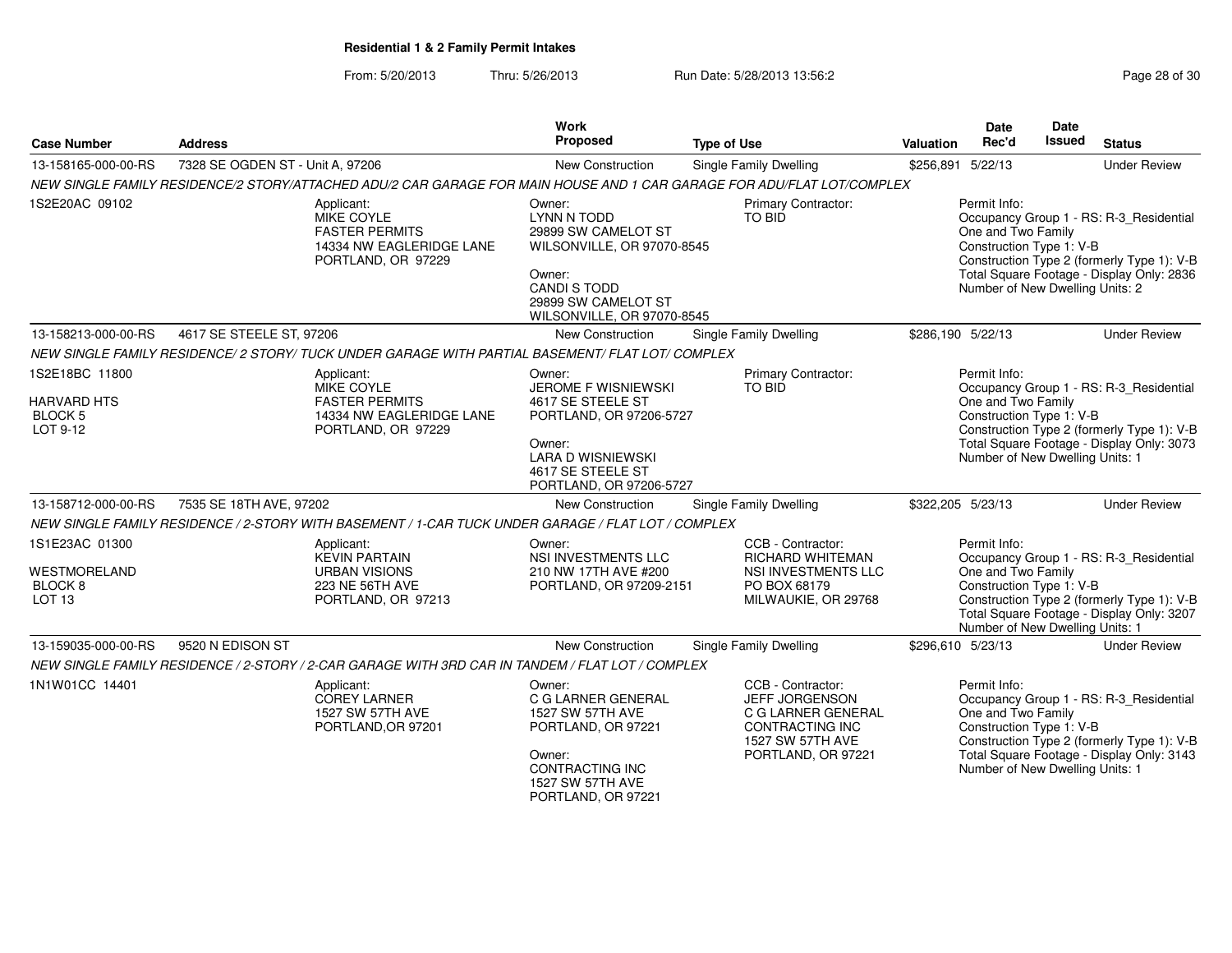**Residential 1 & 2 Family Permit Intakes**

From: 5/20/2013 Thru: 5/26/2013 Run Date: 5/28/2013 13:56:2

| Case Number | Address | Work Proposed | Type of Use | Valuation | Date Rec'd | Date Issued | Status |
|---|---|---|---|---|---|---|---|
| 13-158165-000-00-RS | 7328 SE OGDEN ST - Unit A, 97206 | New Construction | Single Family Dwelling | $256,891 | 5/22/13 | | Under Review |
| *NEW SINGLE FAMILY RESIDENCE/2 STORY/ATTACHED ADU/2 CAR GARAGE FOR MAIN HOUSE AND 1 CAR GARAGE FOR ADU/FLAT LOT/COMPLEX* | | | | | | | |
| 1S2E20AC 09102 | Applicant: MIKE COYLE FASTER PERMITS 14334 NW EAGLERIDGE LANE PORTLAND, OR 97229 | Owner: LYNN N TODD 29899 SW CAMELOT ST WILSONVILLE, OR 97070-8545 Owner: CANDI S TODD 29899 SW CAMELOT ST WILSONVILLE, OR 97070-8545 | Primary Contractor: TO BID | | Permit Info: Occupancy Group 1 - RS: R-3_Residential One and Two Family Construction Type 1: V-B Construction Type 2 (formerly Type 1): V-B Total Square Footage - Display Only: 2836 Number of New Dwelling Units: 2 | | |
| 13-158213-000-00-RS | 4617 SE STEELE ST, 97206 | New Construction | Single Family Dwelling | $286,190 | 5/22/13 | | Under Review |
| *NEW SINGLE FAMILY RESIDENCE/ 2 STORY/ TUCK UNDER GARAGE WITH PARTIAL BASEMENT/ FLAT LOT/ COMPLEX* | | | | | | | |
| 1S2E18BC 11800 HARVARD HTS BLOCK 5 LOT 9-12 | Applicant: MIKE COYLE FASTER PERMITS 14334 NW EAGLERIDGE LANE PORTLAND, OR 97229 | Owner: JEROME F WISNIEWSKI 4617 SE STEELE ST PORTLAND, OR 97206-5727 Owner: LARA D WISNIEWSKI 4617 SE STEELE ST PORTLAND, OR 97206-5727 | Primary Contractor: TO BID | | Permit Info: Occupancy Group 1 - RS: R-3_Residential One and Two Family Construction Type 1: V-B Construction Type 2 (formerly Type 1): V-B Total Square Footage - Display Only: 3073 Number of New Dwelling Units: 1 | | |
| 13-158712-000-00-RS | 7535 SE 18TH AVE, 97202 | New Construction | Single Family Dwelling | $322,205 | 5/23/13 | | Under Review |
| *NEW SINGLE FAMILY RESIDENCE / 2-STORY WITH BASEMENT / 1-CAR TUCK UNDER GARAGE / FLAT LOT / COMPLEX* | | | | | | | |
| 1S1E23AC 01300 WESTMORELAND BLOCK 8 LOT 13 | Applicant: KEVIN PARTAIN URBAN VISIONS 223 NE 56TH AVE PORTLAND, OR 97213 | Owner: NSI INVESTMENTS LLC 210 NW 17TH AVE #200 PORTLAND, OR 97209-2151 | CCB - Contractor: RICHARD WHITEMAN NSI INVESTMENTS LLC PO BOX 68179 MILWAUKIE, OR 29768 | | Permit Info: Occupancy Group 1 - RS: R-3_Residential One and Two Family Construction Type 1: V-B Construction Type 2 (formerly Type 1): V-B Total Square Footage - Display Only: 3207 Number of New Dwelling Units: 1 | | |
| 13-159035-000-00-RS | 9520 N EDISON ST | New Construction | Single Family Dwelling | $296,610 | 5/23/13 | | Under Review |
| *NEW SINGLE FAMILY RESIDENCE / 2-STORY / 2-CAR GARAGE WITH 3RD CAR IN TANDEM / FLAT LOT / COMPLEX* | | | | | | | |
| 1N1W01CC 14401 | Applicant: COREY LARNER 1527 SW 57TH AVE PORTLAND,OR 97201 | Owner: C G LARNER GENERAL 1527 SW 57TH AVE PORTLAND, OR 97221 Owner: CONTRACTING INC 1527 SW 57TH AVE PORTLAND, OR 97221 | CCB - Contractor: JEFF JORGENSON C G LARNER GENERAL CONTRACTING INC 1527 SW 57TH AVE PORTLAND, OR 97221 | | Permit Info: Occupancy Group 1 - RS: R-3_Residential One and Two Family Construction Type 1: V-B Construction Type 2 (formerly Type 1): V-B Total Square Footage - Display Only: 3143 Number of New Dwelling Units: 1 | | |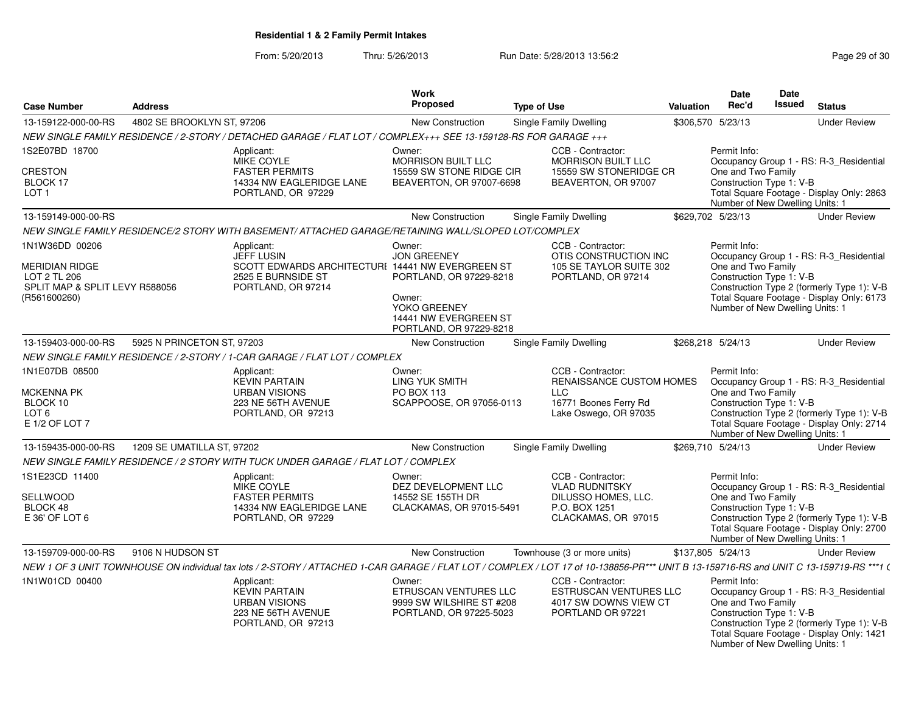# Residential 1 & 2 Family Permit Intakes

From: 5/20/2013 Thru: 5/26/2013 Run Date: 5/28/2013 13:56:2

| Case Number | Address | Work Proposed | Type of Use | Valuation | Date Rec'd | Date Issued | Status |
|---|---|---|---|---|---|---|---|
| 13-159122-000-00-RS | 4802 SE BROOKLYN ST, 97206 | New Construction | Single Family Dwelling | $306,570 | 5/23/13 | | Under Review |

NEW SINGLE FAMILY RESIDENCE / 2-STORY / DETACHED GARAGE / FLAT LOT / COMPLEX+++ SEE 13-159128-RS FOR GARAGE +++

1S2E07BD 18700
CRESTON
BLOCK 17
LOT 1

Applicant: MIKE COYLE, FASTER PERMITS, 14334 NW EAGLERIDGE LANE, PORTLAND, OR 97229

Owner: MORRISON BUILT LLC, 15559 SW STONE RIDGE CIR, BEAVERTON, OR 97007-6698

CCB - Contractor: MORRISON BUILT LLC, 15559 SW STONERIDGE CR, BEAVERTON, OR 97007

Permit Info:
Occupancy Group 1 - RS: R-3_Residential One and Two Family
Construction Type 1: V-B
Total Square Footage - Display Only: 2863
Number of New Dwelling Units: 1

---

| Case Number | Address | Work Proposed | Type of Use | Valuation | Date Rec'd | Date Issued | Status |
|---|---|---|---|---|---|---|---|
| 13-159149-000-00-RS | | New Construction | Single Family Dwelling | $629,702 | 5/23/13 | | Under Review |

NEW SINGLE FAMILY RESIDENCE/2 STORY WITH BASEMENT/ ATTACHED GARAGE/RETAINING WALL/SLOPED LOT/COMPLEX

1N1W36DD 00206
MERIDIAN RIDGE
LOT 2 TL 206
SPLIT MAP & SPLIT LEVY R588056
(R561600260)

Applicant: JEFF LUSIN, SCOTT EDWARDS ARCHITECTURE, 2525 E BURNSIDE ST, PORTLAND, OR 97214

Owner: JON GREENEY, 14441 NW EVERGREEN ST, PORTLAND, OR 97229-8218

Owner: YOKO GREENEY, 14441 NW EVERGREEN ST, PORTLAND, OR 97229-8218

CCB - Contractor: OTIS CONSTRUCTION INC, 105 SE TAYLOR SUITE 302, PORTLAND, OR 97214

Permit Info:
Occupancy Group 1 - RS: R-3_Residential One and Two Family
Construction Type 1: V-B
Construction Type 2 (formerly Type 1): V-B
Total Square Footage - Display Only: 6173
Number of New Dwelling Units: 1

---

| Case Number | Address | Work Proposed | Type of Use | Valuation | Date Rec'd | Date Issued | Status |
|---|---|---|---|---|---|---|---|
| 13-159403-000-00-RS | 5925 N PRINCETON ST, 97203 | New Construction | Single Family Dwelling | $268,218 | 5/24/13 | | Under Review |

NEW SINGLE FAMILY RESIDENCE / 2-STORY / 1-CAR GARAGE / FLAT LOT / COMPLEX

1N1E07DB 08500
MCKENNA PK
BLOCK 10
LOT 6
E 1/2 OF LOT 7

Applicant: KEVIN PARTAIN, URBAN VISIONS, 223 NE 56TH AVENUE, PORTLAND, OR 97213

Owner: LING YUK SMITH, PO BOX 113, SCAPPOOSE, OR 97056-0113

CCB - Contractor: RENAISSANCE CUSTOM HOMES LLC, 16771 Boones Ferry Rd, Lake Oswego, OR 97035

Permit Info:
Occupancy Group 1 - RS: R-3_Residential One and Two Family
Construction Type 1: V-B
Construction Type 2 (formerly Type 1): V-B
Total Square Footage - Display Only: 2714
Number of New Dwelling Units: 1

---

| Case Number | Address | Work Proposed | Type of Use | Valuation | Date Rec'd | Date Issued | Status |
|---|---|---|---|---|---|---|---|
| 13-159435-000-00-RS | 1209 SE UMATILLA ST, 97202 | New Construction | Single Family Dwelling | $269,710 | 5/24/13 | | Under Review |

NEW SINGLE FAMILY RESIDENCE / 2 STORY WITH TUCK UNDER GARAGE / FLAT LOT / COMPLEX

1S1E23CD 11400
SELLWOOD
BLOCK 48
E 36' OF LOT 6

Applicant: MIKE COYLE, FASTER PERMITS, 14334 NW EAGLERIDGE LANE, PORTLAND, OR 97229

Owner: DEZ DEVELOPMENT LLC, 14552 SE 155TH DR, CLACKAMAS, OR 97015-5491

CCB - Contractor: VLAD RUDNITSKY, DILUSSO HOMES, LLC., P.O. BOX 1251, CLACKAMAS, OR 97015

Permit Info:
Occupancy Group 1 - RS: R-3_Residential One and Two Family
Construction Type 1: V-B
Construction Type 2 (formerly Type 1): V-B
Total Square Footage - Display Only: 2700
Number of New Dwelling Units: 1

---

| Case Number | Address | Work Proposed | Type of Use | Valuation | Date Rec'd | Date Issued | Status |
|---|---|---|---|---|---|---|---|
| 13-159709-000-00-RS | 9106 N HUDSON ST | New Construction | Townhouse (3 or more units) | $137,805 | 5/24/13 | | Under Review |

NEW 1 OF 3 UNIT TOWNHOUSE ON individual tax lots / 2-STORY / ATTACHED 1-CAR GARAGE / FLAT LOT / COMPLEX / LOT 17 of 10-138856-PR*** UNIT B 13-159716-RS and UNIT C 13-159719-RS ***1 (

1N1W01CD 00400

Applicant: KEVIN PARTAIN, URBAN VISIONS, 223 NE 56TH AVENUE, PORTLAND, OR 97213

Owner: ETRUSCAN VENTURES LLC, 9999 SW WILSHIRE ST #208, PORTLAND, OR 97225-5023

CCB - Contractor: ESTRUSCAN VENTURES LLC, 4017 SW DOWNS VIEW CT, PORTLAND OR 97221

Permit Info:
Occupancy Group 1 - RS: R-3_Residential One and Two Family
Construction Type 1: V-B
Construction Type 2 (formerly Type 1): V-B
Total Square Footage - Display Only: 1421
Number of New Dwelling Units: 1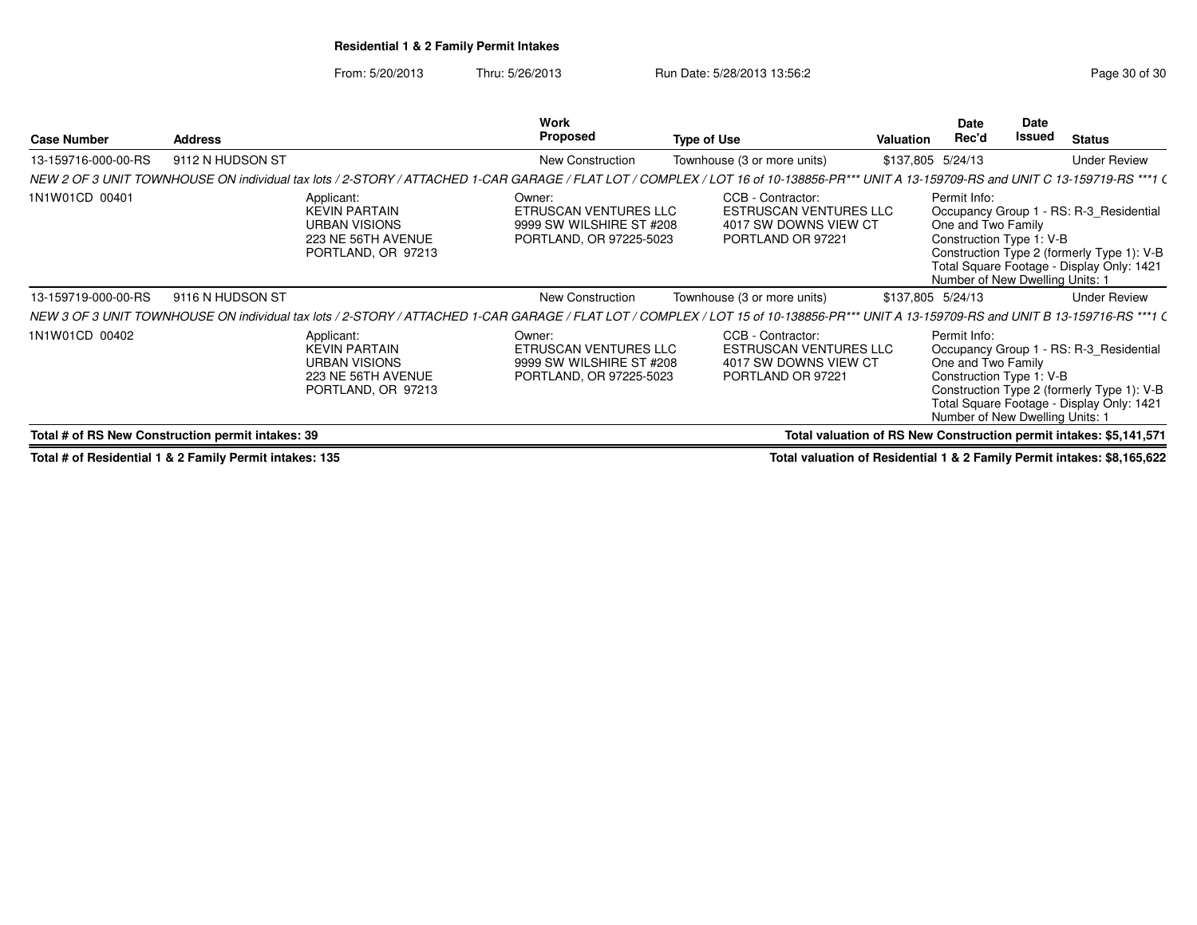**Residential 1 & 2 Family Permit Intakes**

From: 5/20/2013 Thru: 5/26/2013 Run Date: 5/28/2013 13:56:2

| Case Number | Address | Work Proposed | Type of Use | Valuation | Date Rec'd | Date Issued | Status |
|---|---|---|---|---|---|---|---|
| 13-159716-000-00-RS | 9112 N HUDSON ST | New Construction | Townhouse (3 or more units) | $137,805 | 5/24/13 | | Under Review |

*NEW 2 OF 3 UNIT TOWNHOUSE ON individual tax lots / 2-STORY / ATTACHED 1-CAR GARAGE / FLAT LOT / COMPLEX / LOT 16 of 10-138856-PR*** UNIT A 13-159709-RS and UNIT C 13-159719-RS ***1 (*

1N1W01CD 00401

Applicant:
KEVIN PARTAIN
URBAN VISIONS
223 NE 56TH AVENUE
PORTLAND, OR 97213

Owner:
ETRUSCAN VENTURES LLC
9999 SW WILSHIRE ST #208
PORTLAND, OR 97225-5023

CCB - Contractor:
ESTRUSCAN VENTURES LLC
4017 SW DOWNS VIEW CT
PORTLAND OR 97221

Permit Info:
Occupancy Group 1 - RS: R-3_Residential One and Two Family
Construction Type 1: V-B
Construction Type 2 (formerly Type 1): V-B
Total Square Footage - Display Only: 1421
Number of New Dwelling Units: 1

| Case Number | Address | Work Proposed | Type of Use | Valuation | Date Rec'd | Date Issued | Status |
|---|---|---|---|---|---|---|---|
| 13-159719-000-00-RS | 9116 N HUDSON ST | New Construction | Townhouse (3 or more units) | $137,805 | 5/24/13 | | Under Review |

*NEW 3 OF 3 UNIT TOWNHOUSE ON individual tax lots / 2-STORY / ATTACHED 1-CAR GARAGE / FLAT LOT / COMPLEX / LOT 15 of 10-138856-PR*** UNIT A 13-159709-RS and UNIT B 13-159716-RS ***1 (*

1N1W01CD 00402

Applicant:
KEVIN PARTAIN
URBAN VISIONS
223 NE 56TH AVENUE
PORTLAND, OR 97213

Owner:
ETRUSCAN VENTURES LLC
9999 SW WILSHIRE ST #208
PORTLAND, OR 97225-5023

CCB - Contractor:
ESTRUSCAN VENTURES LLC
4017 SW DOWNS VIEW CT
PORTLAND OR 97221

Permit Info:
Occupancy Group 1 - RS: R-3_Residential One and Two Family
Construction Type 1: V-B
Construction Type 2 (formerly Type 1): V-B
Total Square Footage - Display Only: 1421
Number of New Dwelling Units: 1

**Total # of RS New Construction permit intakes: 39** — **Total valuation of RS New Construction permit intakes: $5,141,571**

**Total # of Residential 1 & 2 Family Permit intakes: 135** — **Total valuation of Residential 1 & 2 Family Permit intakes: $8,165,622**